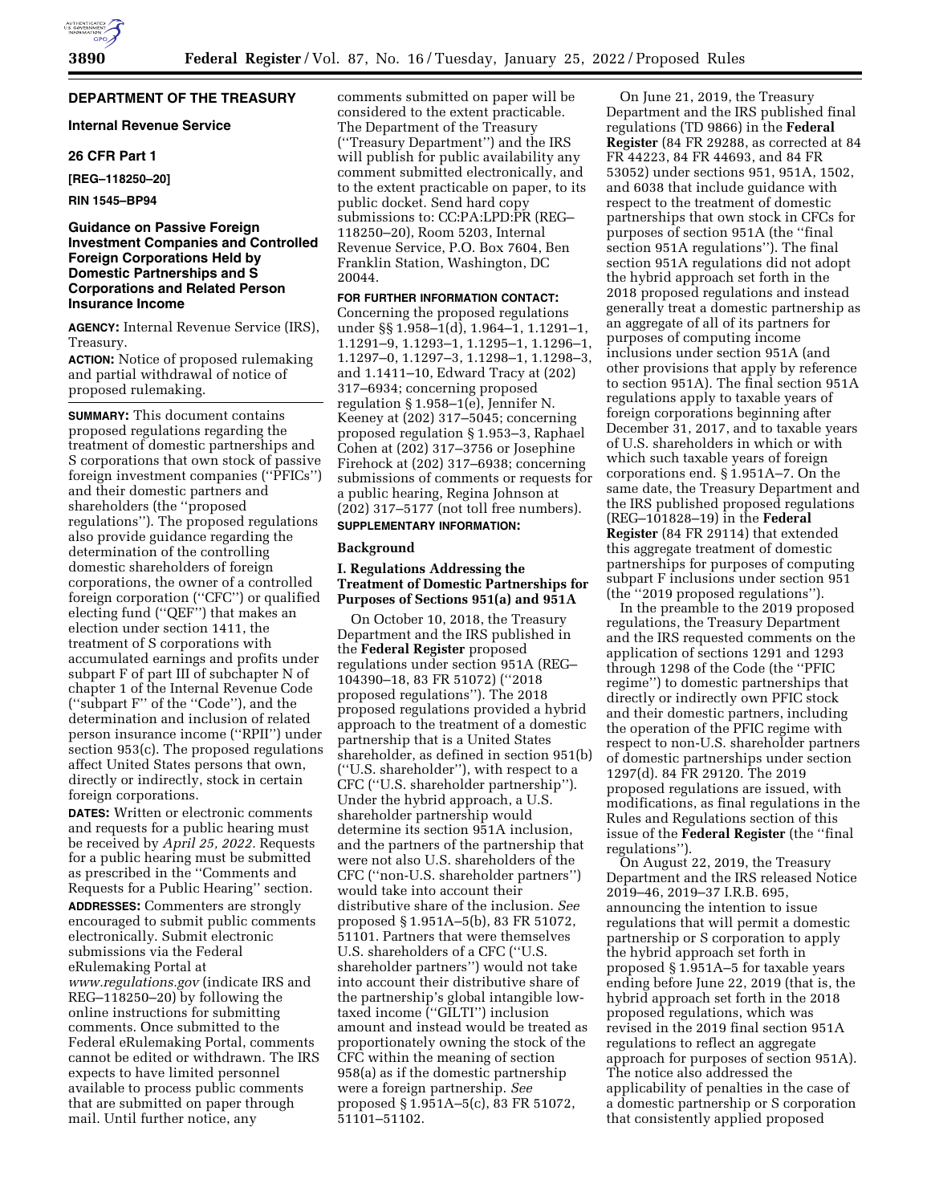**DEPARTMENT OF THE TREASURY**

**Internal Revenue Service**

**26 CFR Part 1**

**[REG–118250–20]**

**RIN 1545–BP94**

# Guidance on Passive Foreign Investment Companies and Controlled Foreign Corporations Held by Domestic Partnerships and S Corporations and Related Person Insurance Income

**AGENCY:** Internal Revenue Service (IRS), Treasury.

**ACTION:** Notice of proposed rulemaking and partial withdrawal of notice of proposed rulemaking.

**SUMMARY:** This document contains proposed regulations regarding the treatment of domestic partnerships and S corporations that own stock of passive foreign investment companies (''PFICs'') and their domestic partners and shareholders (the ''proposed regulations''). The proposed regulations also provide guidance regarding the determination of the controlling domestic shareholders of foreign corporations, the owner of a controlled foreign corporation (''CFC'') or qualified electing fund (''QEF'') that makes an election under section 1411, the treatment of S corporations with accumulated earnings and profits under subpart F of part III of subchapter N of chapter 1 of the Internal Revenue Code (''subpart F'' of the ''Code''), and the determination and inclusion of related person insurance income (''RPII'') under section 953(c). The proposed regulations affect United States persons that own, directly or indirectly, stock in certain foreign corporations.

**DATES:** Written or electronic comments and requests for a public hearing must be received by *April 25, 2022.* Requests for a public hearing must be submitted as prescribed in the ''Comments and Requests for a Public Hearing'' section.

**ADDRESSES:** Commenters are strongly encouraged to submit public comments electronically. Submit electronic submissions via the Federal eRulemaking Portal at *www.regulations.gov* (indicate IRS and REG–118250–20) by following the online instructions for submitting comments. Once submitted to the Federal eRulemaking Portal, comments cannot be edited or withdrawn. The IRS expects to have limited personnel available to process public comments that are submitted on paper through mail. Until further notice, any comments submitted on paper will be considered to the extent practicable. The Department of the Treasury (''Treasury Department'') and the IRS will publish for public availability any comment submitted electronically, and to the extent practicable on paper, to its public docket. Send hard copy submissions to: CC:PA:LPD:PR (REG–118250–20), Room 5203, Internal Revenue Service, P.O. Box 7604, Ben Franklin Station, Washington, DC 20044.

**FOR FURTHER INFORMATION CONTACT:** Concerning the proposed regulations under §§ 1.958–1(d), 1.964–1, 1.1291–1, 1.1291–9, 1.1293–1, 1.1295–1, 1.1296–1, 1.1297–0, 1.1297–3, 1.1298–1, 1.1298–3, and 1.1411–10, Edward Tracy at (202) 317–6934; concerning proposed regulation § 1.958–1(e), Jennifer N. Keeney at (202) 317–5045; concerning proposed regulation § 1.953–3, Raphael Cohen at (202) 317–3756 or Josephine Firehock at (202) 317–6938; concerning submissions of comments or requests for a public hearing, Regina Johnson at (202) 317–5177 (not toll free numbers).

**SUPPLEMENTARY INFORMATION:**

## Background

### I. Regulations Addressing the Treatment of Domestic Partnerships for Purposes of Sections 951(a) and 951A

On October 10, 2018, the Treasury Department and the IRS published in the **Federal Register** proposed regulations under section 951A (REG–104390–18, 83 FR 51072) (''2018 proposed regulations''). The 2018 proposed regulations provided a hybrid approach to the treatment of a domestic partnership that is a United States shareholder, as defined in section 951(b) (''U.S. shareholder''), with respect to a CFC (''U.S. shareholder partnership''). Under the hybrid approach, a U.S. shareholder partnership would determine its section 951A inclusion, and the partners of the partnership that were not also U.S. shareholders of the CFC (''non-U.S. shareholder partners'') would take into account their distributive share of the inclusion. *See* proposed § 1.951A–5(b), 83 FR 51072, 51101. Partners that were themselves U.S. shareholders of a CFC (''U.S. shareholder partners'') would not take into account their distributive share of the partnership's global intangible low-taxed income (''GILTI'') inclusion amount and instead would be treated as proportionately owning the stock of the CFC within the meaning of section 958(a) as if the domestic partnership were a foreign partnership. *See* proposed § 1.951A–5(c), 83 FR 51072, 51101–51102.

On June 21, 2019, the Treasury Department and the IRS published final regulations (TD 9866) in the **Federal Register** (84 FR 29288, as corrected at 84 FR 44223, 84 FR 44693, and 84 FR 53052) under sections 951, 951A, 1502, and 6038 that include guidance with respect to the treatment of domestic partnerships that own stock in CFCs for purposes of section 951A (the ''final section 951A regulations''). The final section 951A regulations did not adopt the hybrid approach set forth in the 2018 proposed regulations and instead generally treat a domestic partnership as an aggregate of all of its partners for purposes of computing income inclusions under section 951A (and other provisions that apply by reference to section 951A). The final section 951A regulations apply to taxable years of foreign corporations beginning after December 31, 2017, and to taxable years of U.S. shareholders in which or with which such taxable years of foreign corporations end. § 1.951A–7. On the same date, the Treasury Department and the IRS published proposed regulations (REG–101828–19) in the **Federal Register** (84 FR 29114) that extended this aggregate treatment of domestic partnerships for purposes of computing subpart F inclusions under section 951 (the ''2019 proposed regulations'').

In the preamble to the 2019 proposed regulations, the Treasury Department and the IRS requested comments on the application of sections 1291 and 1293 through 1298 of the Code (the ''PFIC regime'') to domestic partnerships that directly or indirectly own PFIC stock and their domestic partners, including the operation of the PFIC regime with respect to non-U.S. shareholder partners of domestic partnerships under section 1297(d). 84 FR 29120. The 2019 proposed regulations are issued, with modifications, as final regulations in the Rules and Regulations section of this issue of the **Federal Register** (the ''final regulations'').

On August 22, 2019, the Treasury Department and the IRS released Notice 2019–46, 2019–37 I.R.B. 695, announcing the intention to issue regulations that will permit a domestic partnership or S corporation to apply the hybrid approach set forth in proposed § 1.951A–5 for taxable years ending before June 22, 2019 (that is, the hybrid approach set forth in the 2018 proposed regulations, which was revised in the 2019 final section 951A regulations to reflect an aggregate approach for purposes of section 951A). The notice also addressed the applicability of penalties in the case of a domestic partnership or S corporation that consistently applied proposed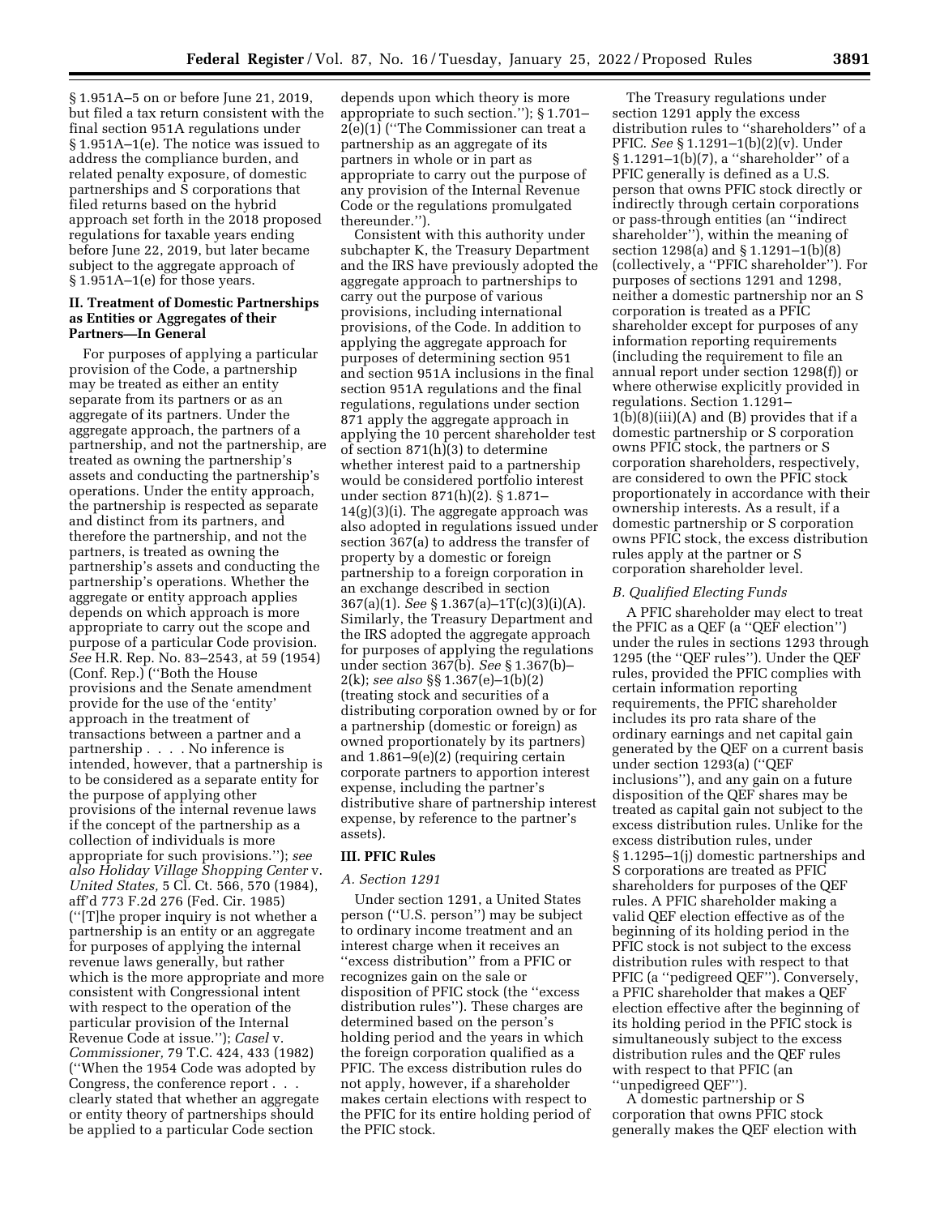§ 1.951A–5 on or before June 21, 2019, but filed a tax return consistent with the final section 951A regulations under § 1.951A–1(e). The notice was issued to address the compliance burden, and related penalty exposure, of domestic partnerships and S corporations that filed returns based on the hybrid approach set forth in the 2018 proposed regulations for taxable years ending before June 22, 2019, but later became subject to the aggregate approach of § 1.951A–1(e) for those years.

## II. Treatment of Domestic Partnerships as Entities or Aggregates of their Partners—In General

For purposes of applying a particular provision of the Code, a partnership may be treated as either an entity separate from its partners or as an aggregate of its partners. Under the aggregate approach, the partners of a partnership, and not the partnership, are treated as owning the partnership's assets and conducting the partnership's operations. Under the entity approach, the partnership is respected as separate and distinct from its partners, and therefore the partnership, and not the partners, is treated as owning the partnership's assets and conducting the partnership's operations. Whether the aggregate or entity approach applies depends on which approach is more appropriate to carry out the scope and purpose of a particular Code provision. *See* H.R. Rep. No. 83–2543, at 59 (1954) (Conf. Rep.) (''Both the House provisions and the Senate amendment provide for the use of the 'entity' approach in the treatment of transactions between a partner and a partnership . . . . No inference is intended, however, that a partnership is to be considered as a separate entity for the purpose of applying other provisions of the internal revenue laws if the concept of the partnership as a collection of individuals is more appropriate for such provisions.''); *see also Holiday Village Shopping Center* v. *United States,* 5 Cl. Ct. 566, 570 (1984), aff'd 773 F.2d 276 (Fed. Cir. 1985) (''[T]he proper inquiry is not whether a partnership is an entity or an aggregate for purposes of applying the internal revenue laws generally, but rather which is the more appropriate and more consistent with Congressional intent with respect to the operation of the particular provision of the Internal Revenue Code at issue.''); *Casel* v. *Commissioner,* 79 T.C. 424, 433 (1982) (''When the 1954 Code was adopted by Congress, the conference report . . . clearly stated that whether an aggregate or entity theory of partnerships should be applied to a particular Code section depends upon which theory is more appropriate to such section.''); § 1.701–2(e)(1) (''The Commissioner can treat a partnership as an aggregate of its partners in whole or in part as appropriate to carry out the purpose of any provision of the Internal Revenue Code or the regulations promulgated thereunder.'').

Consistent with this authority under subchapter K, the Treasury Department and the IRS have previously adopted the aggregate approach to partnerships to carry out the purpose of various provisions, including international provisions, of the Code. In addition to applying the aggregate approach for purposes of determining section 951 and section 951A inclusions in the final section 951A regulations and the final regulations, regulations under section 871 apply the aggregate approach in applying the 10 percent shareholder test of section 871(h)(3) to determine whether interest paid to a partnership would be considered portfolio interest under section 871(h)(2). § 1.871–14(g)(3)(i). The aggregate approach was also adopted in regulations issued under section 367(a) to address the transfer of property by a domestic or foreign partnership to a foreign corporation in an exchange described in section 367(a)(1). *See* § 1.367(a)–1T(c)(3)(i)(A). Similarly, the Treasury Department and the IRS adopted the aggregate approach for purposes of applying the regulations under section 367(b). *See* § 1.367(b)–2(k); *see also* §§ 1.367(e)–1(b)(2) (treating stock and securities of a distributing corporation owned by or for a partnership (domestic or foreign) as owned proportionately by its partners) and 1.861–9(e)(2) (requiring certain corporate partners to apportion interest expense, including the partner's distributive share of partnership interest expense, by reference to the partner's assets).

## III. PFIC Rules

### *A. Section 1291*

Under section 1291, a United States person (''U.S. person'') may be subject to ordinary income treatment and an interest charge when it receives an ''excess distribution'' from a PFIC or recognizes gain on the sale or disposition of PFIC stock (the ''excess distribution rules''). These charges are determined based on the person's holding period and the years in which the foreign corporation qualified as a PFIC. The excess distribution rules do not apply, however, if a shareholder makes certain elections with respect to the PFIC for its entire holding period of the PFIC stock.

The Treasury regulations under section 1291 apply the excess distribution rules to ''shareholders'' of a PFIC. *See* § 1.1291–1(b)(2)(v). Under § 1.1291–1(b)(7), a ''shareholder'' of a PFIC generally is defined as a U.S. person that owns PFIC stock directly or indirectly through certain corporations or pass-through entities (an ''indirect shareholder''), within the meaning of section 1298(a) and § 1.1291–1(b)(8) (collectively, a ''PFIC shareholder''). For purposes of sections 1291 and 1298, neither a domestic partnership nor an S corporation is treated as a PFIC shareholder except for purposes of any information reporting requirements (including the requirement to file an annual report under section 1298(f)) or where otherwise explicitly provided in regulations. Section 1.1291–1(b)(8)(iii)(A) and (B) provides that if a domestic partnership or S corporation owns PFIC stock, the partners or S corporation shareholders, respectively, are considered to own the PFIC stock proportionately in accordance with their ownership interests. As a result, if a domestic partnership or S corporation owns PFIC stock, the excess distribution rules apply at the partner or S corporation shareholder level.

### *B. Qualified Electing Funds*

A PFIC shareholder may elect to treat the PFIC as a QEF (a ''QEF election'') under the rules in sections 1293 through 1295 (the ''QEF rules''). Under the QEF rules, provided the PFIC complies with certain information reporting requirements, the PFIC shareholder includes its pro rata share of the ordinary earnings and net capital gain generated by the QEF on a current basis under section 1293(a) (''QEF inclusions''), and any gain on a future disposition of the QEF shares may be treated as capital gain not subject to the excess distribution rules. Unlike for the excess distribution rules, under § 1.1295–1(j) domestic partnerships and S corporations are treated as PFIC shareholders for purposes of the QEF rules. A PFIC shareholder making a valid QEF election effective as of the beginning of its holding period in the PFIC stock is not subject to the excess distribution rules with respect to that PFIC (a ''pedigreed QEF''). Conversely, a PFIC shareholder that makes a QEF election effective after the beginning of its holding period in the PFIC stock is simultaneously subject to the excess distribution rules and the QEF rules with respect to that PFIC (an ''unpedigreed QEF'').

A domestic partnership or S corporation that owns PFIC stock generally makes the QEF election with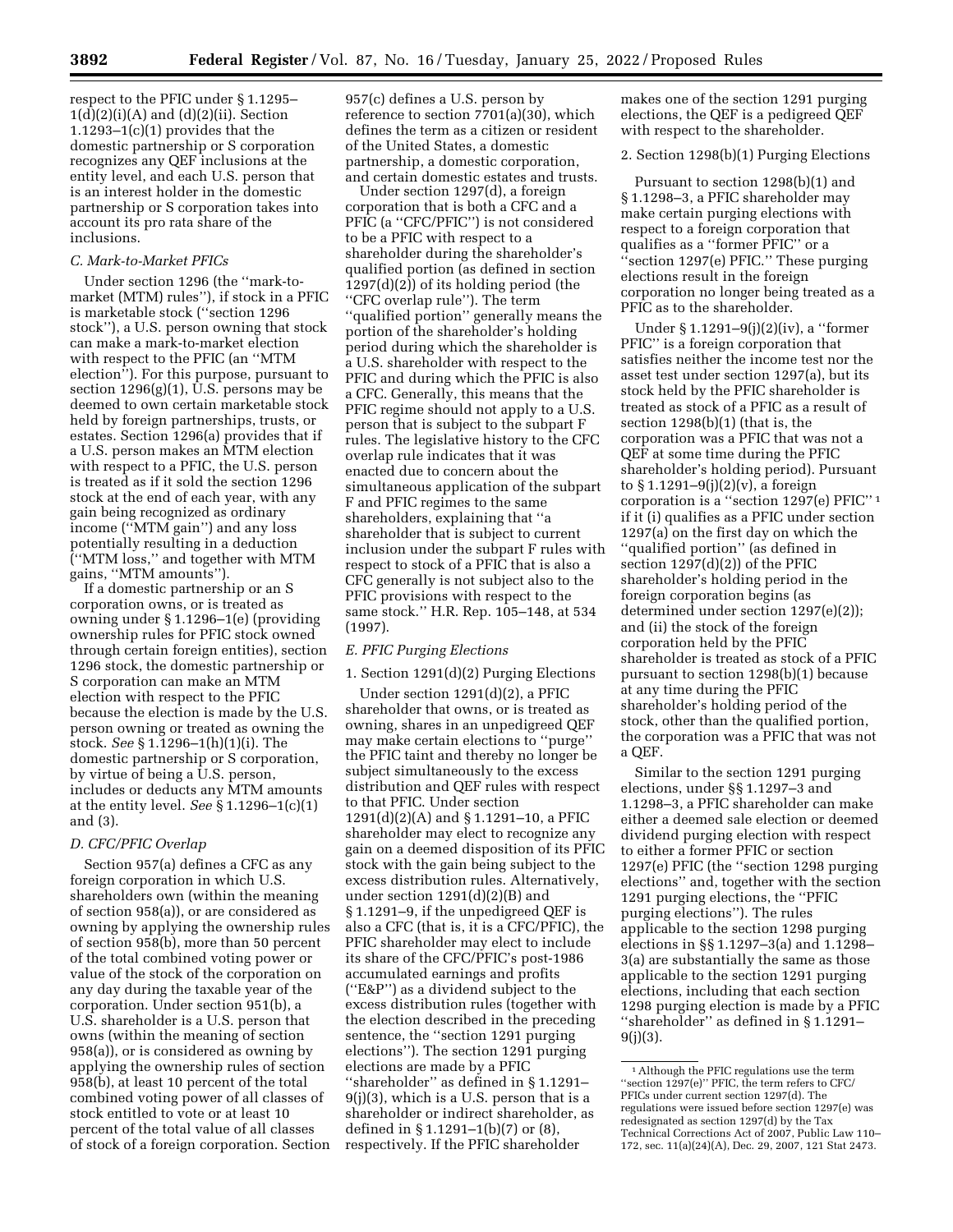respect to the PFIC under § 1.1295–1(d)(2)(i)(A) and (d)(2)(ii). Section 1.1293–1(c)(1) provides that the domestic partnership or S corporation recognizes any QEF inclusions at the entity level, and each U.S. person that is an interest holder in the domestic partnership or S corporation takes into account its pro rata share of the inclusions.

### C. Mark-to-Market PFICs

Under section 1296 (the ''mark-to-market (MTM) rules''), if stock in a PFIC is marketable stock (''section 1296 stock''), a U.S. person owning that stock can make a mark-to-market election with respect to the PFIC (an ''MTM election''). For this purpose, pursuant to section 1296(g)(1), U.S. persons may be deemed to own certain marketable stock held by foreign partnerships, trusts, or estates. Section 1296(a) provides that if a U.S. person makes an MTM election with respect to a PFIC, the U.S. person is treated as if it sold the section 1296 stock at the end of each year, with any gain being recognized as ordinary income (''MTM gain'') and any loss potentially resulting in a deduction (''MTM loss,'' and together with MTM gains, ''MTM amounts'').

If a domestic partnership or an S corporation owns, or is treated as owning under § 1.1296–1(e) (providing ownership rules for PFIC stock owned through certain foreign entities), section 1296 stock, the domestic partnership or S corporation can make an MTM election with respect to the PFIC because the election is made by the U.S. person owning or treated as owning the stock. *See* § 1.1296–1(h)(1)(i). The domestic partnership or S corporation, by virtue of being a U.S. person, includes or deducts any MTM amounts at the entity level. *See* § 1.1296–1(c)(1) and (3).

### D. CFC/PFIC Overlap

Section 957(a) defines a CFC as any foreign corporation in which U.S. shareholders own (within the meaning of section 958(a)), or are considered as owning by applying the ownership rules of section 958(b), more than 50 percent of the total combined voting power or value of the stock of the corporation on any day during the taxable year of the corporation. Under section 951(b), a U.S. shareholder is a U.S. person that owns (within the meaning of section 958(a)), or is considered as owning by applying the ownership rules of section 958(b), at least 10 percent of the total combined voting power of all classes of stock entitled to vote or at least 10 percent of the total value of all classes of stock of a foreign corporation. Section 957(c) defines a U.S. person by reference to section 7701(a)(30), which defines the term as a citizen or resident of the United States, a domestic partnership, a domestic corporation, and certain domestic estates and trusts.

Under section 1297(d), a foreign corporation that is both a CFC and a PFIC (a ''CFC/PFIC'') is not considered to be a PFIC with respect to a shareholder during the shareholder's qualified portion (as defined in section 1297(d)(2)) of its holding period (the ''CFC overlap rule''). The term ''qualified portion'' generally means the portion of the shareholder's holding period during which the shareholder is a U.S. shareholder with respect to the PFIC and during which the PFIC is also a CFC. Generally, this means that the PFIC regime should not apply to a U.S. person that is subject to the subpart F rules. The legislative history to the CFC overlap rule indicates that it was enacted due to concern about the simultaneous application of the subpart F and PFIC regimes to the same shareholders, explaining that ''a shareholder that is subject to current inclusion under the subpart F rules with respect to stock of a PFIC that is also a CFC generally is not subject also to the PFIC provisions with respect to the same stock.'' H.R. Rep. 105–148, at 534 (1997).

### E. PFIC Purging Elections

#### 1. Section 1291(d)(2) Purging Elections

Under section 1291(d)(2), a PFIC shareholder that owns, or is treated as owning, shares in an unpedigreed QEF may make certain elections to ''purge'' the PFIC taint and thereby no longer be subject simultaneously to the excess distribution and QEF rules with respect to that PFIC. Under section 1291(d)(2)(A) and § 1.1291–10, a PFIC shareholder may elect to recognize any gain on a deemed disposition of its PFIC stock with the gain being subject to the excess distribution rules. Alternatively, under section 1291(d)(2)(B) and § 1.1291–9, if the unpedigreed QEF is also a CFC (that is, it is a CFC/PFIC), the PFIC shareholder may elect to include its share of the CFC/PFIC's post-1986 accumulated earnings and profits (''E&P'') as a dividend subject to the excess distribution rules (together with the election described in the preceding sentence, the ''section 1291 purging elections''). The section 1291 purging elections are made by a PFIC ''shareholder'' as defined in § 1.1291–9(j)(3), which is a U.S. person that is a shareholder or indirect shareholder, as defined in § 1.1291–1(b)(7) or (8), respectively. If the PFIC shareholder makes one of the section 1291 purging elections, the QEF is a pedigreed QEF with respect to the shareholder.

#### 2. Section 1298(b)(1) Purging Elections

Pursuant to section 1298(b)(1) and § 1.1298–3, a PFIC shareholder may make certain purging elections with respect to a foreign corporation that qualifies as a ''former PFIC'' or a ''section 1297(e) PFIC.'' These purging elections result in the foreign corporation no longer being treated as a PFIC as to the shareholder.

Under § 1.1291–9(j)(2)(iv), a ''former PFIC'' is a foreign corporation that satisfies neither the income test nor the asset test under section 1297(a), but its stock held by the PFIC shareholder is treated as stock of a PFIC as a result of section 1298(b)(1) (that is, the corporation was a PFIC that was not a QEF at some time during the PFIC shareholder's holding period). Pursuant to § 1.1291–9(j)(2)(v), a foreign corporation is a ''section 1297(e) PFIC'' [1] if it (i) qualifies as a PFIC under section 1297(a) on the first day on which the ''qualified portion'' (as defined in section 1297(d)(2)) of the PFIC shareholder's holding period in the foreign corporation begins (as determined under section 1297(e)(2)); and (ii) the stock of the foreign corporation held by the PFIC shareholder is treated as stock of a PFIC pursuant to section 1298(b)(1) because at any time during the PFIC shareholder's holding period of the stock, other than the qualified portion, the corporation was a PFIC that was not a QEF.

Similar to the section 1291 purging elections, under §§ 1.1297–3 and 1.1298–3, a PFIC shareholder can make either a deemed sale election or deemed dividend purging election with respect to either a former PFIC or section 1297(e) PFIC (the ''section 1298 purging elections'' and, together with the section 1291 purging elections, the ''PFIC purging elections''). The rules applicable to the section 1298 purging elections in §§ 1.1297–3(a) and 1.1298–3(a) are substantially the same as those applicable to the section 1291 purging elections, including that each section 1298 purging election is made by a PFIC ''shareholder'' as defined in § 1.1291–9(j)(3).

[1] Although the PFIC regulations use the term ''section 1297(e)'' PFIC, the term refers to CFC/PFICs under current section 1297(d). The regulations were issued before section 1297(e) was redesignated as section 1297(d) by the Tax Technical Corrections Act of 2007, Public Law 110–172, sec. 11(a)(24)(A), Dec. 29, 2007, 121 Stat 2473.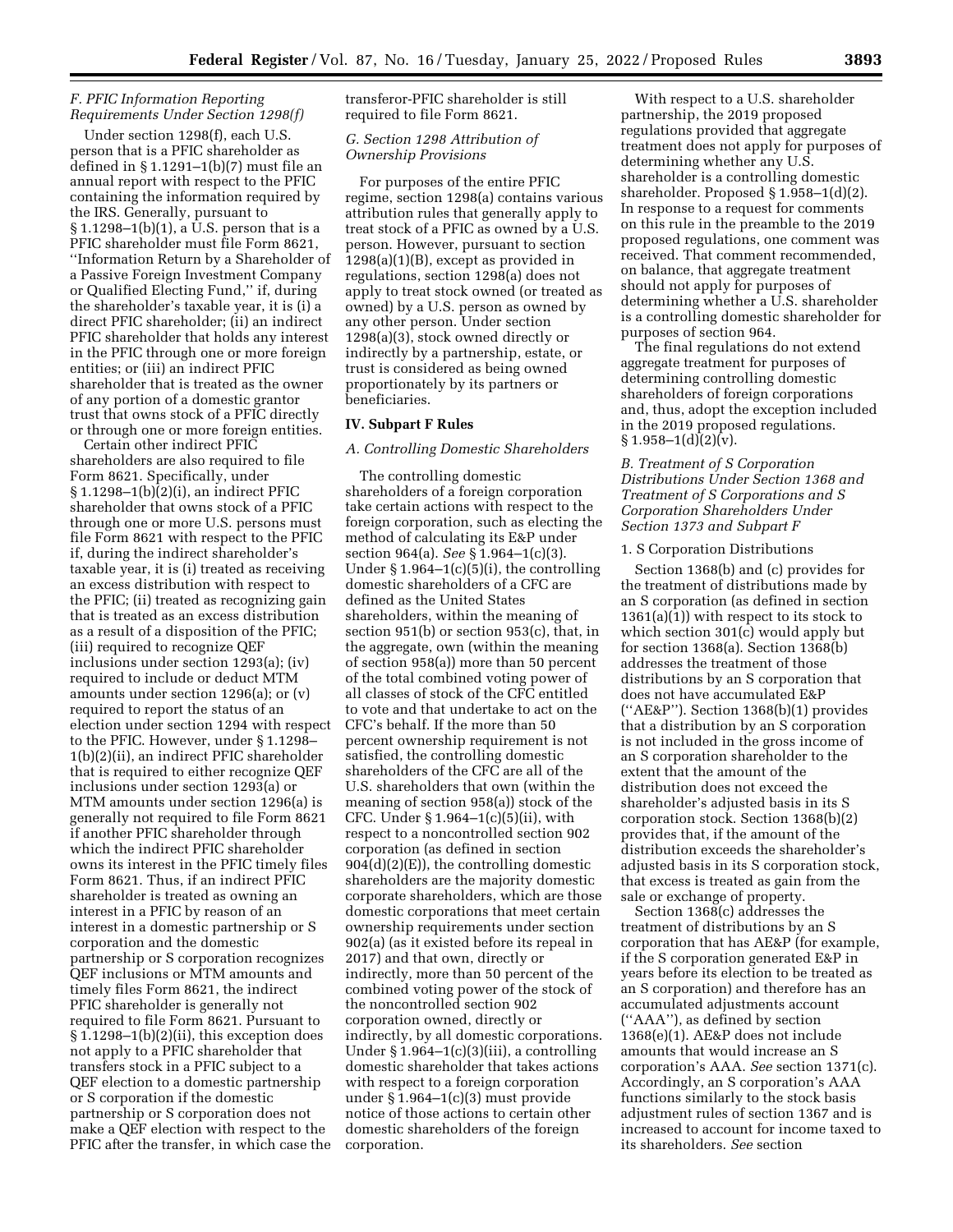### F. PFIC Information Reporting Requirements Under Section 1298(f)

Under section 1298(f), each U.S. person that is a PFIC shareholder as defined in § 1.1291–1(b)(7) must file an annual report with respect to the PFIC containing the information required by the IRS. Generally, pursuant to § 1.1298–1(b)(1), a U.S. person that is a PFIC shareholder must file Form 8621, ''Information Return by a Shareholder of a Passive Foreign Investment Company or Qualified Electing Fund,'' if, during the shareholder's taxable year, it is (i) a direct PFIC shareholder; (ii) an indirect PFIC shareholder that holds any interest in the PFIC through one or more foreign entities; or (iii) an indirect PFIC shareholder that is treated as the owner of any portion of a domestic grantor trust that owns stock of a PFIC directly or through one or more foreign entities.

Certain other indirect PFIC shareholders are also required to file Form 8621. Specifically, under § 1.1298–1(b)(2)(i), an indirect PFIC shareholder that owns stock of a PFIC through one or more U.S. persons must file Form 8621 with respect to the PFIC if, during the indirect shareholder's taxable year, it is (i) treated as receiving an excess distribution with respect to the PFIC; (ii) treated as recognizing gain that is treated as an excess distribution as a result of a disposition of the PFIC; (iii) required to recognize QEF inclusions under section 1293(a); (iv) required to include or deduct MTM amounts under section 1296(a); or (v) required to report the status of an election under section 1294 with respect to the PFIC. However, under § 1.1298–1(b)(2)(ii), an indirect PFIC shareholder that is required to either recognize QEF inclusions under section 1293(a) or MTM amounts under section 1296(a) is generally not required to file Form 8621 if another PFIC shareholder through which the indirect PFIC shareholder owns its interest in the PFIC timely files Form 8621. Thus, if an indirect PFIC shareholder is treated as owning an interest in a PFIC by reason of an interest in a domestic partnership or S corporation and the domestic partnership or S corporation recognizes QEF inclusions or MTM amounts and timely files Form 8621, the indirect PFIC shareholder is generally not required to file Form 8621. Pursuant to § 1.1298–1(b)(2)(ii), this exception does not apply to a PFIC shareholder that transfers stock in a PFIC subject to a QEF election to a domestic partnership or S corporation if the domestic partnership or S corporation does not make a QEF election with respect to the PFIC after the transfer, in which case the transferor-PFIC shareholder is still required to file Form 8621.

### G. Section 1298 Attribution of Ownership Provisions

For purposes of the entire PFIC regime, section 1298(a) contains various attribution rules that generally apply to treat stock of a PFIC as owned by a U.S. person. However, pursuant to section 1298(a)(1)(B), except as provided in regulations, section 1298(a) does not apply to treat stock owned (or treated as owned) by a U.S. person as owned by any other person. Under section 1298(a)(3), stock owned directly or indirectly by a partnership, estate, or trust is considered as being owned proportionately by its partners or beneficiaries.

## IV. Subpart F Rules

### A. Controlling Domestic Shareholders

The controlling domestic shareholders of a foreign corporation take certain actions with respect to the foreign corporation, such as electing the method of calculating its E&P under section 964(a). *See* § 1.964–1(c)(3). Under § 1.964–1(c)(5)(i), the controlling domestic shareholders of a CFC are defined as the United States shareholders, within the meaning of section 951(b) or section 953(c), that, in the aggregate, own (within the meaning of section 958(a)) more than 50 percent of the total combined voting power of all classes of stock of the CFC entitled to vote and that undertake to act on the CFC's behalf. If the more than 50 percent ownership requirement is not satisfied, the controlling domestic shareholders of the CFC are all of the U.S. shareholders that own (within the meaning of section 958(a)) stock of the CFC. Under § 1.964–1(c)(5)(ii), with respect to a noncontrolled section 902 corporation (as defined in section 904(d)(2)(E)), the controlling domestic shareholders are the majority domestic corporate shareholders, which are those domestic corporations that meet certain ownership requirements under section 902(a) (as it existed before its repeal in 2017) and that own, directly or indirectly, more than 50 percent of the combined voting power of the stock of the noncontrolled section 902 corporation owned, directly or indirectly, by all domestic corporations. Under § 1.964–1(c)(3)(iii), a controlling domestic shareholder that takes actions with respect to a foreign corporation under § 1.964–1(c)(3) must provide notice of those actions to certain other domestic shareholders of the foreign corporation.

With respect to a U.S. shareholder partnership, the 2019 proposed regulations provided that aggregate treatment does not apply for purposes of determining whether any U.S. shareholder is a controlling domestic shareholder. Proposed § 1.958–1(d)(2). In response to a request for comments on this rule in the preamble to the 2019 proposed regulations, one comment was received. That comment recommended, on balance, that aggregate treatment should not apply for purposes of determining whether a U.S. shareholder is a controlling domestic shareholder for purposes of section 964.

The final regulations do not extend aggregate treatment for purposes of determining controlling domestic shareholders of foreign corporations and, thus, adopt the exception included in the 2019 proposed regulations. § 1.958–1(d)(2)(v).

### B. Treatment of S Corporation Distributions Under Section 1368 and Treatment of S Corporations and S Corporation Shareholders Under Section 1373 and Subpart F

#### 1. S Corporation Distributions

Section 1368(b) and (c) provides for the treatment of distributions made by an S corporation (as defined in section 1361(a)(1)) with respect to its stock to which section 301(c) would apply but for section 1368(a). Section 1368(b) addresses the treatment of those distributions by an S corporation that does not have accumulated E&P (''AE&P''). Section 1368(b)(1) provides that a distribution by an S corporation is not included in the gross income of an S corporation shareholder to the extent that the amount of the distribution does not exceed the shareholder's adjusted basis in its S corporation stock. Section 1368(b)(2) provides that, if the amount of the distribution exceeds the shareholder's adjusted basis in its S corporation stock, that excess is treated as gain from the sale or exchange of property.

Section 1368(c) addresses the treatment of distributions by an S corporation that has AE&P (for example, if the S corporation generated E&P in years before its election to be treated as an S corporation) and therefore has an accumulated adjustments account (''AAA''), as defined by section 1368(e)(1). AE&P does not include amounts that would increase an S corporation's AAA. *See* section 1371(c). Accordingly, an S corporation's AAA functions similarly to the stock basis adjustment rules of section 1367 and is increased to account for income taxed to its shareholders. *See* section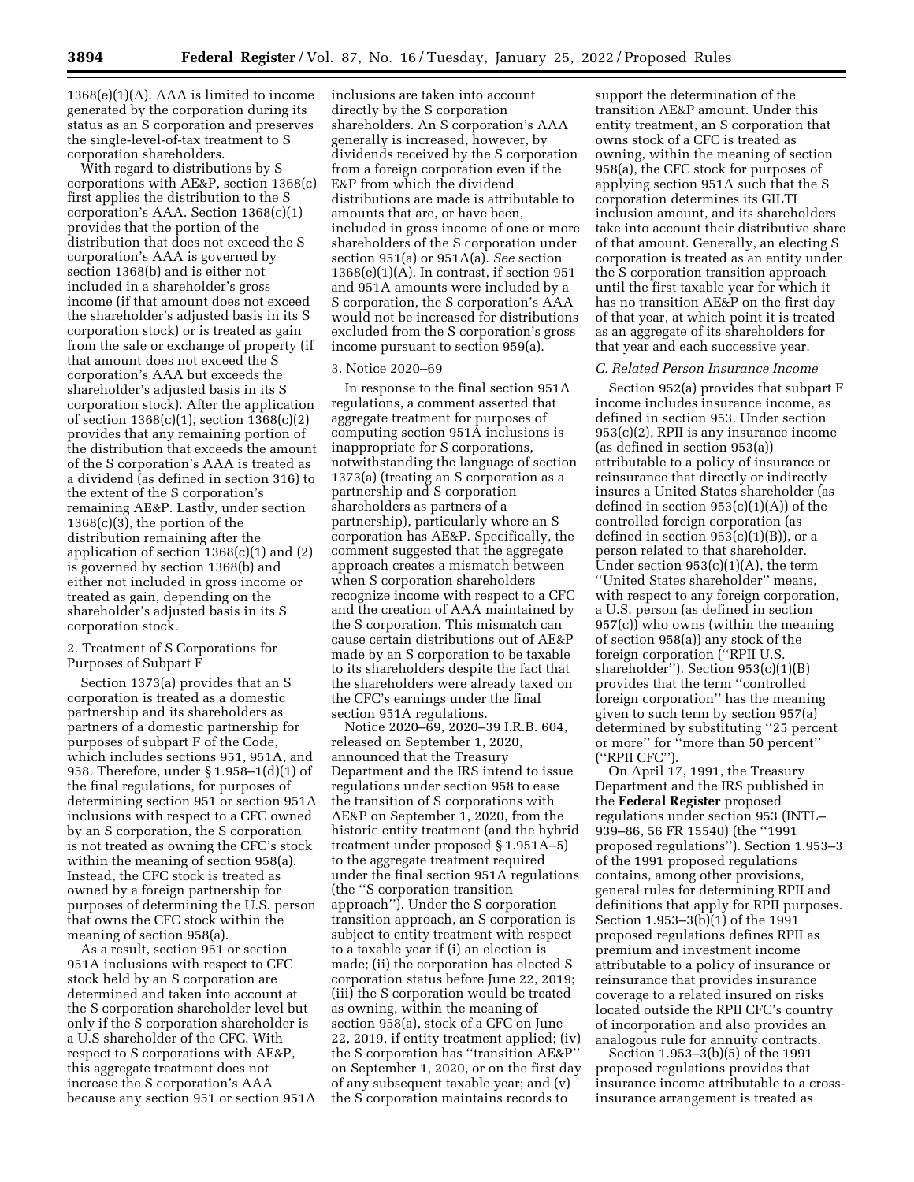1368(e)(1)(A). AAA is limited to income generated by the corporation during its status as an S corporation and preserves the single-level-of-tax treatment to S corporation shareholders.

With regard to distributions by S corporations with AE&P, section 1368(c) first applies the distribution to the S corporation's AAA. Section 1368(c)(1) provides that the portion of the distribution that does not exceed the S corporation's AAA is governed by section 1368(b) and is either not included in a shareholder's gross income (if that amount does not exceed the shareholder's adjusted basis in its S corporation stock) or is treated as gain from the sale or exchange of property (if that amount does not exceed the S corporation's AAA but exceeds the shareholder's adjusted basis in its S corporation stock). After the application of section 1368(c)(1), section 1368(c)(2) provides that any remaining portion of the distribution that exceeds the amount of the S corporation's AAA is treated as a dividend (as defined in section 316) to the extent of the S corporation's remaining AE&P. Lastly, under section 1368(c)(3), the portion of the distribution remaining after the application of section 1368(c)(1) and (2) is governed by section 1368(b) and either not included in gross income or treated as gain, depending on the shareholder's adjusted basis in its S corporation stock.

2. Treatment of S Corporations for Purposes of Subpart F

Section 1373(a) provides that an S corporation is treated as a domestic partnership and its shareholders as partners of a domestic partnership for purposes of subpart F of the Code, which includes sections 951, 951A, and 958. Therefore, under § 1.958–1(d)(1) of the final regulations, for purposes of determining section 951 or section 951A inclusions with respect to a CFC owned by an S corporation, the S corporation is not treated as owning the CFC's stock within the meaning of section 958(a). Instead, the CFC stock is treated as owned by a foreign partnership for purposes of determining the U.S. person that owns the CFC stock within the meaning of section 958(a).

As a result, section 951 or section 951A inclusions with respect to CFC stock held by an S corporation are determined and taken into account at the S corporation shareholder level but only if the S corporation shareholder is a U.S shareholder of the CFC. With respect to S corporations with AE&P, this aggregate treatment does not increase the S corporation's AAA because any section 951 or section 951A inclusions are taken into account directly by the S corporation shareholders. An S corporation's AAA generally is increased, however, by dividends received by the S corporation from a foreign corporation even if the E&P from which the dividend distributions are made is attributable to amounts that are, or have been, included in gross income of one or more shareholders of the S corporation under section 951(a) or 951A(a). *See* section 1368(e)(1)(A). In contrast, if section 951 and 951A amounts were included by a S corporation, the S corporation's AAA would not be increased for distributions excluded from the S corporation's gross income pursuant to section 959(a).

3. Notice 2020–69

In response to the final section 951A regulations, a comment asserted that aggregate treatment for purposes of computing section 951A inclusions is inappropriate for S corporations, notwithstanding the language of section 1373(a) (treating an S corporation as a partnership and S corporation shareholders as partners of a partnership), particularly where an S corporation has AE&P. Specifically, the comment suggested that the aggregate approach creates a mismatch between when S corporation shareholders recognize income with respect to a CFC and the creation of AAA maintained by the S corporation. This mismatch can cause certain distributions out of AE&P made by an S corporation to be taxable to its shareholders despite the fact that the shareholders were already taxed on the CFC's earnings under the final section 951A regulations.

Notice 2020–69, 2020–39 I.R.B. 604, released on September 1, 2020, announced that the Treasury Department and the IRS intend to issue regulations under section 958 to ease the transition of S corporations with AE&P on September 1, 2020, from the historic entity treatment (and the hybrid treatment under proposed § 1.951A–5) to the aggregate treatment required under the final section 951A regulations (the ''S corporation transition approach''). Under the S corporation transition approach, an S corporation is subject to entity treatment with respect to a taxable year if (i) an election is made; (ii) the corporation has elected S corporation status before June 22, 2019; (iii) the S corporation would be treated as owning, within the meaning of section 958(a), stock of a CFC on June 22, 2019, if entity treatment applied; (iv) the S corporation has ''transition AE&P'' on September 1, 2020, or on the first day of any subsequent taxable year; and (v) the S corporation maintains records to support the determination of the transition AE&P amount. Under this entity treatment, an S corporation that owns stock of a CFC is treated as owning, within the meaning of section 958(a), the CFC stock for purposes of applying section 951A such that the S corporation determines its GILTI inclusion amount, and its shareholders take into account their distributive share of that amount. Generally, an electing S corporation is treated as an entity under the S corporation transition approach until the first taxable year for which it has no transition AE&P on the first day of that year, at which point it is treated as an aggregate of its shareholders for that year and each successive year.

*C. Related Person Insurance Income*

Section 952(a) provides that subpart F income includes insurance income, as defined in section 953. Under section 953(c)(2), RPII is any insurance income (as defined in section 953(a)) attributable to a policy of insurance or reinsurance that directly or indirectly insures a United States shareholder (as defined in section 953(c)(1)(A)) of the controlled foreign corporation (as defined in section 953(c)(1)(B)), or a person related to that shareholder. Under section 953(c)(1)(A), the term ''United States shareholder'' means, with respect to any foreign corporation, a U.S. person (as defined in section 957(c)) who owns (within the meaning of section 958(a)) any stock of the foreign corporation (''RPII U.S. shareholder''). Section 953(c)(1)(B) provides that the term ''controlled foreign corporation'' has the meaning given to such term by section 957(a) determined by substituting ''25 percent or more'' for ''more than 50 percent'' (''RPII CFC'').

On April 17, 1991, the Treasury Department and the IRS published in the **Federal Register** proposed regulations under section 953 (INTL–939–86, 56 FR 15540) (the ''1991 proposed regulations''). Section 1.953–3 of the 1991 proposed regulations contains, among other provisions, general rules for determining RPII and definitions that apply for RPII purposes. Section 1.953–3(b)(1) of the 1991 proposed regulations defines RPII as premium and investment income attributable to a policy of insurance or reinsurance that provides insurance coverage to a related insured on risks located outside the RPII CFC's country of incorporation and also provides an analogous rule for annuity contracts.

Section 1.953–3(b)(5) of the 1991 proposed regulations provides that insurance income attributable to a cross-insurance arrangement is treated as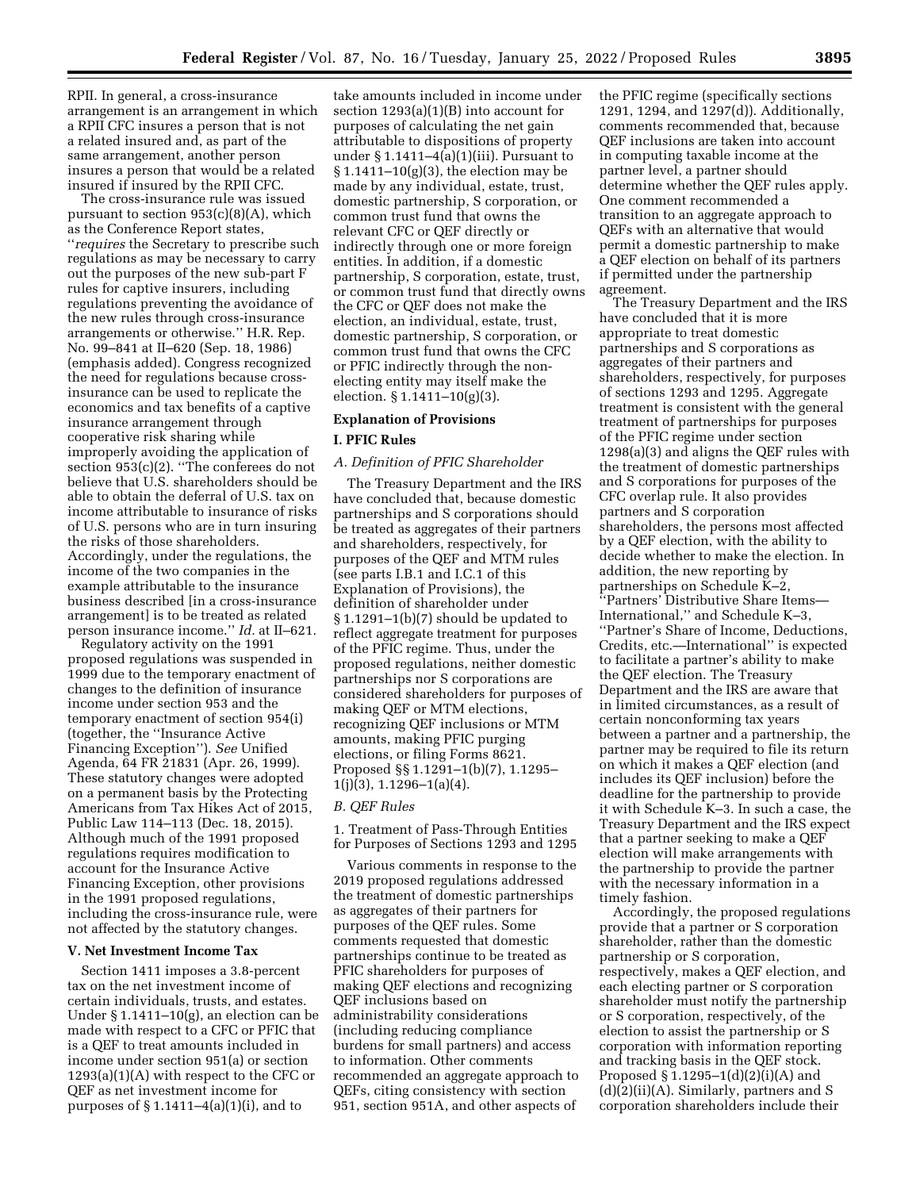RPII. In general, a cross-insurance arrangement is an arrangement in which a RPII CFC insures a person that is not a related insured and, as part of the same arrangement, another person insures a person that would be a related insured if insured by the RPII CFC.

The cross-insurance rule was issued pursuant to section 953(c)(8)(A), which as the Conference Report states, ''*requires* the Secretary to prescribe such regulations as may be necessary to carry out the purposes of the new sub-part F rules for captive insurers, including regulations preventing the avoidance of the new rules through cross-insurance arrangements or otherwise.'' H.R. Rep. No. 99–841 at II–620 (Sep. 18, 1986) (emphasis added). Congress recognized the need for regulations because cross-insurance can be used to replicate the economics and tax benefits of a captive insurance arrangement through cooperative risk sharing while improperly avoiding the application of section 953(c)(2). ''The conferees do not believe that U.S. shareholders should be able to obtain the deferral of U.S. tax on income attributable to insurance of risks of U.S. persons who are in turn insuring the risks of those shareholders. Accordingly, under the regulations, the income of the two companies in the example attributable to the insurance business described [in a cross-insurance arrangement] is to be treated as related person insurance income.'' *Id.* at II–621.

Regulatory activity on the 1991 proposed regulations was suspended in 1999 due to the temporary enactment of changes to the definition of insurance income under section 953 and the temporary enactment of section 954(i) (together, the ''Insurance Active Financing Exception''). *See* Unified Agenda, 64 FR 21831 (Apr. 26, 1999). These statutory changes were adopted on a permanent basis by the Protecting Americans from Tax Hikes Act of 2015, Public Law 114–113 (Dec. 18, 2015). Although much of the 1991 proposed regulations requires modification to account for the Insurance Active Financing Exception, other provisions in the 1991 proposed regulations, including the cross-insurance rule, were not affected by the statutory changes.

## V. Net Investment Income Tax

Section 1411 imposes a 3.8-percent tax on the net investment income of certain individuals, trusts, and estates. Under § 1.1411–10(g), an election can be made with respect to a CFC or PFIC that is a QEF to treat amounts included in income under section 951(a) or section 1293(a)(1)(A) with respect to the CFC or QEF as net investment income for purposes of § 1.1411–4(a)(1)(i), and to take amounts included in income under section 1293(a)(1)(B) into account for purposes of calculating the net gain attributable to dispositions of property under § 1.1411–4(a)(1)(iii). Pursuant to § 1.1411–10(g)(3), the election may be made by any individual, estate, trust, domestic partnership, S corporation, or common trust fund that owns the relevant CFC or QEF directly or indirectly through one or more foreign entities. In addition, if a domestic partnership, S corporation, estate, trust, or common trust fund that directly owns the CFC or QEF does not make the election, an individual, estate, trust, domestic partnership, S corporation, or common trust fund that owns the CFC or PFIC indirectly through the non-electing entity may itself make the election. § 1.1411–10(g)(3).

# Explanation of Provisions

## I. PFIC Rules

### *A. Definition of PFIC Shareholder*

The Treasury Department and the IRS have concluded that, because domestic partnerships and S corporations should be treated as aggregates of their partners and shareholders, respectively, for purposes of the QEF and MTM rules (see parts I.B.1 and I.C.1 of this Explanation of Provisions), the definition of shareholder under § 1.1291–1(b)(7) should be updated to reflect aggregate treatment for purposes of the PFIC regime. Thus, under the proposed regulations, neither domestic partnerships nor S corporations are considered shareholders for purposes of making QEF or MTM elections, recognizing QEF inclusions or MTM amounts, making PFIC purging elections, or filing Forms 8621. Proposed §§ 1.1291–1(b)(7), 1.1295–1(j)(3), 1.1296–1(a)(4).

### *B. QEF Rules*

1. Treatment of Pass-Through Entities for Purposes of Sections 1293 and 1295

Various comments in response to the 2019 proposed regulations addressed the treatment of domestic partnerships as aggregates of their partners for purposes of the QEF rules. Some comments requested that domestic partnerships continue to be treated as PFIC shareholders for purposes of making QEF elections and recognizing QEF inclusions based on administrability considerations (including reducing compliance burdens for small partners) and access to information. Other comments recommended an aggregate approach to QEFs, citing consistency with section 951, section 951A, and other aspects of the PFIC regime (specifically sections 1291, 1294, and 1297(d)). Additionally, comments recommended that, because QEF inclusions are taken into account in computing taxable income at the partner level, a partner should determine whether the QEF rules apply. One comment recommended a transition to an aggregate approach to QEFs with an alternative that would permit a domestic partnership to make a QEF election on behalf of its partners if permitted under the partnership agreement.

The Treasury Department and the IRS have concluded that it is more appropriate to treat domestic partnerships and S corporations as aggregates of their partners and shareholders, respectively, for purposes of sections 1293 and 1295. Aggregate treatment is consistent with the general treatment of partnerships for purposes of the PFIC regime under section 1298(a)(3) and aligns the QEF rules with the treatment of domestic partnerships and S corporations for purposes of the CFC overlap rule. It also provides partners and S corporation shareholders, the persons most affected by a QEF election, with the ability to decide whether to make the election. In addition, the new reporting by partnerships on Schedule K–2, ''Partners' Distributive Share Items—International,'' and Schedule K–3, ''Partner's Share of Income, Deductions, Credits, etc.—International'' is expected to facilitate a partner's ability to make the QEF election. The Treasury Department and the IRS are aware that in limited circumstances, as a result of certain nonconforming tax years between a partner and a partnership, the partner may be required to file its return on which it makes a QEF election (and includes its QEF inclusion) before the deadline for the partnership to provide it with Schedule K–3. In such a case, the Treasury Department and the IRS expect that a partner seeking to make a QEF election will make arrangements with the partnership to provide the partner with the necessary information in a timely fashion.

Accordingly, the proposed regulations provide that a partner or S corporation shareholder, rather than the domestic partnership or S corporation, respectively, makes a QEF election, and each electing partner or S corporation shareholder must notify the partnership or S corporation, respectively, of the election to assist the partnership or S corporation with information reporting and tracking basis in the QEF stock. Proposed § 1.1295–1(d)(2)(i)(A) and (d)(2)(ii)(A). Similarly, partners and S corporation shareholders include their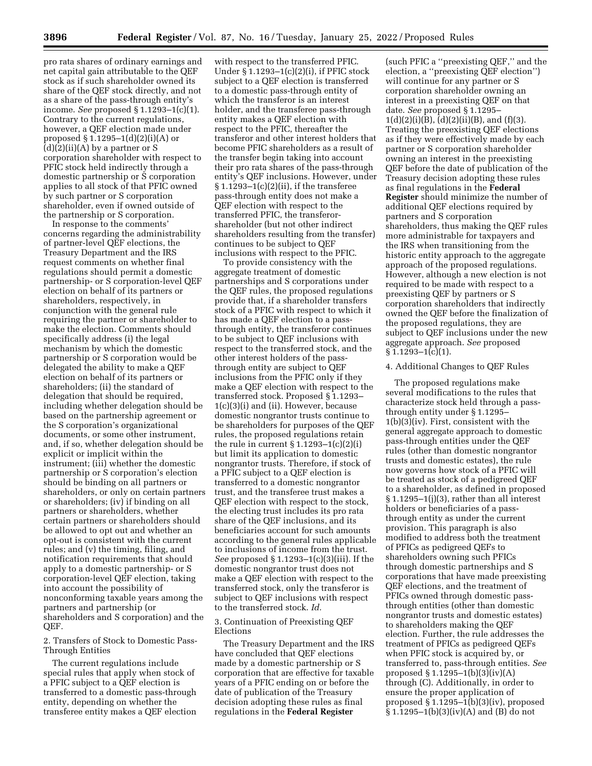pro rata shares of ordinary earnings and net capital gain attributable to the QEF stock as if such shareholder owned its share of the QEF stock directly, and not as a share of the pass-through entity's income. *See* proposed § 1.1293–1(c)(1). Contrary to the current regulations, however, a QEF election made under proposed § 1.1295–1(d)(2)(i)(A) or (d)(2)(ii)(A) by a partner or S corporation shareholder with respect to PFIC stock held indirectly through a domestic partnership or S corporation applies to all stock of that PFIC owned by such partner or S corporation shareholder, even if owned outside of the partnership or S corporation.

In response to the comments' concerns regarding the administrability of partner-level QEF elections, the Treasury Department and the IRS request comments on whether final regulations should permit a domestic partnership- or S corporation-level QEF election on behalf of its partners or shareholders, respectively, in conjunction with the general rule requiring the partner or shareholder to make the election. Comments should specifically address (i) the legal mechanism by which the domestic partnership or S corporation would be delegated the ability to make a QEF election on behalf of its partners or shareholders; (ii) the standard of delegation that should be required, including whether delegation should be based on the partnership agreement or the S corporation's organizational documents, or some other instrument, and, if so, whether delegation should be explicit or implicit within the instrument; (iii) whether the domestic partnership or S corporation's election should be binding on all partners or shareholders, or only on certain partners or shareholders; (iv) if binding on all partners or shareholders, whether certain partners or shareholders should be allowed to opt out and whether an opt-out is consistent with the current rules; and (v) the timing, filing, and notification requirements that should apply to a domestic partnership- or S corporation-level QEF election, taking into account the possibility of nonconforming taxable years among the partners and partnership (or shareholders and S corporation) and the QEF.

2. Transfers of Stock to Domestic Pass-Through Entities

The current regulations include special rules that apply when stock of a PFIC subject to a QEF election is transferred to a domestic pass-through entity, depending on whether the transferee entity makes a QEF election with respect to the transferred PFIC. Under § 1.1293–1(c)(2)(i), if PFIC stock subject to a QEF election is transferred to a domestic pass-through entity of which the transferor is an interest holder, and the transferee pass-through entity makes a QEF election with respect to the PFIC, thereafter the transferor and other interest holders that become PFIC shareholders as a result of the transfer begin taking into account their pro rata shares of the pass-through entity's QEF inclusions. However, under § 1.1293–1(c)(2)(ii), if the transferee pass-through entity does not make a QEF election with respect to the transferred PFIC, the transferor-shareholder (but not other indirect shareholders resulting from the transfer) continues to be subject to QEF inclusions with respect to the PFIC.

To provide consistency with the aggregate treatment of domestic partnerships and S corporations under the QEF rules, the proposed regulations provide that, if a shareholder transfers stock of a PFIC with respect to which it has made a QEF election to a pass-through entity, the transferor continues to be subject to QEF inclusions with respect to the transferred stock, and the other interest holders of the pass-through entity are subject to QEF inclusions from the PFIC only if they make a QEF election with respect to the transferred stock. Proposed § 1.1293–1(c)(3)(i) and (ii). However, because domestic nongrantor trusts continue to be shareholders for purposes of the QEF rules, the proposed regulations retain the rule in current § 1.1293–1(c)(2)(i) but limit its application to domestic nongrantor trusts. Therefore, if stock of a PFIC subject to a QEF election is transferred to a domestic nongrantor trust, and the transferee trust makes a QEF election with respect to the stock, the electing trust includes its pro rata share of the QEF inclusions, and its beneficiaries account for such amounts according to the general rules applicable to inclusions of income from the trust. *See* proposed § 1.1293–1(c)(3)(iii). If the domestic nongrantor trust does not make a QEF election with respect to the transferred stock, only the transferor is subject to QEF inclusions with respect to the transferred stock. *Id.*

3. Continuation of Preexisting QEF Elections

The Treasury Department and the IRS have concluded that QEF elections made by a domestic partnership or S corporation that are effective for taxable years of a PFIC ending on or before the date of publication of the Treasury decision adopting these rules as final regulations in the **Federal Register** (such PFIC a ''preexisting QEF,'' and the election, a ''preexisting QEF election'') will continue for any partner or S corporation shareholder owning an interest in a preexisting QEF on that date. *See* proposed § 1.1295–1(d)(2)(i)(B), (d)(2)(ii)(B), and (f)(3). Treating the preexisting QEF elections as if they were effectively made by each partner or S corporation shareholder owning an interest in the preexisting QEF before the date of publication of the Treasury decision adopting these rules as final regulations in the **Federal Register** should minimize the number of additional QEF elections required by partners and S corporation shareholders, thus making the QEF rules more administrable for taxpayers and the IRS when transitioning from the historic entity approach to the aggregate approach of the proposed regulations. However, although a new election is not required to be made with respect to a preexisting QEF by partners or S corporation shareholders that indirectly owned the QEF before the finalization of the proposed regulations, they are subject to QEF inclusions under the new aggregate approach. *See* proposed § 1.1293–1(c)(1).

4. Additional Changes to QEF Rules

The proposed regulations make several modifications to the rules that characterize stock held through a pass-through entity under § 1.1295–1(b)(3)(iv). First, consistent with the general aggregate approach to domestic pass-through entities under the QEF rules (other than domestic nongrantor trusts and domestic estates), the rule now governs how stock of a PFIC will be treated as stock of a pedigreed QEF to a shareholder, as defined in proposed § 1.1295–1(j)(3), rather than all interest holders or beneficiaries of a pass-through entity as under the current provision. This paragraph is also modified to address both the treatment of PFICs as pedigreed QEFs to shareholders owning such PFICs through domestic partnerships and S corporations that have made preexisting QEF elections, and the treatment of PFICs owned through domestic pass-through entities (other than domestic nongrantor trusts and domestic estates) to shareholders making the QEF election. Further, the rule addresses the treatment of PFICs as pedigreed QEFs when PFIC stock is acquired by, or transferred to, pass-through entities. *See* proposed § 1.1295–1(b)(3)(iv)(A) through (C). Additionally, in order to ensure the proper application of proposed § 1.1295–1(b)(3)(iv), proposed § 1.1295–1(b)(3)(iv)(A) and (B) do not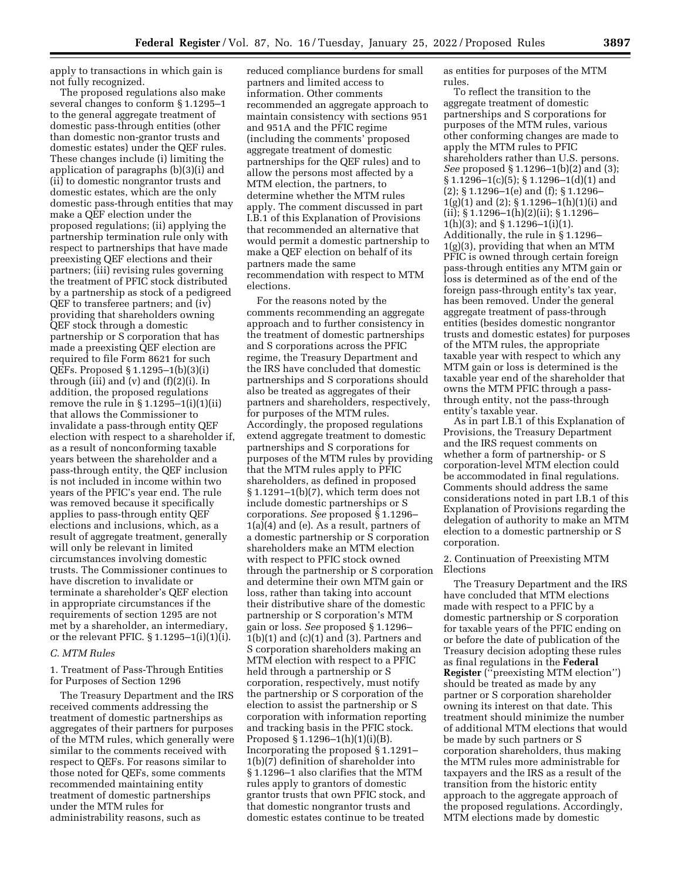apply to transactions in which gain is not fully recognized.

The proposed regulations also make several changes to conform § 1.1295–1 to the general aggregate treatment of domestic pass-through entities (other than domestic non-grantor trusts and domestic estates) under the QEF rules. These changes include (i) limiting the application of paragraphs (b)(3)(i) and (ii) to domestic nongrantor trusts and domestic estates, which are the only domestic pass-through entities that may make a QEF election under the proposed regulations; (ii) applying the partnership termination rule only with respect to partnerships that have made preexisting QEF elections and their partners; (iii) revising rules governing the treatment of PFIC stock distributed by a partnership as stock of a pedigreed QEF to transferee partners; and (iv) providing that shareholders owning QEF stock through a domestic partnership or S corporation that has made a preexisting QEF election are required to file Form 8621 for such QEFs. Proposed § 1.1295–1(b)(3)(i) through (iii) and (v) and (f)(2)(i). In addition, the proposed regulations remove the rule in § 1.1295–1(i)(1)(ii) that allows the Commissioner to invalidate a pass-through entity QEF election with respect to a shareholder if, as a result of nonconforming taxable years between the shareholder and a pass-through entity, the QEF inclusion is not included in income within two years of the PFIC's year end. The rule was removed because it specifically applies to pass-through entity QEF elections and inclusions, which, as a result of aggregate treatment, generally will only be relevant in limited circumstances involving domestic trusts. The Commissioner continues to have discretion to invalidate or terminate a shareholder's QEF election in appropriate circumstances if the requirements of section 1295 are not met by a shareholder, an intermediary, or the relevant PFIC. § 1.1295–1(i)(1)(i).

### C. MTM Rules

#### 1. Treatment of Pass-Through Entities for Purposes of Section 1296

The Treasury Department and the IRS received comments addressing the treatment of domestic partnerships as aggregates of their partners for purposes of the MTM rules, which generally were similar to the comments received with respect to QEFs. For reasons similar to those noted for QEFs, some comments recommended maintaining entity treatment of domestic partnerships under the MTM rules for administrability reasons, such as reduced compliance burdens for small partners and limited access to information. Other comments recommended an aggregate approach to maintain consistency with sections 951 and 951A and the PFIC regime (including the comments' proposed aggregate treatment of domestic partnerships for the QEF rules) and to allow the persons most affected by a MTM election, the partners, to determine whether the MTM rules apply. The comment discussed in part I.B.1 of this Explanation of Provisions that recommended an alternative that would permit a domestic partnership to make a QEF election on behalf of its partners made the same recommendation with respect to MTM elections.

For the reasons noted by the comments recommending an aggregate approach and to further consistency in the treatment of domestic partnerships and S corporations across the PFIC regime, the Treasury Department and the IRS have concluded that domestic partnerships and S corporations should also be treated as aggregates of their partners and shareholders, respectively, for purposes of the MTM rules. Accordingly, the proposed regulations extend aggregate treatment to domestic partnerships and S corporations for purposes of the MTM rules by providing that the MTM rules apply to PFIC shareholders, as defined in proposed § 1.1291–1(b)(7), which term does not include domestic partnerships or S corporations. *See* proposed § 1.1296–1(a)(4) and (e). As a result, partners of a domestic partnership or S corporation shareholders make an MTM election with respect to PFIC stock owned through the partnership or S corporation and determine their own MTM gain or loss, rather than taking into account their distributive share of the domestic partnership or S corporation's MTM gain or loss. *See* proposed § 1.1296–1(b)(1) and (c)(1) and (3). Partners and S corporation shareholders making an MTM election with respect to a PFIC held through a partnership or S corporation, respectively, must notify the partnership or S corporation of the election to assist the partnership or S corporation with information reporting and tracking basis in the PFIC stock. Proposed § 1.1296–1(h)(1)(i)(B). Incorporating the proposed § 1.1291–1(b)(7) definition of shareholder into § 1.1296–1 also clarifies that the MTM rules apply to grantors of domestic grantor trusts that own PFIC stock, and that domestic nongrantor trusts and domestic estates continue to be treated as entities for purposes of the MTM rules.

To reflect the transition to the aggregate treatment of domestic partnerships and S corporations for purposes of the MTM rules, various other conforming changes are made to apply the MTM rules to PFIC shareholders rather than U.S. persons. *See* proposed § 1.1296–1(b)(2) and (3); § 1.1296–1(c)(5); § 1.1296–1(d)(1) and (2); § 1.1296–1(e) and (f); § 1.1296–1(g)(1) and (2); § 1.1296–1(h)(1)(i) and (ii); § 1.1296–1(h)(2)(ii); § 1.1296–1(h)(3); and § 1.1296–1(i)(1). Additionally, the rule in § 1.1296–1(g)(3), providing that when an MTM PFIC is owned through certain foreign pass-through entities any MTM gain or loss is determined as of the end of the foreign pass-through entity's tax year, has been removed. Under the general aggregate treatment of pass-through entities (besides domestic nongrantor trusts and domestic estates) for purposes of the MTM rules, the appropriate taxable year with respect to which any MTM gain or loss is determined is the taxable year end of the shareholder that owns the MTM PFIC through a pass-through entity, not the pass-through entity's taxable year.

As in part I.B.1 of this Explanation of Provisions, the Treasury Department and the IRS request comments on whether a form of partnership- or S corporation-level MTM election could be accommodated in final regulations. Comments should address the same considerations noted in part I.B.1 of this Explanation of Provisions regarding the delegation of authority to make an MTM election to a domestic partnership or S corporation.

#### 2. Continuation of Preexisting MTM Elections

The Treasury Department and the IRS have concluded that MTM elections made with respect to a PFIC by a domestic partnership or S corporation for taxable years of the PFIC ending on or before the date of publication of the Treasury decision adopting these rules as final regulations in the **Federal Register** ("preexisting MTM election") should be treated as made by any partner or S corporation shareholder owning its interest on that date. This treatment should minimize the number of additional MTM elections that would be made by such partners or S corporation shareholders, thus making the MTM rules more administrable for taxpayers and the IRS as a result of the transition from the historic entity approach to the aggregate approach of the proposed regulations. Accordingly, MTM elections made by domestic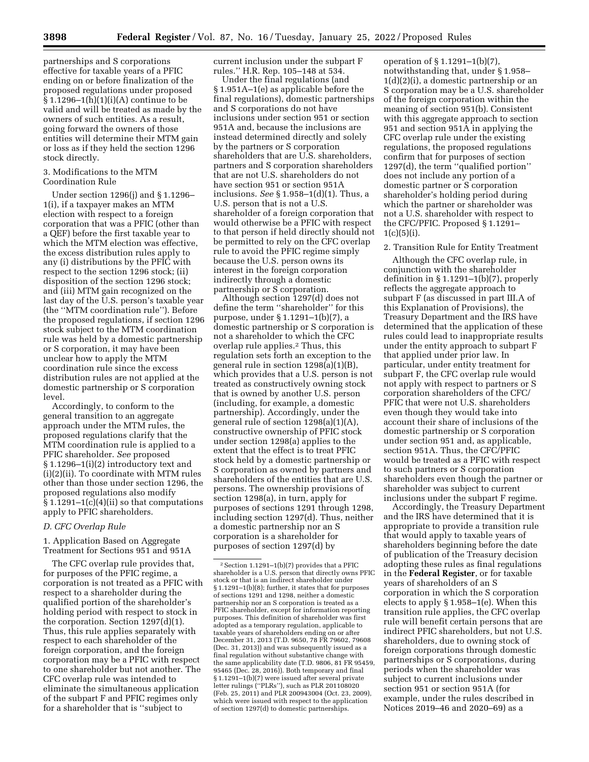partnerships and S corporations effective for taxable years of a PFIC ending on or before finalization of the proposed regulations under proposed § 1.1296–1(h)(1)(i)(A) continue to be valid and will be treated as made by the owners of such entities. As a result, going forward the owners of those entities will determine their MTM gain or loss as if they held the section 1296 stock directly.

3. Modifications to the MTM Coordination Rule

Under section 1296(j) and § 1.1296–1(i), if a taxpayer makes an MTM election with respect to a foreign corporation that was a PFIC (other than a QEF) before the first taxable year to which the MTM election was effective, the excess distribution rules apply to any (i) distributions by the PFIC with respect to the section 1296 stock; (ii) disposition of the section 1296 stock; and (iii) MTM gain recognized on the last day of the U.S. person's taxable year (the ''MTM coordination rule''). Before the proposed regulations, if section 1296 stock subject to the MTM coordination rule was held by a domestic partnership or S corporation, it may have been unclear how to apply the MTM coordination rule since the excess distribution rules are not applied at the domestic partnership or S corporation level.

Accordingly, to conform to the general transition to an aggregate approach under the MTM rules, the proposed regulations clarify that the MTM coordination rule is applied to a PFIC shareholder. *See* proposed § 1.1296–1(i)(2) introductory text and (i)(2)(ii). To coordinate with MTM rules other than those under section 1296, the proposed regulations also modify § 1.1291–1(c)(4)(ii) so that computations apply to PFIC shareholders.

*D. CFC Overlap Rule*

1. Application Based on Aggregate Treatment for Sections 951 and 951A

The CFC overlap rule provides that, for purposes of the PFIC regime, a corporation is not treated as a PFIC with respect to a shareholder during the qualified portion of the shareholder's holding period with respect to stock in the corporation. Section 1297(d)(1). Thus, this rule applies separately with respect to each shareholder of the foreign corporation, and the foreign corporation may be a PFIC with respect to one shareholder but not another. The CFC overlap rule was intended to eliminate the simultaneous application of the subpart F and PFIC regimes only for a shareholder that is ''subject to current inclusion under the subpart F rules.'' H.R. Rep. 105–148 at 534.

Under the final regulations (and § 1.951A–1(e) as applicable before the final regulations), domestic partnerships and S corporations do not have inclusions under section 951 or section 951A and, because the inclusions are instead determined directly and solely by the partners or S corporation shareholders that are U.S. shareholders, partners and S corporation shareholders that are not U.S. shareholders do not have section 951 or section 951A inclusions. *See* § 1.958–1(d)(1). Thus, a U.S. person that is not a U.S. shareholder of a foreign corporation that would otherwise be a PFIC with respect to that person if held directly should not be permitted to rely on the CFC overlap rule to avoid the PFIC regime simply because the U.S. person owns its interest in the foreign corporation indirectly through a domestic partnership or S corporation.

Although section 1297(d) does not define the term ''shareholder'' for this purpose, under § 1.1291–1(b)(7), a domestic partnership or S corporation is not a shareholder to which the CFC overlap rule applies.[2] Thus, this regulation sets forth an exception to the general rule in section 1298(a)(1)(B), which provides that a U.S. person is not treated as constructively owning stock that is owned by another U.S. person (including, for example, a domestic partnership). Accordingly, under the general rule of section 1298(a)(1)(A), constructive ownership of PFIC stock under section 1298(a) applies to the extent that the effect is to treat PFIC stock held by a domestic partnership or S corporation as owned by partners and shareholders of the entities that are U.S. persons. The ownership provisions of section 1298(a), in turn, apply for purposes of sections 1291 through 1298, including section 1297(d). Thus, neither a domestic partnership nor an S corporation is a shareholder for purposes of section 1297(d) by operation of § 1.1291–1(b)(7), notwithstanding that, under § 1.958–1(d)(2)(i), a domestic partnership or an S corporation may be a U.S. shareholder of the foreign corporation within the meaning of section 951(b). Consistent with this aggregate approach to section 951 and section 951A in applying the CFC overlap rule under the existing regulations, the proposed regulations confirm that for purposes of section 1297(d), the term ''qualified portion'' does not include any portion of a domestic partner or S corporation shareholder's holding period during which the partner or shareholder was not a U.S. shareholder with respect to the CFC/PFIC. Proposed § 1.1291–1(c)(5)(i).

2. Transition Rule for Entity Treatment

Although the CFC overlap rule, in conjunction with the shareholder definition in § 1.1291–1(b)(7), properly reflects the aggregate approach to subpart F (as discussed in part III.A of this Explanation of Provisions), the Treasury Department and the IRS have determined that the application of these rules could lead to inappropriate results under the entity approach to subpart F that applied under prior law. In particular, under entity treatment for subpart F, the CFC overlap rule would not apply with respect to partners or S corporation shareholders of the CFC/PFIC that were not U.S. shareholders even though they would take into account their share of inclusions of the domestic partnership or S corporation under section 951 and, as applicable, section 951A. Thus, the CFC/PFIC would be treated as a PFIC with respect to such partners or S corporation shareholders even though the partner or shareholder was subject to current inclusions under the subpart F regime.

Accordingly, the Treasury Department and the IRS have determined that it is appropriate to provide a transition rule that would apply to taxable years of shareholders beginning before the date of publication of the Treasury decision adopting these rules as final regulations in the **Federal Register**, or for taxable years of shareholders of an S corporation in which the S corporation elects to apply § 1.958–1(e). When this transition rule applies, the CFC overlap rule will benefit certain persons that are indirect PFIC shareholders, but not U.S. shareholders, due to owning stock of foreign corporations through domestic partnerships or S corporations, during periods when the shareholder was subject to current inclusions under section 951 or section 951A (for example, under the rules described in Notices 2019–46 and 2020–69) as a

[2] Section 1.1291–1(b)(7) provides that a PFIC shareholder is a U.S. person that directly owns PFIC stock or that is an indirect shareholder under § 1.1291–1(b)(8); further, it states that for purposes of sections 1291 and 1298, neither a domestic partnership nor an S corporation is treated as a PFIC shareholder, except for information reporting purposes. This definition of shareholder was first adopted as a temporary regulation, applicable to taxable years of shareholders ending on or after December 31, 2013 (T.D. 9650, 78 FR 79602, 79608 (Dec. 31, 2013)) and was subsequently issued as a final regulation without substantive change with the same applicability date (T.D. 9806, 81 FR 95459, 95465 (Dec. 28, 2016)). Both temporary and final § 1.1291–1(b)(7) were issued after several private letter rulings (''PLRs''), such as PLR 201108020 (Feb. 25, 2011) and PLR 200943004 (Oct. 23, 2009), which were issued with respect to the application of section 1297(d) to domestic partnerships.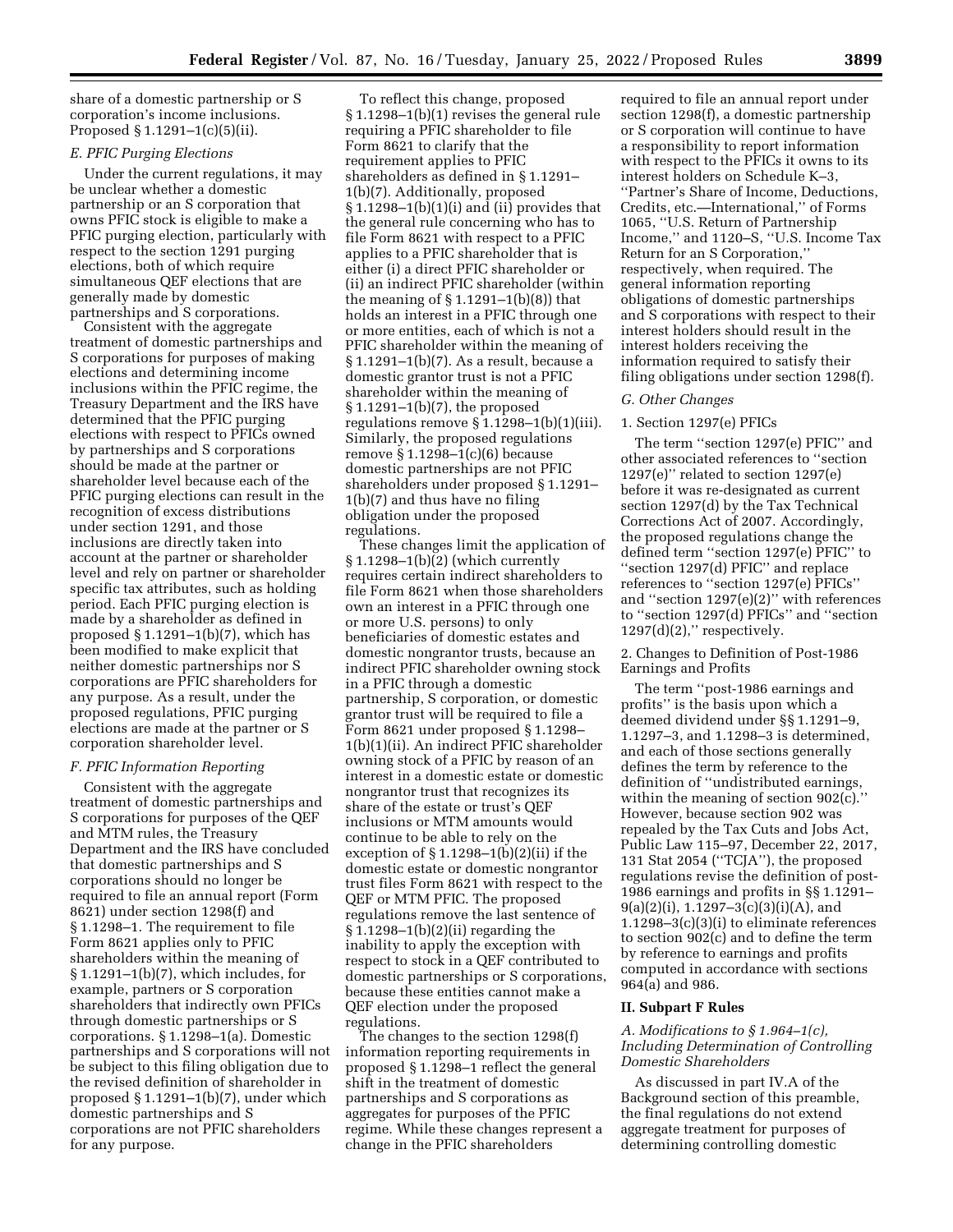share of a domestic partnership or S corporation's income inclusions. Proposed § 1.1291–1(c)(5)(ii).

### E. PFIC Purging Elections

Under the current regulations, it may be unclear whether a domestic partnership or an S corporation that owns PFIC stock is eligible to make a PFIC purging election, particularly with respect to the section 1291 purging elections, both of which require simultaneous QEF elections that are generally made by domestic partnerships and S corporations.

Consistent with the aggregate treatment of domestic partnerships and S corporations for purposes of making elections and determining income inclusions within the PFIC regime, the Treasury Department and the IRS have determined that the PFIC purging elections with respect to PFICs owned by partnerships and S corporations should be made at the partner or shareholder level because each of the PFIC purging elections can result in the recognition of excess distributions under section 1291, and those inclusions are directly taken into account at the partner or shareholder level and rely on partner or shareholder specific tax attributes, such as holding period. Each PFIC purging election is made by a shareholder as defined in proposed § 1.1291–1(b)(7), which has been modified to make explicit that neither domestic partnerships nor S corporations are PFIC shareholders for any purpose. As a result, under the proposed regulations, PFIC purging elections are made at the partner or S corporation shareholder level.

### F. PFIC Information Reporting

Consistent with the aggregate treatment of domestic partnerships and S corporations for purposes of the QEF and MTM rules, the Treasury Department and the IRS have concluded that domestic partnerships and S corporations should no longer be required to file an annual report (Form 8621) under section 1298(f) and § 1.1298–1. The requirement to file Form 8621 applies only to PFIC shareholders within the meaning of § 1.1291–1(b)(7), which includes, for example, partners or S corporation shareholders that indirectly own PFICs through domestic partnerships or S corporations. § 1.1298–1(a). Domestic partnerships and S corporations will not be subject to this filing obligation due to the revised definition of shareholder in proposed § 1.1291–1(b)(7), under which domestic partnerships and S corporations are not PFIC shareholders for any purpose.

To reflect this change, proposed § 1.1298–1(b)(1) revises the general rule requiring a PFIC shareholder to file Form 8621 to clarify that the requirement applies to PFIC shareholders as defined in § 1.1291–1(b)(7). Additionally, proposed § 1.1298–1(b)(1)(i) and (ii) provides that the general rule concerning who has to file Form 8621 with respect to a PFIC applies to a PFIC shareholder that is either (i) a direct PFIC shareholder or (ii) an indirect PFIC shareholder (within the meaning of § 1.1291–1(b)(8)) that holds an interest in a PFIC through one or more entities, each of which is not a PFIC shareholder within the meaning of § 1.1291–1(b)(7). As a result, because a domestic grantor trust is not a PFIC shareholder within the meaning of § 1.1291–1(b)(7), the proposed regulations remove § 1.1298–1(b)(1)(iii). Similarly, the proposed regulations remove § 1.1298–1(c)(6) because domestic partnerships are not PFIC shareholders under proposed § 1.1291–1(b)(7) and thus have no filing obligation under the proposed regulations.

These changes limit the application of § 1.1298–1(b)(2) (which currently requires certain indirect shareholders to file Form 8621 when those shareholders own an interest in a PFIC through one or more U.S. persons) to only beneficiaries of domestic estates and domestic nongrantor trusts, because an indirect PFIC shareholder owning stock in a PFIC through a domestic partnership, S corporation, or domestic grantor trust will be required to file a Form 8621 under proposed § 1.1298–1(b)(1)(ii). An indirect PFIC shareholder owning stock of a PFIC by reason of an interest in a domestic estate or domestic nongrantor trust that recognizes its share of the estate or trust's QEF inclusions or MTM amounts would continue to be able to rely on the exception of § 1.1298–1(b)(2)(ii) if the domestic estate or domestic nongrantor trust files Form 8621 with respect to the QEF or MTM PFIC. The proposed regulations remove the last sentence of § 1.1298–1(b)(2)(ii) regarding the inability to apply the exception with respect to stock in a QEF contributed to domestic partnerships or S corporations, because these entities cannot make a QEF election under the proposed regulations.

The changes to the section 1298(f) information reporting requirements in proposed § 1.1298–1 reflect the general shift in the treatment of domestic partnerships and S corporations as aggregates for purposes of the PFIC regime. While these changes represent a change in the PFIC shareholders required to file an annual report under section 1298(f), a domestic partnership or S corporation will continue to have a responsibility to report information with respect to the PFICs it owns to its interest holders on Schedule K–3, ''Partner's Share of Income, Deductions, Credits, etc.—International,'' of Forms 1065, ''U.S. Return of Partnership Income,'' and 1120–S, ''U.S. Income Tax Return for an S Corporation,'' respectively, when required. The general information reporting obligations of domestic partnerships and S corporations with respect to their interest holders should result in the interest holders receiving the information required to satisfy their filing obligations under section 1298(f).

### G. Other Changes

1. Section 1297(e) PFICs

The term ''section 1297(e) PFIC'' and other associated references to ''section 1297(e)'' related to section 1297(e) before it was re-designated as current section 1297(d) by the Tax Technical Corrections Act of 2007. Accordingly, the proposed regulations change the defined term ''section 1297(e) PFIC'' to ''section 1297(d) PFIC'' and replace references to ''section 1297(e) PFICs'' and ''section 1297(e)(2)'' with references to ''section 1297(d) PFICs'' and ''section 1297(d)(2),'' respectively.

2. Changes to Definition of Post-1986 Earnings and Profits

The term ''post-1986 earnings and profits'' is the basis upon which a deemed dividend under §§ 1.1291–9, 1.1297–3, and 1.1298–3 is determined, and each of those sections generally defines the term by reference to the definition of ''undistributed earnings, within the meaning of section 902(c).'' However, because section 902 was repealed by the Tax Cuts and Jobs Act, Public Law 115–97, December 22, 2017, 131 Stat 2054 (''TCJA''), the proposed regulations revise the definition of post-1986 earnings and profits in §§ 1.1291–9(a)(2)(i), 1.1297–3(c)(3)(i)(A), and 1.1298–3(c)(3)(i) to eliminate references to section 902(c) and to define the term by reference to earnings and profits computed in accordance with sections 964(a) and 986.

## II. Subpart F Rules

### *A. Modifications to § 1.964–1(c), Including Determination of Controlling Domestic Shareholders*

As discussed in part IV.A of the Background section of this preamble, the final regulations do not extend aggregate treatment for purposes of determining controlling domestic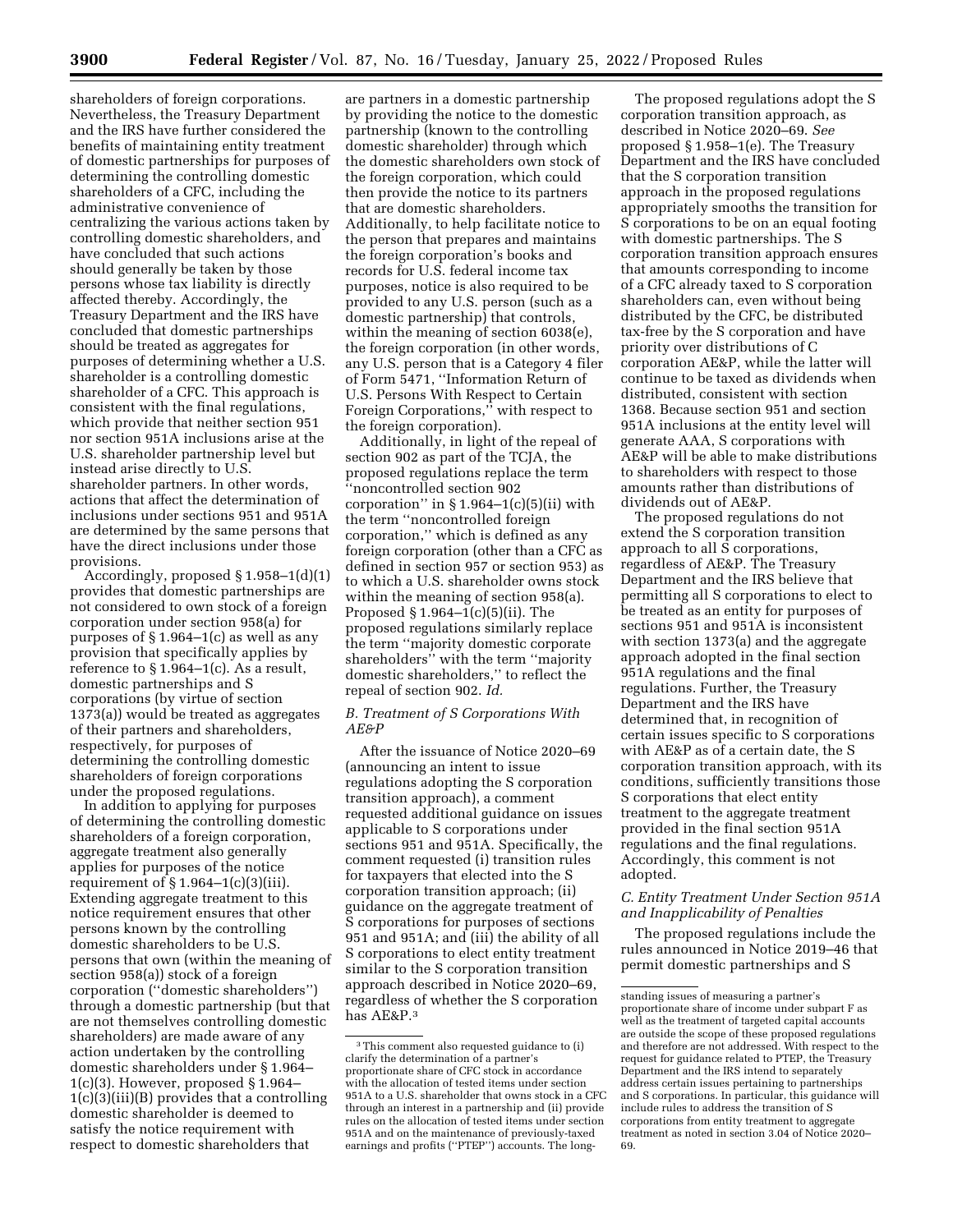shareholders of foreign corporations. Nevertheless, the Treasury Department and the IRS have further considered the benefits of maintaining entity treatment of domestic partnerships for purposes of determining the controlling domestic shareholders of a CFC, including the administrative convenience of centralizing the various actions taken by controlling domestic shareholders, and have concluded that such actions should generally be taken by those persons whose tax liability is directly affected thereby. Accordingly, the Treasury Department and the IRS have concluded that domestic partnerships should be treated as aggregates for purposes of determining whether a U.S. shareholder is a controlling domestic shareholder of a CFC. This approach is consistent with the final regulations, which provide that neither section 951 nor section 951A inclusions arise at the U.S. shareholder partnership level but instead arise directly to U.S. shareholder partners. In other words, actions that affect the determination of inclusions under sections 951 and 951A are determined by the same persons that have the direct inclusions under those provisions.

Accordingly, proposed § 1.958–1(d)(1) provides that domestic partnerships are not considered to own stock of a foreign corporation under section 958(a) for purposes of § 1.964–1(c) as well as any provision that specifically applies by reference to § 1.964–1(c). As a result, domestic partnerships and S corporations (by virtue of section 1373(a)) would be treated as aggregates of their partners and shareholders, respectively, for purposes of determining the controlling domestic shareholders of foreign corporations under the proposed regulations.

In addition to applying for purposes of determining the controlling domestic shareholders of a foreign corporation, aggregate treatment also generally applies for purposes of the notice requirement of § 1.964–1(c)(3)(iii). Extending aggregate treatment to this notice requirement ensures that other persons known by the controlling domestic shareholders to be U.S. persons that own (within the meaning of section 958(a)) stock of a foreign corporation (''domestic shareholders'') through a domestic partnership (but that are not themselves controlling domestic shareholders) are made aware of any action undertaken by the controlling domestic shareholders under § 1.964–1(c)(3). However, proposed § 1.964–1(c)(3)(iii)(B) provides that a controlling domestic shareholder is deemed to satisfy the notice requirement with respect to domestic shareholders that are partners in a domestic partnership by providing the notice to the domestic partnership (known to the controlling domestic shareholder) through which the domestic shareholders own stock of the foreign corporation, which could then provide the notice to its partners that are domestic shareholders. Additionally, to help facilitate notice to the person that prepares and maintains the foreign corporation's books and records for U.S. federal income tax purposes, notice is also required to be provided to any U.S. person (such as a domestic partnership) that controls, within the meaning of section 6038(e), the foreign corporation (in other words, any U.S. person that is a Category 4 filer of Form 5471, ''Information Return of U.S. Persons With Respect to Certain Foreign Corporations,'' with respect to the foreign corporation).

Additionally, in light of the repeal of section 902 as part of the TCJA, the proposed regulations replace the term ''noncontrolled section 902 corporation'' in § 1.964–1(c)(5)(ii) with the term ''noncontrolled foreign corporation,'' which is defined as any foreign corporation (other than a CFC as defined in section 957 or section 953) as to which a U.S. shareholder owns stock within the meaning of section 958(a). Proposed § 1.964–1(c)(5)(ii). The proposed regulations similarly replace the term ''majority domestic corporate shareholders'' with the term ''majority domestic shareholders,'' to reflect the repeal of section 902. *Id.*

### *B. Treatment of S Corporations With AE&P*

After the issuance of Notice 2020–69 (announcing an intent to issue regulations adopting the S corporation transition approach), a comment requested additional guidance on issues applicable to S corporations under sections 951 and 951A. Specifically, the comment requested (i) transition rules for taxpayers that elected into the S corporation transition approach; (ii) guidance on the aggregate treatment of S corporations for purposes of sections 951 and 951A; and (iii) the ability of all S corporations to elect entity treatment similar to the S corporation transition approach described in Notice 2020–69, regardless of whether the S corporation has AE&P.[3]

The proposed regulations adopt the S corporation transition approach, as described in Notice 2020–69. *See* proposed § 1.958–1(e). The Treasury Department and the IRS have concluded that the S corporation transition approach in the proposed regulations appropriately smooths the transition for S corporations to be on an equal footing with domestic partnerships. The S corporation transition approach ensures that amounts corresponding to income of a CFC already taxed to S corporation shareholders can, even without being distributed by the CFC, be distributed tax-free by the S corporation and have priority over distributions of C corporation AE&P, while the latter will continue to be taxed as dividends when distributed, consistent with section 1368. Because section 951 and section 951A inclusions at the entity level will generate AAA, S corporations with AE&P will be able to make distributions to shareholders with respect to those amounts rather than distributions of dividends out of AE&P.

The proposed regulations do not extend the S corporation transition approach to all S corporations, regardless of AE&P. The Treasury Department and the IRS believe that permitting all S corporations to elect to be treated as an entity for purposes of sections 951 and 951A is inconsistent with section 1373(a) and the aggregate approach adopted in the final section 951A regulations and the final regulations. Further, the Treasury Department and the IRS have determined that, in recognition of certain issues specific to S corporations with AE&P as of a certain date, the S corporation transition approach, with its conditions, sufficiently transitions those S corporations that elect entity treatment to the aggregate treatment provided in the final section 951A regulations and the final regulations. Accordingly, this comment is not adopted.

### *C. Entity Treatment Under Section 951A and Inapplicability of Penalties*

The proposed regulations include the rules announced in Notice 2019–46 that permit domestic partnerships and S

---

[3] This comment also requested guidance to (i) clarify the determination of a partner's proportionate share of CFC stock in accordance with the allocation of tested items under section 951A to a U.S. shareholder that owns stock in a CFC through an interest in a partnership and (ii) provide rules on the allocation of tested items under section 951A and on the maintenance of previously-taxed earnings and profits (''PTEP'') accounts. The long-standing issues of measuring a partner's proportionate share of income under subpart F as well as the treatment of targeted capital accounts are outside the scope of these proposed regulations and therefore are not addressed. With respect to the request for guidance related to PTEP, the Treasury Department and the IRS intend to separately address certain issues pertaining to partnerships and S corporations. In particular, this guidance will include rules to address the transition of S corporations from entity treatment to aggregate treatment as noted in section 3.04 of Notice 2020–69.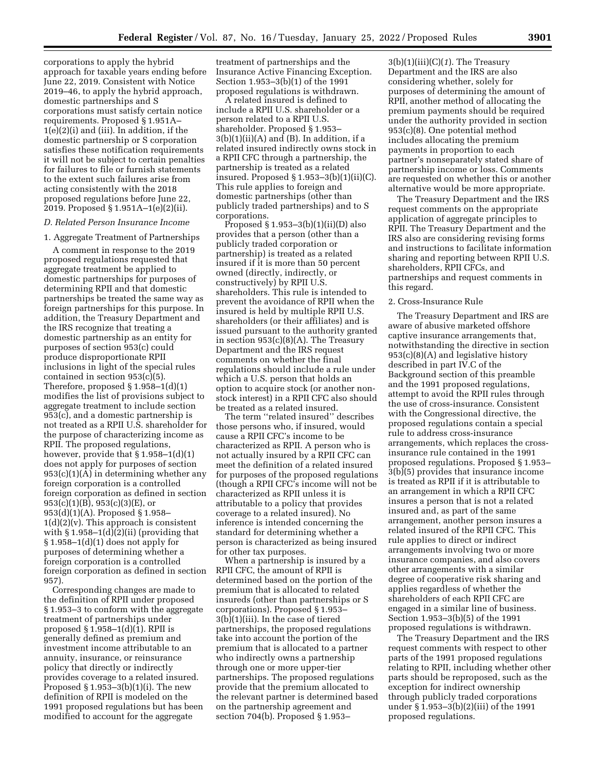corporations to apply the hybrid approach for taxable years ending before June 22, 2019. Consistent with Notice 2019–46, to apply the hybrid approach, domestic partnerships and S corporations must satisfy certain notice requirements. Proposed § 1.951A–1(e)(2)(i) and (iii). In addition, if the domestic partnership or S corporation satisfies these notification requirements it will not be subject to certain penalties for failures to file or furnish statements to the extent such failures arise from acting consistently with the 2018 proposed regulations before June 22, 2019. Proposed § 1.951A–1(e)(2)(ii).

*D. Related Person Insurance Income*

1. Aggregate Treatment of Partnerships

A comment in response to the 2019 proposed regulations requested that aggregate treatment be applied to domestic partnerships for purposes of determining RPII and that domestic partnerships be treated the same way as foreign partnerships for this purpose. In addition, the Treasury Department and the IRS recognize that treating a domestic partnership as an entity for purposes of section 953(c) could produce disproportionate RPII inclusions in light of the special rules contained in section 953(c)(5). Therefore, proposed § 1.958–1(d)(1) modifies the list of provisions subject to aggregate treatment to include section 953(c), and a domestic partnership is not treated as a RPII U.S. shareholder for the purpose of characterizing income as RPII. The proposed regulations, however, provide that § 1.958–1(d)(1) does not apply for purposes of section 953(c)(1)(A) in determining whether any foreign corporation is a controlled foreign corporation as defined in section 953(c)(1)(B), 953(c)(3)(E), or 953(d)(1)(A). Proposed § 1.958–1(d)(2)(v). This approach is consistent with § 1.958–1(d)(2)(ii) (providing that § 1.958–1(d)(1) does not apply for purposes of determining whether a foreign corporation is a controlled foreign corporation as defined in section 957).

Corresponding changes are made to the definition of RPII under proposed § 1.953–3 to conform with the aggregate treatment of partnerships under proposed § 1.958–1(d)(1). RPII is generally defined as premium and investment income attributable to an annuity, insurance, or reinsurance policy that directly or indirectly provides coverage to a related insured. Proposed § 1.953–3(b)(1)(i). The new definition of RPII is modeled on the 1991 proposed regulations but has been modified to account for the aggregate treatment of partnerships and the Insurance Active Financing Exception. Section 1.953–3(b)(1) of the 1991 proposed regulations is withdrawn.

A related insured is defined to include a RPII U.S. shareholder or a person related to a RPII U.S. shareholder. Proposed § 1.953–3(b)(1)(ii)(A) and (B). In addition, if a related insured indirectly owns stock in a RPII CFC through a partnership, the partnership is treated as a related insured. Proposed § 1.953–3(b)(1)(ii)(C). This rule applies to foreign and domestic partnerships (other than publicly traded partnerships) and to S corporations.

Proposed § 1.953–3(b)(1)(ii)(D) also provides that a person (other than a publicly traded corporation or partnership) is treated as a related insured if it is more than 50 percent owned (directly, indirectly, or constructively) by RPII U.S. shareholders. This rule is intended to prevent the avoidance of RPII when the insured is held by multiple RPII U.S. shareholders (or their affiliates) and is issued pursuant to the authority granted in section 953(c)(8)(A). The Treasury Department and the IRS request comments on whether the final regulations should include a rule under which a U.S. person that holds an option to acquire stock (or another non-stock interest) in a RPII CFC also should be treated as a related insured.

The term ''related insured'' describes those persons who, if insured, would cause a RPII CFC's income to be characterized as RPII. A person who is not actually insured by a RPII CFC can meet the definition of a related insured for purposes of the proposed regulations (though a RPII CFC's income will not be characterized as RPII unless it is attributable to a policy that provides coverage to a related insured). No inference is intended concerning the standard for determining whether a person is characterized as being insured for other tax purposes.

When a partnership is insured by a RPII CFC, the amount of RPII is determined based on the portion of the premium that is allocated to related insureds (other than partnerships or S corporations). Proposed § 1.953–3(b)(1)(iii). In the case of tiered partnerships, the proposed regulations take into account the portion of the premium that is allocated to a partner who indirectly owns a partnership through one or more upper-tier partnerships. The proposed regulations provide that the premium allocated to the relevant partner is determined based on the partnership agreement and section 704(b). Proposed § 1.953–3(b)(1)(iii)(C)(*1*). The Treasury Department and the IRS are also considering whether, solely for purposes of determining the amount of RPII, another method of allocating the premium payments should be required under the authority provided in section 953(c)(8). One potential method includes allocating the premium payments in proportion to each partner's nonseparately stated share of partnership income or loss. Comments are requested on whether this or another alternative would be more appropriate.

The Treasury Department and the IRS request comments on the appropriate application of aggregate principles to RPII. The Treasury Department and the IRS also are considering revising forms and instructions to facilitate information sharing and reporting between RPII U.S. shareholders, RPII CFCs, and partnerships and request comments in this regard.

2. Cross-Insurance Rule

The Treasury Department and IRS are aware of abusive marketed offshore captive insurance arrangements that, notwithstanding the directive in section 953(c)(8)(A) and legislative history described in part IV.C of the Background section of this preamble and the 1991 proposed regulations, attempt to avoid the RPII rules through the use of cross-insurance. Consistent with the Congressional directive, the proposed regulations contain a special rule to address cross-insurance arrangements, which replaces the cross-insurance rule contained in the 1991 proposed regulations. Proposed § 1.953–3(b)(5) provides that insurance income is treated as RPII if it is attributable to an arrangement in which a RPII CFC insures a person that is not a related insured and, as part of the same arrangement, another person insures a related insured of the RPII CFC. This rule applies to direct or indirect arrangements involving two or more insurance companies, and also covers other arrangements with a similar degree of cooperative risk sharing and applies regardless of whether the shareholders of each RPII CFC are engaged in a similar line of business. Section 1.953–3(b)(5) of the 1991 proposed regulations is withdrawn.

The Treasury Department and the IRS request comments with respect to other parts of the 1991 proposed regulations relating to RPII, including whether other parts should be reproposed, such as the exception for indirect ownership through publicly traded corporations under § 1.953–3(b)(2)(iii) of the 1991 proposed regulations.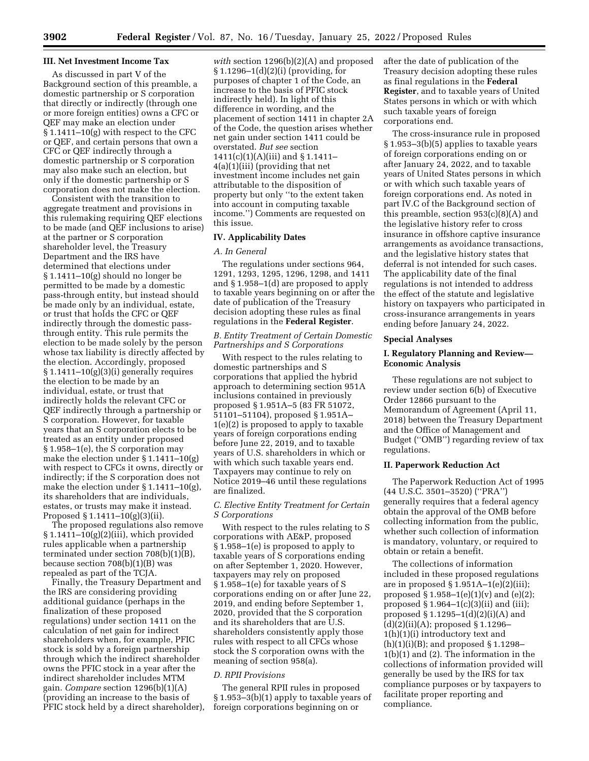### III. Net Investment Income Tax

As discussed in part V of the Background section of this preamble, a domestic partnership or S corporation that directly or indirectly (through one or more foreign entities) owns a CFC or QEF may make an election under § 1.1411–10(g) with respect to the CFC or QEF, and certain persons that own a CFC or QEF indirectly through a domestic partnership or S corporation may also make such an election, but only if the domestic partnership or S corporation does not make the election.

Consistent with the transition to aggregate treatment and provisions in this rulemaking requiring QEF elections to be made (and QEF inclusions to arise) at the partner or S corporation shareholder level, the Treasury Department and the IRS have determined that elections under § 1.1411–10(g) should no longer be permitted to be made by a domestic pass-through entity, but instead should be made only by an individual, estate, or trust that holds the CFC or QEF indirectly through the domestic pass-through entity. This rule permits the election to be made solely by the person whose tax liability is directly affected by the election. Accordingly, proposed § 1.1411–10(g)(3)(i) generally requires the election to be made by an individual, estate, or trust that indirectly holds the relevant CFC or QEF indirectly through a partnership or S corporation. However, for taxable years that an S corporation elects to be treated as an entity under proposed § 1.958–1(e), the S corporation may make the election under § 1.1411–10(g) with respect to CFCs it owns, directly or indirectly; if the S corporation does not make the election under § 1.1411–10(g), its shareholders that are individuals, estates, or trusts may make it instead. Proposed § 1.1411–10(g)(3)(ii).

The proposed regulations also remove § 1.1411–10(g)(2)(iii), which provided rules applicable when a partnership terminated under section 708(b)(1)(B), because section 708(b)(1)(B) was repealed as part of the TCJA.

Finally, the Treasury Department and the IRS are considering providing additional guidance (perhaps in the finalization of these proposed regulations) under section 1411 on the calculation of net gain for indirect shareholders when, for example, PFIC stock is sold by a foreign partnership through which the indirect shareholder owns the PFIC stock in a year after the indirect shareholder includes MTM gain. *Compare* section 1296(b)(1)(A) (providing an increase to the basis of PFIC stock held by a direct shareholder), *with* section 1296(b)(2)(A) and proposed § 1.1296–1(d)(2)(i) (providing, for purposes of chapter 1 of the Code, an increase to the basis of PFIC stock indirectly held). In light of this difference in wording, and the placement of section 1411 in chapter 2A of the Code, the question arises whether net gain under section 1411 could be overstated. *But see* section 1411(c)(1)(A)(iii) and § 1.1411–4(a)(1)(iii) (providing that net investment income includes net gain attributable to the disposition of property but only "to the extent taken into account in computing taxable income.") Comments are requested on this issue.

### IV. Applicability Dates

#### *A. In General*

The regulations under sections 964, 1291, 1293, 1295, 1296, 1298, and 1411 and § 1.958–1(d) are proposed to apply to taxable years beginning on or after the date of publication of the Treasury decision adopting these rules as final regulations in the **Federal Register**.

#### *B. Entity Treatment of Certain Domestic Partnerships and S Corporations*

With respect to the rules relating to domestic partnerships and S corporations that applied the hybrid approach to determining section 951A inclusions contained in previously proposed § 1.951A–5 (83 FR 51072, 51101–51104), proposed § 1.951A–1(e)(2) is proposed to apply to taxable years of foreign corporations ending before June 22, 2019, and to taxable years of U.S. shareholders in which or with which such taxable years end. Taxpayers may continue to rely on Notice 2019–46 until these regulations are finalized.

#### *C. Elective Entity Treatment for Certain S Corporations*

With respect to the rules relating to S corporations with AE&P, proposed § 1.958–1(e) is proposed to apply to taxable years of S corporations ending on after September 1, 2020. However, taxpayers may rely on proposed § 1.958–1(e) for taxable years of S corporations ending on or after June 22, 2019, and ending before September 1, 2020, provided that the S corporation and its shareholders that are U.S. shareholders consistently apply those rules with respect to all CFCs whose stock the S corporation owns with the meaning of section 958(a).

#### *D. RPII Provisions*

The general RPII rules in proposed § 1.953–3(b)(1) apply to taxable years of foreign corporations beginning on or after the date of publication of the Treasury decision adopting these rules as final regulations in the **Federal Register**, and to taxable years of United States persons in which or with which such taxable years of foreign corporations end.

The cross-insurance rule in proposed § 1.953–3(b)(5) applies to taxable years of foreign corporations ending on or after January 24, 2022, and to taxable years of United States persons in which or with which such taxable years of foreign corporations end. As noted in part IV.C of the Background section of this preamble, section 953(c)(8)(A) and the legislative history refer to cross insurance in offshore captive insurance arrangements as avoidance transactions, and the legislative history states that deferral is not intended for such cases. The applicability date of the final regulations is not intended to address the effect of the statute and legislative history on taxpayers who participated in cross-insurance arrangements in years ending before January 24, 2022.

## Special Analyses

### I. Regulatory Planning and Review—Economic Analysis

These regulations are not subject to review under section 6(b) of Executive Order 12866 pursuant to the Memorandum of Agreement (April 11, 2018) between the Treasury Department and the Office of Management and Budget ("OMB") regarding review of tax regulations.

### II. Paperwork Reduction Act

The Paperwork Reduction Act of 1995 (44 U.S.C. 3501–3520) ("PRA") generally requires that a federal agency obtain the approval of the OMB before collecting information from the public, whether such collection of information is mandatory, voluntary, or required to obtain or retain a benefit.

The collections of information included in these proposed regulations are in proposed § 1.951A–1(e)(2)(iii); proposed § 1.958–1(e)(1)(v) and (e)(2); proposed § 1.964–1(c)(3)(ii) and (iii); proposed § 1.1295–1(d)(2)(i)(A) and (d)(2)(ii)(A); proposed § 1.1296–1(h)(1)(i) introductory text and (h)(1)(i)(B); and proposed § 1.1298–1(b)(1) and (2). The information in the collections of information provided will generally be used by the IRS for tax compliance purposes or by taxpayers to facilitate proper reporting and compliance.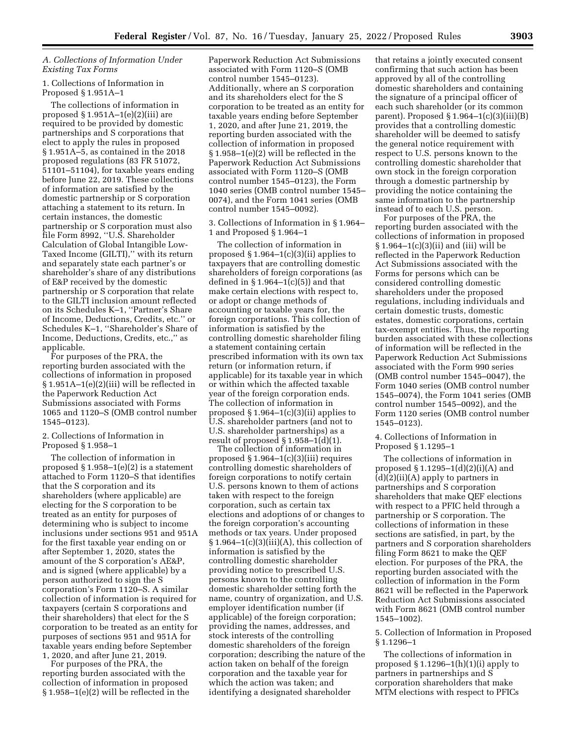### *A. Collections of Information Under Existing Tax Forms*

1. Collections of Information in Proposed § 1.951A–1

The collections of information in proposed § 1.951A–1(e)(2)(iii) are required to be provided by domestic partnerships and S corporations that elect to apply the rules in proposed § 1.951A–5, as contained in the 2018 proposed regulations (83 FR 51072, 51101–51104), for taxable years ending before June 22, 2019. These collections of information are satisfied by the domestic partnership or S corporation attaching a statement to its return. In certain instances, the domestic partnership or S corporation must also file Form 8992, ''U.S. Shareholder Calculation of Global Intangible Low-Taxed Income (GILTI),'' with its return and separately state each partner's or shareholder's share of any distributions of E&P received by the domestic partnership or S corporation that relate to the GILTI inclusion amount reflected on its Schedules K–1, ''Partner's Share of Income, Deductions, Credits, etc.'' or Schedules K–1, ''Shareholder's Share of Income, Deductions, Credits, etc.,'' as applicable.

For purposes of the PRA, the reporting burden associated with the collections of information in proposed § 1.951A–1(e)(2)(iii) will be reflected in the Paperwork Reduction Act Submissions associated with Forms 1065 and 1120–S (OMB control number 1545–0123).

2. Collections of Information in Proposed § 1.958–1

The collection of information in proposed § 1.958–1(e)(2) is a statement attached to Form 1120–S that identifies that the S corporation and its shareholders (where applicable) are electing for the S corporation to be treated as an entity for purposes of determining who is subject to income inclusions under sections 951 and 951A for the first taxable year ending on or after September 1, 2020, states the amount of the S corporation's AE&P, and is signed (where applicable) by a person authorized to sign the S corporation's Form 1120–S. A similar collection of information is required for taxpayers (certain S corporations and their shareholders) that elect for the S corporation to be treated as an entity for purposes of sections 951 and 951A for taxable years ending before September 1, 2020, and after June 21, 2019.

For purposes of the PRA, the reporting burden associated with the collection of information in proposed § 1.958–1(e)(2) will be reflected in the Paperwork Reduction Act Submissions associated with Form 1120–S (OMB control number 1545–0123). Additionally, where an S corporation and its shareholders elect for the S corporation to be treated as an entity for taxable years ending before September 1, 2020, and after June 21, 2019, the reporting burden associated with the collection of information in proposed § 1.958–1(e)(2) will be reflected in the Paperwork Reduction Act Submissions associated with Form 1120–S (OMB control number 1545–0123), the Form 1040 series (OMB control number 1545–0074), and the Form 1041 series (OMB control number 1545–0092).

3. Collections of Information in § 1.964–1 and Proposed § 1.964–1

The collection of information in proposed § 1.964–1(c)(3)(ii) applies to taxpayers that are controlling domestic shareholders of foreign corporations (as defined in § 1.964–1(c)(5)) and that make certain elections with respect to, or adopt or change methods of accounting or taxable years for, the foreign corporations. This collection of information is satisfied by the controlling domestic shareholder filing a statement containing certain prescribed information with its own tax return (or information return, if applicable) for its taxable year in which or within which the affected taxable year of the foreign corporation ends. The collection of information in proposed § 1.964–1(c)(3)(ii) applies to U.S. shareholder partners (and not to U.S. shareholder partnerships) as a result of proposed § 1.958–1(d)(1).

The collection of information in proposed § 1.964–1(c)(3)(iii) requires controlling domestic shareholders of foreign corporations to notify certain U.S. persons known to them of actions taken with respect to the foreign corporation, such as certain tax elections and adoptions of or changes to the foreign corporation's accounting methods or tax years. Under proposed § 1.964–1(c)(3)(iii)(A), this collection of information is satisfied by the controlling domestic shareholder providing notice to prescribed U.S. persons known to the controlling domestic shareholder setting forth the name, country of organization, and U.S. employer identification number (if applicable) of the foreign corporation; providing the names, addresses, and stock interests of the controlling domestic shareholders of the foreign corporation; describing the nature of the action taken on behalf of the foreign corporation and the taxable year for which the action was taken; and identifying a designated shareholder that retains a jointly executed consent confirming that such action has been approved by all of the controlling domestic shareholders and containing the signature of a principal officer of each such shareholder (or its common parent). Proposed § 1.964–1(c)(3)(iii)(B) provides that a controlling domestic shareholder will be deemed to satisfy the general notice requirement with respect to U.S. persons known to the controlling domestic shareholder that own stock in the foreign corporation through a domestic partnership by providing the notice containing the same information to the partnership instead of to each U.S. person.

For purposes of the PRA, the reporting burden associated with the collections of information in proposed § 1.964–1(c)(3)(ii) and (iii) will be reflected in the Paperwork Reduction Act Submissions associated with the Forms for persons which can be considered controlling domestic shareholders under the proposed regulations, including individuals and certain domestic trusts, domestic estates, domestic corporations, certain tax-exempt entities. Thus, the reporting burden associated with these collections of information will be reflected in the Paperwork Reduction Act Submissions associated with the Form 990 series (OMB control number 1545–0047), the Form 1040 series (OMB control number 1545–0074), the Form 1041 series (OMB control number 1545–0092), and the Form 1120 series (OMB control number 1545–0123).

4. Collections of Information in Proposed § 1.1295–1

The collections of information in proposed § 1.1295–1(d)(2)(i)(A) and (d)(2)(ii)(A) apply to partners in partnerships and S corporation shareholders that make QEF elections with respect to a PFIC held through a partnership or S corporation. The collections of information in these sections are satisfied, in part, by the partners and S corporation shareholders filing Form 8621 to make the QEF election. For purposes of the PRA, the reporting burden associated with the collection of information in the Form 8621 will be reflected in the Paperwork Reduction Act Submissions associated with Form 8621 (OMB control number 1545–1002).

5. Collection of Information in Proposed § 1.1296–1

The collections of information in proposed § 1.1296–1(h)(1)(i) apply to partners in partnerships and S corporation shareholders that make MTM elections with respect to PFICs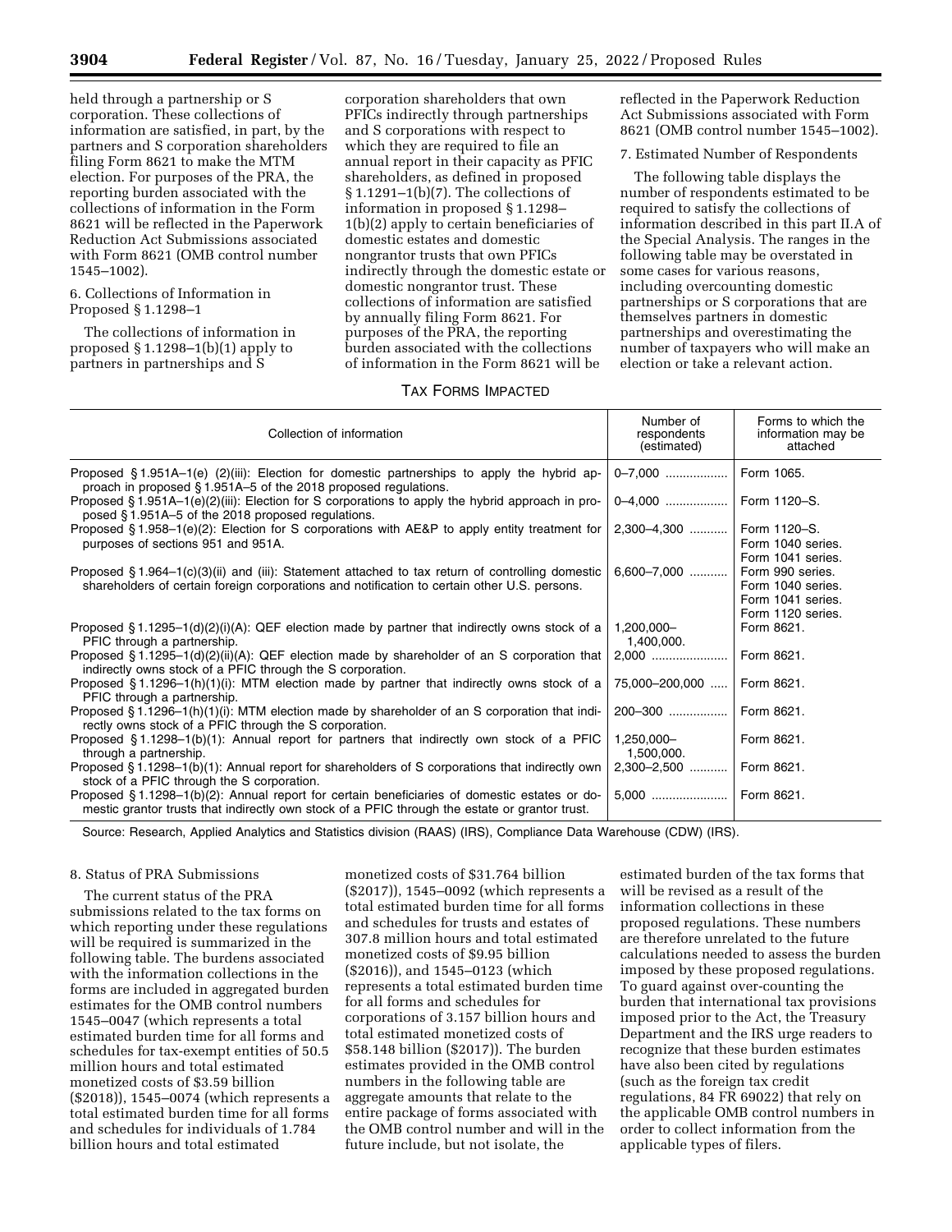held through a partnership or S corporation. These collections of information are satisfied, in part, by the partners and S corporation shareholders filing Form 8621 to make the MTM election. For purposes of the PRA, the reporting burden associated with the collections of information in the Form 8621 will be reflected in the Paperwork Reduction Act Submissions associated with Form 8621 (OMB control number 1545–1002).

6. Collections of Information in Proposed § 1.1298–1

The collections of information in proposed § 1.1298–1(b)(1) apply to partners in partnerships and S corporation shareholders that own PFICs indirectly through partnerships and S corporations with respect to which they are required to file an annual report in their capacity as PFIC shareholders, as defined in proposed § 1.1291–1(b)(7). The collections of information in proposed § 1.1298–1(b)(2) apply to certain beneficiaries of domestic estates and domestic nongrantor trusts that own PFICs indirectly through the domestic estate or domestic nongrantor trust. These collections of information are satisfied by annually filing Form 8621. For purposes of the PRA, the reporting burden associated with the collections of information in the Form 8621 will be reflected in the Paperwork Reduction Act Submissions associated with Form 8621 (OMB control number 1545–1002).

7. Estimated Number of Respondents

The following table displays the number of respondents estimated to be required to satisfy the collections of information described in this part II.A of the Special Analysis. The ranges in the following table may be overstated in some cases for various reasons, including overcounting domestic partnerships or S corporations that are themselves partners in domestic partnerships and overestimating the number of taxpayers who will make an election or take a relevant action.

TAX FORMS IMPACTED

| Collection of information | Number of respondents (estimated) | Forms to which the information may be attached |
|---|---|---|
| Proposed § 1.951A–1(e) (2)(iii): Election for domestic partnerships to apply the hybrid approach in proposed § 1.951A–5 of the 2018 proposed regulations. | 0–7,000 | Form 1065. |
| Proposed § 1.951A–1(e)(2)(iii): Election for S corporations to apply the hybrid approach in proposed § 1.951A–5 of the 2018 proposed regulations. | 0–4,000 | Form 1120–S. |
| Proposed § 1.958–1(e)(2): Election for S corporations with AE&P to apply entity treatment for purposes of sections 951 and 951A. | 2,300–4,300 | Form 1120–S. Form 1040 series. Form 1041 series. |
| Proposed § 1.964–1(c)(3)(ii) and (iii): Statement attached to tax return of controlling domestic shareholders of certain foreign corporations and notification to certain other U.S. persons. | 6,600–7,000 | Form 990 series. Form 1040 series. Form 1041 series. Form 1120 series. |
| Proposed § 1.1295–1(d)(2)(i)(A): QEF election made by partner that indirectly owns stock of a PFIC through a partnership. | 1,200,000–1,400,000. | Form 8621. |
| Proposed § 1.1295–1(d)(2)(ii)(A): QEF election made by shareholder of an S corporation that indirectly owns stock of a PFIC through the S corporation. | 2,000 | Form 8621. |
| Proposed § 1.1296–1(h)(1)(i): MTM election made by partner that indirectly owns stock of a PFIC through a partnership. | 75,000–200,000 | Form 8621. |
| Proposed § 1.1296–1(h)(1)(i): MTM election made by shareholder of an S corporation that indirectly owns stock of a PFIC through the S corporation. | 200–300 | Form 8621. |
| Proposed § 1.1298–1(b)(1): Annual report for partners that indirectly own stock of a PFIC through a partnership. | 1,250,000–1,500,000. | Form 8621. |
| Proposed § 1.1298–1(b)(1): Annual report for shareholders of S corporations that indirectly own stock of a PFIC through the S corporation. | 2,300–2,500 | Form 8621. |
| Proposed § 1.1298–1(b)(2): Annual report for certain beneficiaries of domestic estates or domestic grantor trusts that indirectly own stock of a PFIC through the estate or grantor trust. | 5,000 | Form 8621. |

Source: Research, Applied Analytics and Statistics division (RAAS) (IRS), Compliance Data Warehouse (CDW) (IRS).

8. Status of PRA Submissions

The current status of the PRA submissions related to the tax forms on which reporting under these regulations will be required is summarized in the following table. The burdens associated with the information collections in the forms are included in aggregated burden estimates for the OMB control numbers 1545–0047 (which represents a total estimated burden time for all forms and schedules for tax-exempt entities of 50.5 million hours and total estimated monetized costs of $3.59 billion ($2018)), 1545–0074 (which represents a total estimated burden time for all forms and schedules for individuals of 1.784 billion hours and total estimated monetized costs of $31.764 billion ($2017)), 1545–0092 (which represents a total estimated burden time for all forms and schedules for trusts and estates of 307.8 million hours and total estimated monetized costs of $9.95 billion ($2016)), and 1545–0123 (which represents a total estimated burden time for all forms and schedules for corporations of 3.157 billion hours and total estimated monetized costs of $58.148 billion ($2017)). The burden estimates provided in the OMB control numbers in the following table are aggregate amounts that relate to the entire package of forms associated with the OMB control number and will in the future include, but not isolate, the estimated burden of the tax forms that will be revised as a result of the information collections in these proposed regulations. These numbers are therefore unrelated to the future calculations needed to assess the burden imposed by these proposed regulations. To guard against over-counting the burden that international tax provisions imposed prior to the Act, the Treasury Department and the IRS urge readers to recognize that these burden estimates have also been cited by regulations (such as the foreign tax credit regulations, 84 FR 69022) that rely on the applicable OMB control numbers in order to collect information from the applicable types of filers.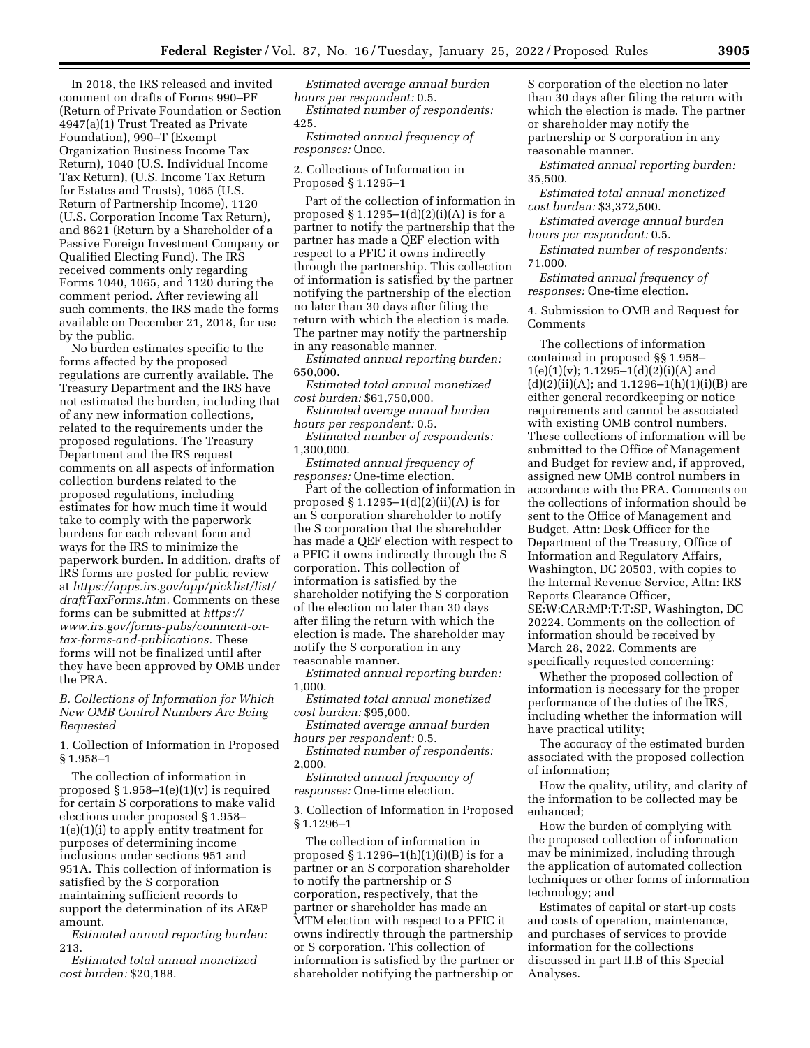In 2018, the IRS released and invited comment on drafts of Forms 990–PF (Return of Private Foundation or Section 4947(a)(1) Trust Treated as Private Foundation), 990–T (Exempt Organization Business Income Tax Return), 1040 (U.S. Individual Income Tax Return), (U.S. Income Tax Return for Estates and Trusts), 1065 (U.S. Return of Partnership Income), 1120 (U.S. Corporation Income Tax Return), and 8621 (Return by a Shareholder of a Passive Foreign Investment Company or Qualified Electing Fund). The IRS received comments only regarding Forms 1040, 1065, and 1120 during the comment period. After reviewing all such comments, the IRS made the forms available on December 21, 2018, for use by the public.

No burden estimates specific to the forms affected by the proposed regulations are currently available. The Treasury Department and the IRS have not estimated the burden, including that of any new information collections, related to the requirements under the proposed regulations. The Treasury Department and the IRS request comments on all aspects of information collection burdens related to the proposed regulations, including estimates for how much time it would take to comply with the paperwork burdens for each relevant form and ways for the IRS to minimize the paperwork burden. In addition, drafts of IRS forms are posted for public review at *https://apps.irs.gov/app/picklist/list/draftTaxForms.htm.* Comments on these forms can be submitted at *https://www.irs.gov/forms-pubs/comment-on-tax-forms-and-publications.* These forms will not be finalized until after they have been approved by OMB under the PRA.

*B. Collections of Information for Which New OMB Control Numbers Are Being Requested*

1. Collection of Information in Proposed § 1.958–1

The collection of information in proposed § 1.958–1(e)(1)(v) is required for certain S corporations to make valid elections under proposed § 1.958–1(e)(1)(i) to apply entity treatment for purposes of determining income inclusions under sections 951 and 951A. This collection of information is satisfied by the S corporation maintaining sufficient records to support the determination of its AE&P amount.

*Estimated annual reporting burden:* 213.

*Estimated total annual monetized cost burden:* $20,188.

*Estimated average annual burden hours per respondent:* 0.5.

*Estimated number of respondents:* 425.

*Estimated annual frequency of responses:* Once.

2. Collections of Information in Proposed § 1.1295–1

Part of the collection of information in proposed § 1.1295–1(d)(2)(i)(A) is for a partner to notify the partnership that the partner has made a QEF election with respect to a PFIC it owns indirectly through the partnership. This collection of information is satisfied by the partner notifying the partnership of the election no later than 30 days after filing the return with which the election is made. The partner may notify the partnership in any reasonable manner.

*Estimated annual reporting burden:* 650,000.

*Estimated total annual monetized cost burden:* $61,750,000.

*Estimated average annual burden hours per respondent:* 0.5.

*Estimated number of respondents:* 1,300,000.

*Estimated annual frequency of responses:* One-time election.

Part of the collection of information in proposed § 1.1295–1(d)(2)(ii)(A) is for an S corporation shareholder to notify the S corporation that the shareholder has made a QEF election with respect to a PFIC it owns indirectly through the S corporation. This collection of information is satisfied by the shareholder notifying the S corporation of the election no later than 30 days after filing the return with which the election is made. The shareholder may notify the S corporation in any reasonable manner.

*Estimated annual reporting burden:* 1,000.

*Estimated total annual monetized cost burden:* $95,000.

*Estimated average annual burden hours per respondent:* 0.5.

*Estimated number of respondents:* 2,000.

*Estimated annual frequency of responses:* One-time election.

3. Collection of Information in Proposed § 1.1296–1

The collection of information in proposed § 1.1296–1(h)(1)(i)(B) is for a partner or an S corporation shareholder to notify the partnership or S corporation, respectively, that the partner or shareholder has made an MTM election with respect to a PFIC it owns indirectly through the partnership or S corporation. This collection of information is satisfied by the partner or shareholder notifying the partnership or S corporation of the election no later than 30 days after filing the return with which the election is made. The partner or shareholder may notify the partnership or S corporation in any reasonable manner.

*Estimated annual reporting burden:* 35,500.

*Estimated total annual monetized cost burden:* $3,372,500.

*Estimated average annual burden hours per respondent:* 0.5.

*Estimated number of respondents:* 71,000.

*Estimated annual frequency of responses:* One-time election.

4. Submission to OMB and Request for Comments

The collections of information contained in proposed §§ 1.958–1(e)(1)(v); 1.1295–1(d)(2)(i)(A) and (d)(2)(ii)(A); and 1.1296–1(h)(1)(i)(B) are either general recordkeeping or notice requirements and cannot be associated with existing OMB control numbers. These collections of information will be submitted to the Office of Management and Budget for review and, if approved, assigned new OMB control numbers in accordance with the PRA. Comments on the collections of information should be sent to the Office of Management and Budget, Attn: Desk Officer for the Department of the Treasury, Office of Information and Regulatory Affairs, Washington, DC 20503, with copies to the Internal Revenue Service, Attn: IRS Reports Clearance Officer, SE:W:CAR:MP:T:T:SP, Washington, DC 20224. Comments on the collection of information should be received by March 28, 2022. Comments are specifically requested concerning:

Whether the proposed collection of information is necessary for the proper performance of the duties of the IRS, including whether the information will have practical utility;

The accuracy of the estimated burden associated with the proposed collection of information;

How the quality, utility, and clarity of the information to be collected may be enhanced;

How the burden of complying with the proposed collection of information may be minimized, including through the application of automated collection techniques or other forms of information technology; and

Estimates of capital or start-up costs and costs of operation, maintenance, and purchases of services to provide information for the collections discussed in part II.B of this Special Analyses.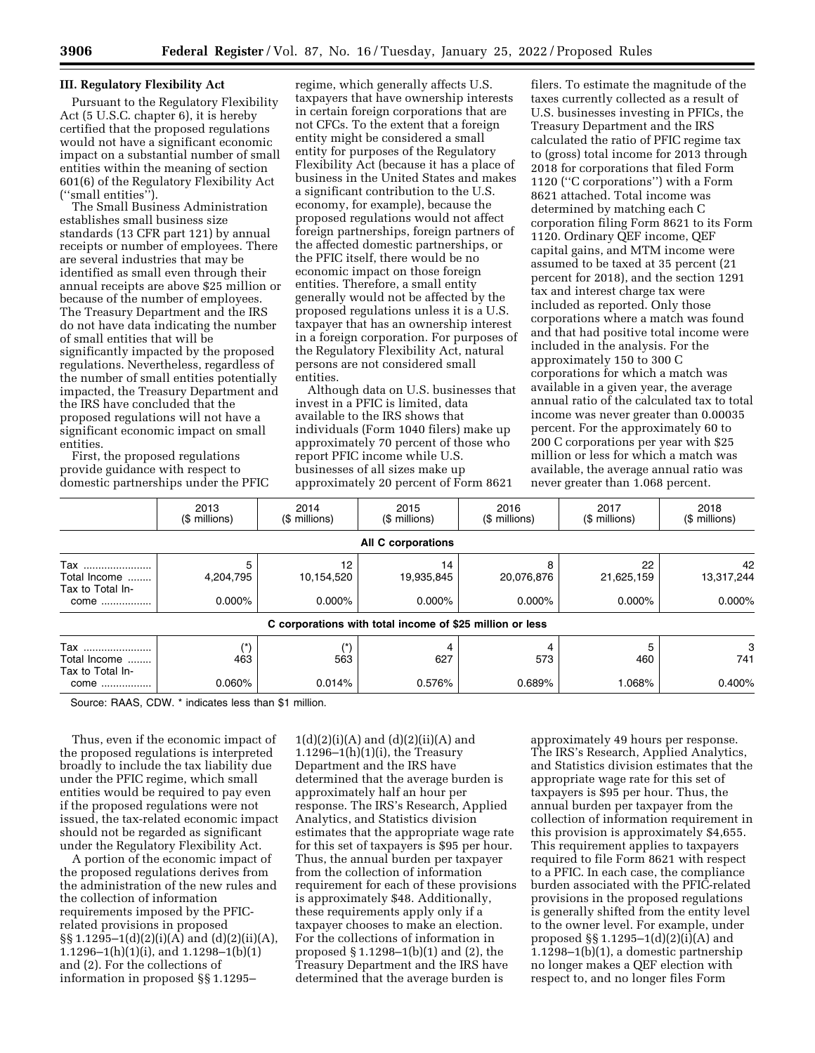## III. Regulatory Flexibility Act

Pursuant to the Regulatory Flexibility Act (5 U.S.C. chapter 6), it is hereby certified that the proposed regulations would not have a significant economic impact on a substantial number of small entities within the meaning of section 601(6) of the Regulatory Flexibility Act (''small entities'').

The Small Business Administration establishes small business size standards (13 CFR part 121) by annual receipts or number of employees. There are several industries that may be identified as small even through their annual receipts are above $25 million or because of the number of employees. The Treasury Department and the IRS do not have data indicating the number of small entities that will be significantly impacted by the proposed regulations. Nevertheless, regardless of the number of small entities potentially impacted, the Treasury Department and the IRS have concluded that the proposed regulations will not have a significant economic impact on small entities.

First, the proposed regulations provide guidance with respect to domestic partnerships under the PFIC regime, which generally affects U.S. taxpayers that have ownership interests in certain foreign corporations that are not CFCs. To the extent that a foreign entity might be considered a small entity for purposes of the Regulatory Flexibility Act (because it has a place of business in the United States and makes a significant contribution to the U.S. economy, for example), because the proposed regulations would not affect foreign partnerships, foreign partners of the affected domestic partnerships, or the PFIC itself, there would be no economic impact on those foreign entities. Therefore, a small entity generally would not be affected by the proposed regulations unless it is a U.S. taxpayer that has an ownership interest in a foreign corporation. For purposes of the Regulatory Flexibility Act, natural persons are not considered small entities.

Although data on U.S. businesses that invest in a PFIC is limited, data available to the IRS shows that individuals (Form 1040 filers) make up approximately 70 percent of those who report PFIC income while U.S. businesses of all sizes make up approximately 20 percent of Form 8621 filers. To estimate the magnitude of the taxes currently collected as a result of U.S. businesses investing in PFICs, the Treasury Department and the IRS calculated the ratio of PFIC regime tax to (gross) total income for 2013 through 2018 for corporations that filed Form 1120 (''C corporations'') with a Form 8621 attached. Total income was determined by matching each C corporation filing Form 8621 to its Form 1120. Ordinary QEF income, QEF capital gains, and MTM income were assumed to be taxed at 35 percent (21 percent for 2018), and the section 1291 tax and interest charge tax were included as reported. Only those corporations where a match was found and that had positive total income were included in the analysis. For the approximately 150 to 300 C corporations for which a match was available in a given year, the average annual ratio of the calculated tax to total income was never greater than 0.00035 percent. For the approximately 60 to 200 C corporations per year with $25 million or less for which a match was available, the average annual ratio was never greater than 1.068 percent.

| | 2013 ($ millions) | 2014 ($ millions) | 2015 ($ millions) | 2016 ($ millions) | 2017 ($ millions) | 2018 ($ millions) |
|---|---|---|---|---|---|---|
| **All C corporations** | | | | | | |
| Tax | 5 | 12 | 14 | 8 | 22 | 42 |
| Total Income | 4,204,795 | 10,154,520 | 19,935,845 | 20,076,876 | 21,625,159 | 13,317,244 |
| Tax to Total Income | 0.000% | 0.000% | 0.000% | 0.000% | 0.000% | 0.000% |
| **C corporations with total income of $25 million or less** | | | | | | |
| Tax | (*) | (*) | 4 | 4 | 5 | 3 |
| Total Income | 463 | 563 | 627 | 573 | 460 | 741 |
| Tax to Total Income | 0.060% | 0.014% | 0.576% | 0.689% | 1.068% | 0.400% |

Source: RAAS, CDW. * indicates less than $1 million.

Thus, even if the economic impact of the proposed regulations is interpreted broadly to include the tax liability due under the PFIC regime, which small entities would be required to pay even if the proposed regulations were not issued, the tax-related economic impact should not be regarded as significant under the Regulatory Flexibility Act.

A portion of the economic impact of the proposed regulations derives from the administration of the new rules and the collection of information requirements imposed by the PFIC-related provisions in proposed §§ 1.1295–1(d)(2)(i)(A) and (d)(2)(ii)(A), 1.1296–1(h)(1)(i), and 1.1298–1(b)(1) and (2). For the collections of information in proposed §§ 1.1295–1(d)(2)(i)(A) and (d)(2)(ii)(A) and 1.1296–1(h)(1)(i), the Treasury Department and the IRS have determined that the average burden is approximately half an hour per response. The IRS's Research, Applied Analytics, and Statistics division estimates that the appropriate wage rate for this set of taxpayers is $95 per hour. Thus, the annual burden per taxpayer from the collection of information requirement for each of these provisions is approximately $48. Additionally, these requirements apply only if a taxpayer chooses to make an election. For the collections of information in proposed § 1.1298–1(b)(1) and (2), the Treasury Department and the IRS have determined that the average burden is approximately 49 hours per response. The IRS's Research, Applied Analytics, and Statistics division estimates that the appropriate wage rate for this set of taxpayers is $95 per hour. Thus, the annual burden per taxpayer from the collection of information requirement in this provision is approximately $4,655. This requirement applies to taxpayers required to file Form 8621 with respect to a PFIC. In each case, the compliance burden associated with the PFIC-related provisions in the proposed regulations is generally shifted from the entity level to the owner level. For example, under proposed §§ 1.1295–1(d)(2)(i)(A) and 1.1298–1(b)(1), a domestic partnership no longer makes a QEF election with respect to, and no longer files Form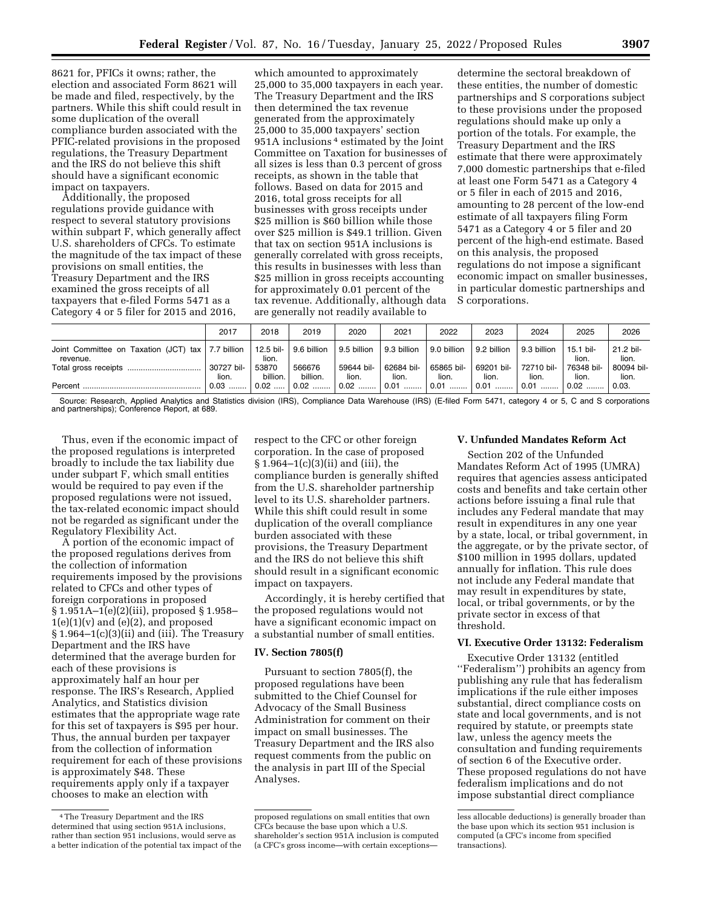8621 for, PFICs it owns; rather, the election and associated Form 8621 will be made and filed, respectively, by the partners. While this shift could result in some duplication of the overall compliance burden associated with the PFIC-related provisions in the proposed regulations, the Treasury Department and the IRS do not believe this shift should have a significant economic impact on taxpayers.

Additionally, the proposed regulations provide guidance with respect to several statutory provisions within subpart F, which generally affect U.S. shareholders of CFCs. To estimate the magnitude of the tax impact of these provisions on small entities, the Treasury Department and the IRS examined the gross receipts of all taxpayers that e-filed Forms 5471 as a Category 4 or 5 filer for 2015 and 2016, which amounted to approximately 25,000 to 35,000 taxpayers in each year. The Treasury Department and the IRS then determined the tax revenue generated from the approximately 25,000 to 35,000 taxpayers' section 951A inclusions [4] estimated by the Joint Committee on Taxation for businesses of all sizes is less than 0.3 percent of gross receipts, as shown in the table that follows. Based on data for 2015 and 2016, total gross receipts for all businesses with gross receipts under $25 million is $60 billion while those over $25 million is $49.1 trillion. Given that tax on section 951A inclusions is generally correlated with gross receipts, this results in businesses with less than $25 million in gross receipts accounting for approximately 0.01 percent of the tax revenue. Additionally, although data are generally not readily available to determine the sectoral breakdown of these entities, the number of domestic partnerships and S corporations subject to these provisions under the proposed regulations should make up only a portion of the totals. For example, the Treasury Department and the IRS estimate that there were approximately 7,000 domestic partnerships that e-filed at least one Form 5471 as a Category 4 or 5 filer in each of 2015 and 2016, amounting to 28 percent of the low-end estimate of all taxpayers filing Form 5471 as a Category 4 or 5 filer and 20 percent of the high-end estimate. Based on this analysis, the proposed regulations do not impose a significant economic impact on smaller businesses, in particular domestic partnerships and S corporations.

| | 2017 | 2018 | 2019 | 2020 | 2021 | 2022 | 2023 | 2024 | 2025 | 2026 |
|---|---|---|---|---|---|---|---|---|---|---|
| Joint Committee on Taxation (JCT) tax revenue. | 7.7 billion | 12.5 billion. | 9.6 billion | 9.5 billion | 9.3 billion | 9.0 billion | 9.2 billion | 9.3 billion | 15.1 billion. | 21.2 billion. |
| Total gross receipts | 30727 billion. | 53870 billion. | 566676 billion. | 59644 billion. | 62684 billion. | 65865 billion. | 69201 billion. | 72710 billion. | 76348 billion. | 80094 billion. |
| Percent | 0.03 | 0.02 | 0.02 | 0.02 | 0.01 | 0.01 | 0.01 | 0.01 | 0.02 | 0.03. |

Source: Research, Applied Analytics and Statistics division (IRS), Compliance Data Warehouse (IRS) (E-filed Form 5471, category 4 or 5, C and S corporations and partnerships); Conference Report, at 689.

Thus, even if the economic impact of the proposed regulations is interpreted broadly to include the tax liability due under subpart F, which small entities would be required to pay even if the proposed regulations were not issued, the tax-related economic impact should not be regarded as significant under the Regulatory Flexibility Act.

A portion of the economic impact of the proposed regulations derives from the collection of information requirements imposed by the provisions related to CFCs and other types of foreign corporations in proposed § 1.951A–1(e)(2)(iii), proposed § 1.958–1(e)(1)(v) and (e)(2), and proposed § 1.964–1(c)(3)(ii) and (iii). The Treasury Department and the IRS have determined that the average burden for each of these provisions is approximately half an hour per response. The IRS's Research, Applied Analytics, and Statistics division estimates that the appropriate wage rate for this set of taxpayers is $95 per hour. Thus, the annual burden per taxpayer from the collection of information requirement for each of these provisions is approximately $48. These requirements apply only if a taxpayer chooses to make an election with respect to the CFC or other foreign corporation. In the case of proposed § 1.964–1(c)(3)(ii) and (iii), the compliance burden is generally shifted from the U.S. shareholder partnership level to its U.S. shareholder partners. While this shift could result in some duplication of the overall compliance burden associated with these provisions, the Treasury Department and the IRS do not believe this shift should result in a significant economic impact on taxpayers.

Accordingly, it is hereby certified that the proposed regulations would not have a significant economic impact on a substantial number of small entities.

## IV. Section 7805(f)

Pursuant to section 7805(f), the proposed regulations have been submitted to the Chief Counsel for Advocacy of the Small Business Administration for comment on their impact on small businesses. The Treasury Department and the IRS also request comments from the public on the analysis in part III of the Special Analyses.

## V. Unfunded Mandates Reform Act

Section 202 of the Unfunded Mandates Reform Act of 1995 (UMRA) requires that agencies assess anticipated costs and benefits and take certain other actions before issuing a final rule that includes any Federal mandate that may result in expenditures in any one year by a state, local, or tribal government, in the aggregate, or by the private sector, of $100 million in 1995 dollars, updated annually for inflation. This rule does not include any Federal mandate that may result in expenditures by state, local, or tribal governments, or by the private sector in excess of that threshold.

## VI. Executive Order 13132: Federalism

Executive Order 13132 (entitled "Federalism") prohibits an agency from publishing any rule that has federalism implications if the rule either imposes substantial, direct compliance costs on state and local governments, and is not required by statute, or preempts state law, unless the agency meets the consultation and funding requirements of section 6 of the Executive order. These proposed regulations do not have federalism implications and do not impose substantial direct compliance

---

[4] The Treasury Department and the IRS determined that using section 951A inclusions, rather than section 951 inclusions, would serve as a better indication of the potential tax impact of the proposed regulations on small entities that own CFCs because the base upon which a U.S. shareholder's section 951A inclusion is computed (a CFC's gross income—with certain exceptions—less allocable deductions) is generally broader than the base upon which its section 951 inclusion is computed (a CFC's income from specified transactions).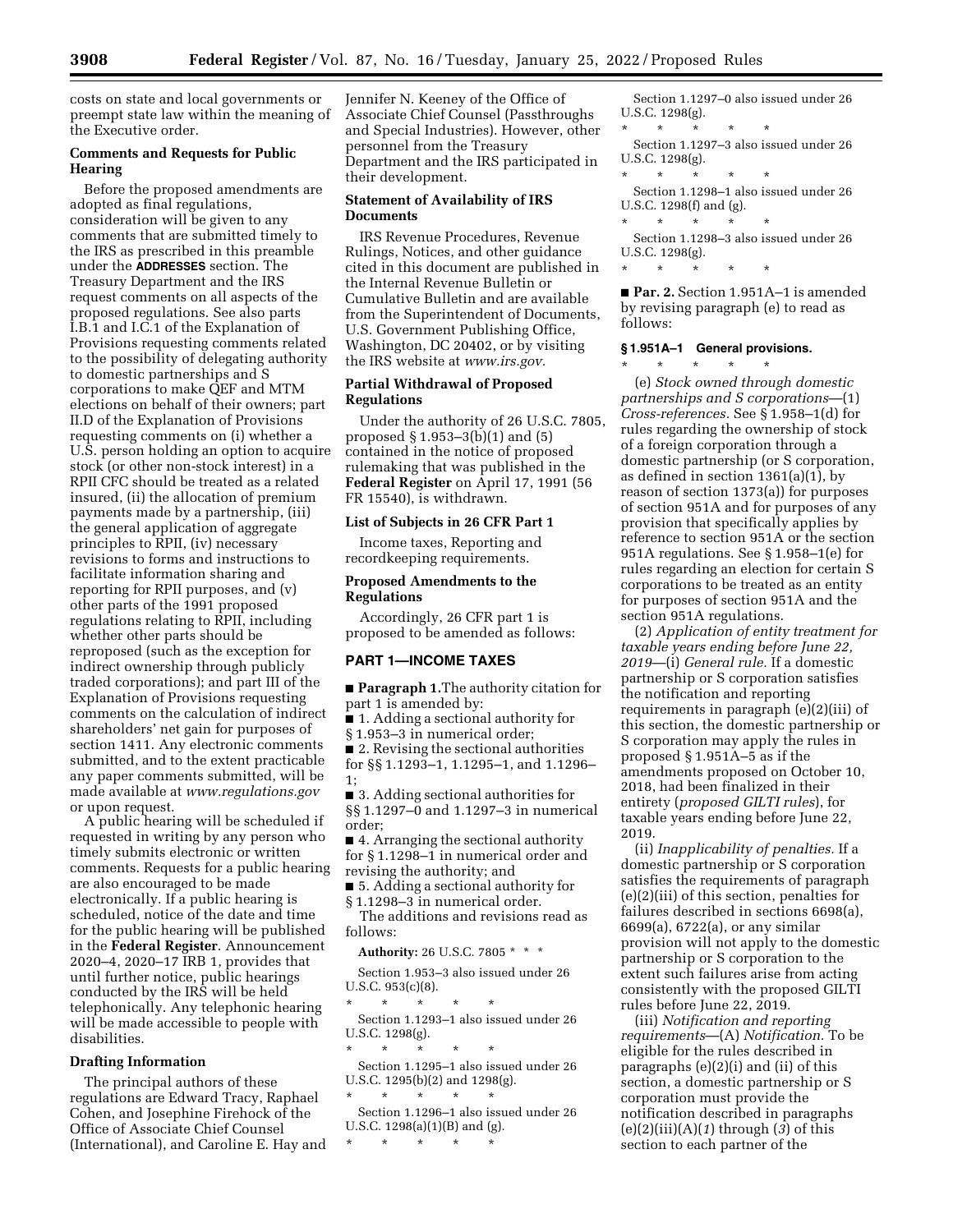costs on state and local governments or preempt state law within the meaning of the Executive order.

**Comments and Requests for Public Hearing**

Before the proposed amendments are adopted as final regulations, consideration will be given to any comments that are submitted timely to the IRS as prescribed in this preamble under the **ADDRESSES** section. The Treasury Department and the IRS request comments on all aspects of the proposed regulations. See also parts I.B.1 and I.C.1 of the Explanation of Provisions requesting comments related to the possibility of delegating authority to domestic partnerships and S corporations to make QEF and MTM elections on behalf of their owners; part II.D of the Explanation of Provisions requesting comments on (i) whether a U.S. person holding an option to acquire stock (or other non-stock interest) in a RPII CFC should be treated as a related insured, (ii) the allocation of premium payments made by a partnership, (iii) the general application of aggregate principles to RPII, (iv) necessary revisions to forms and instructions to facilitate information sharing and reporting for RPII purposes, and (v) other parts of the 1991 proposed regulations relating to RPII, including whether other parts should be reproposed (such as the exception for indirect ownership through publicly traded corporations); and part III of the Explanation of Provisions requesting comments on the calculation of indirect shareholders' net gain for purposes of section 1411. Any electronic comments submitted, and to the extent practicable any paper comments submitted, will be made available at *www.regulations.gov* or upon request.

A public hearing will be scheduled if requested in writing by any person who timely submits electronic or written comments. Requests for a public hearing are also encouraged to be made electronically. If a public hearing is scheduled, notice of the date and time for the public hearing will be published in the **Federal Register**. Announcement 2020–4, 2020–17 IRB 1, provides that until further notice, public hearings conducted by the IRS will be held telephonically. Any telephonic hearing will be made accessible to people with disabilities.

**Drafting Information**

The principal authors of these regulations are Edward Tracy, Raphael Cohen, and Josephine Firehock of the Office of Associate Chief Counsel (International), and Caroline E. Hay and Jennifer N. Keeney of the Office of Associate Chief Counsel (Passthroughs and Special Industries). However, other personnel from the Treasury Department and the IRS participated in their development.

**Statement of Availability of IRS Documents**

IRS Revenue Procedures, Revenue Rulings, Notices, and other guidance cited in this document are published in the Internal Revenue Bulletin or Cumulative Bulletin and are available from the Superintendent of Documents, U.S. Government Publishing Office, Washington, DC 20402, or by visiting the IRS website at *www.irs.gov.*

**Partial Withdrawal of Proposed Regulations**

Under the authority of 26 U.S.C. 7805, proposed § 1.953–3(b)(1) and (5) contained in the notice of proposed rulemaking that was published in the **Federal Register** on April 17, 1991 (56 FR 15540), is withdrawn.

**List of Subjects in 26 CFR Part 1**

Income taxes, Reporting and recordkeeping requirements.

**Proposed Amendments to the Regulations**

Accordingly, 26 CFR part 1 is proposed to be amended as follows:

**PART 1—INCOME TAXES**

■ **Paragraph 1.** The authority citation for part 1 is amended by:

■ 1. Adding a sectional authority for § 1.953–3 in numerical order;

■ 2. Revising the sectional authorities for §§ 1.1293–1, 1.1295–1, and 1.1296–1;

■ 3. Adding sectional authorities for §§ 1.1297–0 and 1.1297–3 in numerical order;

■ 4. Arranging the sectional authority for § 1.1298–1 in numerical order and revising the authority; and

■ 5. Adding a sectional authority for § 1.1298–3 in numerical order.

The additions and revisions read as follows:

**Authority:** 26 U.S.C. 7805 * * *

Section 1.953–3 also issued under 26 U.S.C. 953(c)(8).

\* \* \* \* \*

Section 1.1293–1 also issued under 26 U.S.C. 1298(g).

\* \* \* \* \*

Section 1.1295–1 also issued under 26 U.S.C. 1295(b)(2) and 1298(g).

\* \* \* \* \*

Section 1.1296–1 also issued under 26 U.S.C. 1298(a)(1)(B) and (g).

\* \* \* \* \*

Section 1.1297–0 also issued under 26 U.S.C. 1298(g).

\* \* \* \* \*

Section 1.1297–3 also issued under 26 U.S.C. 1298(g).

\* \* \* \* \*

Section 1.1298–1 also issued under 26 U.S.C. 1298(f) and (g).

\* \* \* \* \*

Section 1.1298–3 also issued under 26 U.S.C. 1298(g).

\* \* \* \* \*

■ **Par. 2.** Section 1.951A–1 is amended by revising paragraph (e) to read as follows:

**§ 1.951A–1 General provisions.**

\* \* \* \* \*

(e) *Stock owned through domestic partnerships and S corporations*—(1) *Cross-references.* See § 1.958–1(d) for rules regarding the ownership of stock of a foreign corporation through a domestic partnership (or S corporation, as defined in section 1361(a)(1), by reason of section 1373(a)) for purposes of section 951A and for purposes of any provision that specifically applies by reference to section 951A or the section 951A regulations. See § 1.958–1(e) for rules regarding an election for certain S corporations to be treated as an entity for purposes of section 951A and the section 951A regulations.

(2) *Application of entity treatment for taxable years ending before June 22, 2019*—(i) *General rule.* If a domestic partnership or S corporation satisfies the notification and reporting requirements in paragraph (e)(2)(iii) of this section, the domestic partnership or S corporation may apply the rules in proposed § 1.951A–5 as if the amendments proposed on October 10, 2018, had been finalized in their entirety (*proposed GILTI rules*), for taxable years ending before June 22, 2019.

(ii) *Inapplicability of penalties.* If a domestic partnership or S corporation satisfies the requirements of paragraph (e)(2)(iii) of this section, penalties for failures described in sections 6698(a), 6699(a), 6722(a), or any similar provision will not apply to the domestic partnership or S corporation to the extent such failures arise from acting consistently with the proposed GILTI rules before June 22, 2019.

(iii) *Notification and reporting requirements*—(A) *Notification.* To be eligible for the rules described in paragraphs (e)(2)(i) and (ii) of this section, a domestic partnership or S corporation must provide the notification described in paragraphs (e)(2)(iii)(A)(*1*) through (*3*) of this section to each partner of the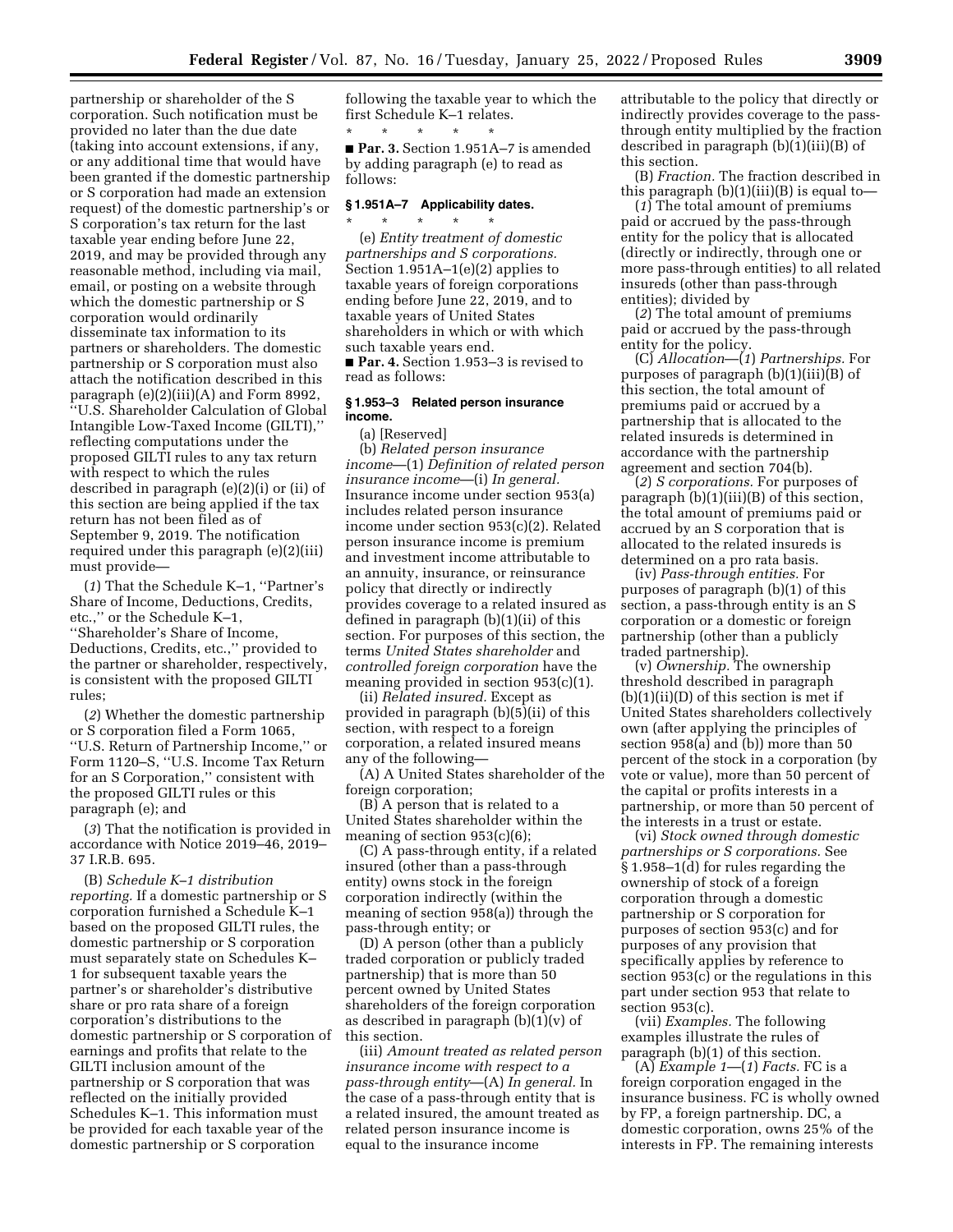partnership or shareholder of the S corporation. Such notification must be provided no later than the due date (taking into account extensions, if any, or any additional time that would have been granted if the domestic partnership or S corporation had made an extension request) of the domestic partnership's or S corporation's tax return for the last taxable year ending before June 22, 2019, and may be provided through any reasonable method, including via mail, email, or posting on a website through which the domestic partnership or S corporation would ordinarily disseminate tax information to its partners or shareholders. The domestic partnership or S corporation must also attach the notification described in this paragraph (e)(2)(iii)(A) and Form 8992, ''U.S. Shareholder Calculation of Global Intangible Low-Taxed Income (GILTI),'' reflecting computations under the proposed GILTI rules to any tax return with respect to which the rules described in paragraph (e)(2)(i) or (ii) of this section are being applied if the tax return has not been filed as of September 9, 2019. The notification required under this paragraph (e)(2)(iii) must provide—

(*1*) That the Schedule K–1, ''Partner's Share of Income, Deductions, Credits, etc.,'' or the Schedule K–1, ''Shareholder's Share of Income, Deductions, Credits, etc.,'' provided to the partner or shareholder, respectively, is consistent with the proposed GILTI rules;

(*2*) Whether the domestic partnership or S corporation filed a Form 1065, ''U.S. Return of Partnership Income,'' or Form 1120–S, ''U.S. Income Tax Return for an S Corporation,'' consistent with the proposed GILTI rules or this paragraph (e); and

(*3*) That the notification is provided in accordance with Notice 2019–46, 2019–37 I.R.B. 695.

(B) *Schedule K–1 distribution reporting.* If a domestic partnership or S corporation furnished a Schedule K–1 based on the proposed GILTI rules, the domestic partnership or S corporation must separately state on Schedules K–1 for subsequent taxable years the partner's or shareholder's distributive share or pro rata share of a foreign corporation's distributions to the domestic partnership or S corporation of earnings and profits that relate to the GILTI inclusion amount of the partnership or S corporation that was reflected on the initially provided Schedules K–1. This information must be provided for each taxable year of the domestic partnership or S corporation following the taxable year to which the first Schedule K–1 relates.

\* \* \* \* \*

■ **Par. 3.** Section 1.951A–7 is amended by adding paragraph (e) to read as follows:

### § 1.951A–7 Applicability dates.

\* \* \* \* \*

(e) *Entity treatment of domestic partnerships and S corporations.* Section 1.951A–1(e)(2) applies to taxable years of foreign corporations ending before June 22, 2019, and to taxable years of United States shareholders in which or with which such taxable years end.

■ **Par. 4.** Section 1.953–3 is revised to read as follows:

### § 1.953–3 Related person insurance income.

(a) [Reserved]

(b) *Related person insurance income*—(1) *Definition of related person insurance income*—(i) *In general.* Insurance income under section 953(a) includes related person insurance income under section 953(c)(2). Related person insurance income is premium and investment income attributable to an annuity, insurance, or reinsurance policy that directly or indirectly provides coverage to a related insured as defined in paragraph (b)(1)(ii) of this section. For purposes of this section, the terms *United States shareholder* and *controlled foreign corporation* have the meaning provided in section 953(c)(1).

(ii) *Related insured.* Except as provided in paragraph (b)(5)(ii) of this section, with respect to a foreign corporation, a related insured means any of the following—

(A) A United States shareholder of the foreign corporation;

(B) A person that is related to a United States shareholder within the meaning of section 953(c)(6);

(C) A pass-through entity, if a related insured (other than a pass-through entity) owns stock in the foreign corporation indirectly (within the meaning of section 958(a)) through the pass-through entity; or

(D) A person (other than a publicly traded corporation or publicly traded partnership) that is more than 50 percent owned by United States shareholders of the foreign corporation as described in paragraph (b)(1)(v) of this section.

(iii) *Amount treated as related person insurance income with respect to a pass-through entity*—(A) *In general.* In the case of a pass-through entity that is a related insured, the amount treated as related person insurance income is equal to the insurance income attributable to the policy that directly or indirectly provides coverage to the pass-through entity multiplied by the fraction described in paragraph (b)(1)(iii)(B) of this section.

(B) *Fraction.* The fraction described in this paragraph (b)(1)(iii)(B) is equal to—

(*1*) The total amount of premiums paid or accrued by the pass-through entity for the policy that is allocated (directly or indirectly, through one or more pass-through entities) to all related insureds (other than pass-through entities); divided by

(*2*) The total amount of premiums paid or accrued by the pass-through entity for the policy.

(C) *Allocation*—(*1*) *Partnerships.* For purposes of paragraph (b)(1)(iii)(B) of this section, the total amount of premiums paid or accrued by a partnership that is allocated to the related insureds is determined in accordance with the partnership agreement and section 704(b).

(*2*) *S corporations.* For purposes of paragraph (b)(1)(iii)(B) of this section, the total amount of premiums paid or accrued by an S corporation that is allocated to the related insureds is determined on a pro rata basis.

(iv) *Pass-through entities.* For purposes of paragraph (b)(1) of this section, a pass-through entity is an S corporation or a domestic or foreign partnership (other than a publicly traded partnership).

(v) *Ownership.* The ownership threshold described in paragraph (b)(1)(ii)(D) of this section is met if United States shareholders collectively own (after applying the principles of section 958(a) and (b)) more than 50 percent of the stock in a corporation (by vote or value), more than 50 percent of the capital or profits interests in a partnership, or more than 50 percent of the interests in a trust or estate.

(vi) *Stock owned through domestic partnerships or S corporations.* See § 1.958–1(d) for rules regarding the ownership of stock of a foreign corporation through a domestic partnership or S corporation for purposes of section 953(c) and for purposes of any provision that specifically applies by reference to section 953(c) or the regulations in this part under section 953 that relate to section 953(c).

(vii) *Examples.* The following examples illustrate the rules of paragraph (b)(1) of this section.

(A) *Example 1*—(*1*) *Facts.* FC is a foreign corporation engaged in the insurance business. FC is wholly owned by FP, a foreign partnership. DC, a domestic corporation, owns 25% of the interests in FP. The remaining interests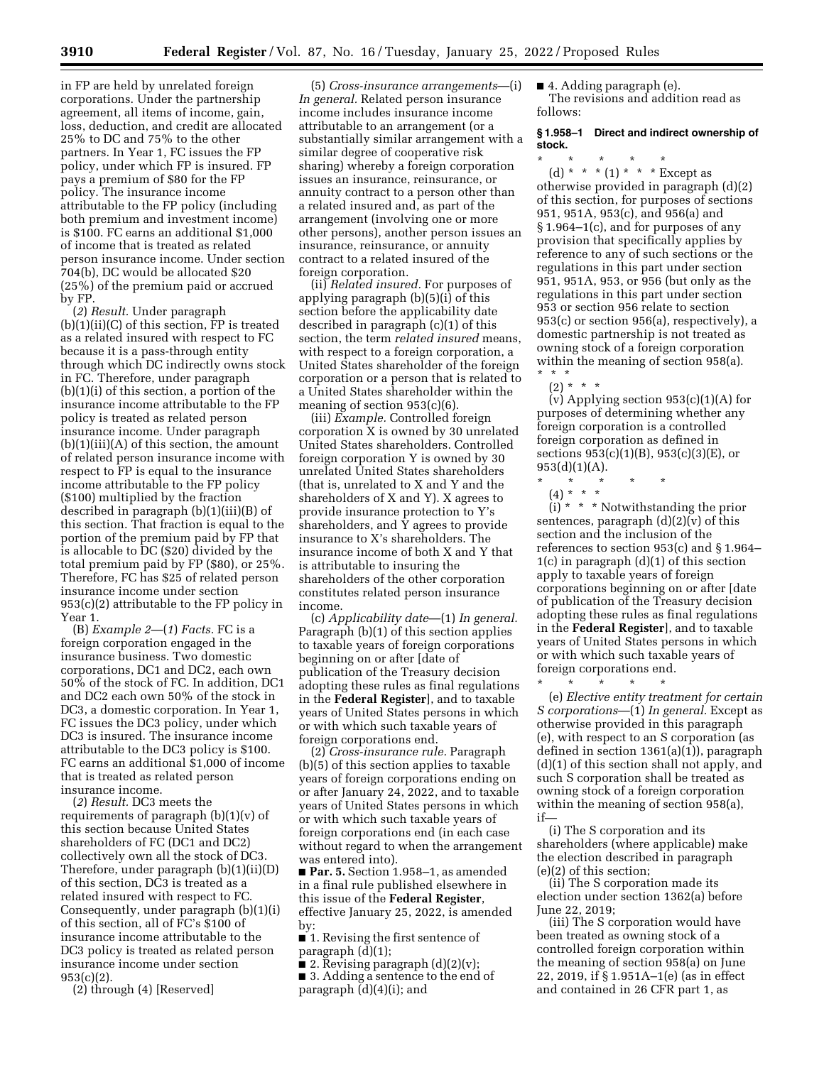in FP are held by unrelated foreign corporations. Under the partnership agreement, all items of income, gain, loss, deduction, and credit are allocated 25% to DC and 75% to the other partners. In Year 1, FC issues the FP policy, under which FP is insured. FP pays a premium of $80 for the FP policy. The insurance income attributable to the FP policy (including both premium and investment income) is $100. FC earns an additional $1,000 of income that is treated as related person insurance income. Under section 704(b), DC would be allocated $20 (25%) of the premium paid or accrued by FP.

(*2*) *Result.* Under paragraph (b)(1)(ii)(C) of this section, FP is treated as a related insured with respect to FC because it is a pass-through entity through which DC indirectly owns stock in FC. Therefore, under paragraph (b)(1)(i) of this section, a portion of the insurance income attributable to the FP policy is treated as related person insurance income. Under paragraph (b)(1)(iii)(A) of this section, the amount of related person insurance income with respect to FP is equal to the insurance income attributable to the FP policy ($100) multiplied by the fraction described in paragraph (b)(1)(iii)(B) of this section. That fraction is equal to the portion of the premium paid by FP that is allocable to DC ($20) divided by the total premium paid by FP ($80), or 25%. Therefore, FC has $25 of related person insurance income under section 953(c)(2) attributable to the FP policy in Year 1.

(B) *Example 2*—(*1*) *Facts.* FC is a foreign corporation engaged in the insurance business. Two domestic corporations, DC1 and DC2, each own 50% of the stock of FC. In addition, DC1 and DC2 each own 50% of the stock in DC3, a domestic corporation. In Year 1, FC issues the DC3 policy, under which DC3 is insured. The insurance income attributable to the DC3 policy is $100. FC earns an additional $1,000 of income that is treated as related person insurance income.

(*2*) *Result.* DC3 meets the requirements of paragraph (b)(1)(v) of this section because United States shareholders of FC (DC1 and DC2) collectively own all the stock of DC3. Therefore, under paragraph (b)(1)(ii)(D) of this section, DC3 is treated as a related insured with respect to FC. Consequently, under paragraph (b)(1)(i) of this section, all of FC's $100 of insurance income attributable to the DC3 policy is treated as related person insurance income under section 953(c)(2).

(2) through (4) [Reserved]

(5) *Cross-insurance arrangements*—(i) *In general.* Related person insurance income includes insurance income attributable to an arrangement (or a substantially similar arrangement with a similar degree of cooperative risk sharing) whereby a foreign corporation issues an insurance, reinsurance, or annuity contract to a person other than a related insured and, as part of the arrangement (involving one or more other persons), another person issues an insurance, reinsurance, or annuity contract to a related insured of the foreign corporation.

(ii) *Related insured.* For purposes of applying paragraph (b)(5)(i) of this section before the applicability date described in paragraph (c)(1) of this section, the term *related insured* means, with respect to a foreign corporation, a United States shareholder of the foreign corporation or a person that is related to a United States shareholder within the meaning of section 953(c)(6).

(iii) *Example.* Controlled foreign corporation X is owned by 30 unrelated United States shareholders. Controlled foreign corporation Y is owned by 30 unrelated United States shareholders (that is, unrelated to X and Y and the shareholders of X and Y). X agrees to provide insurance protection to Y's shareholders, and Y agrees to provide insurance to X's shareholders. The insurance income of both X and Y that is attributable to insuring the shareholders of the other corporation constitutes related person insurance income.

(c) *Applicability date*—(1) *In general.* Paragraph (b)(1) of this section applies to taxable years of foreign corporations beginning on or after [date of publication of the Treasury decision adopting these rules as final regulations in the **Federal Register**], and to taxable years of United States persons in which or with which such taxable years of foreign corporations end.

(2) *Cross-insurance rule.* Paragraph (b)(5) of this section applies to taxable years of foreign corporations ending on or after January 24, 2022, and to taxable years of United States persons in which or with which such taxable years of foreign corporations end (in each case without regard to when the arrangement was entered into).

■ **Par. 5.** Section 1.958–1, as amended in a final rule published elsewhere in this issue of the **Federal Register**, effective January 25, 2022, is amended by:

■ 1. Revising the first sentence of paragraph (d)(1);

■ 2. Revising paragraph (d)(2)(v);

■ 3. Adding a sentence to the end of paragraph (d)(4)(i); and

■ 4. Adding paragraph (e).

The revisions and addition read as follows:

**§ 1.958–1 Direct and indirect ownership of stock.**

\* \* \* \* \*

(d) \* \* \* (1) \* \* \* Except as otherwise provided in paragraph (d)(2) of this section, for purposes of sections 951, 951A, 953(c), and 956(a) and § 1.964–1(c), and for purposes of any provision that specifically applies by reference to any of such sections or the regulations in this part under section 951, 951A, 953, or 956 (but only as the regulations in this part under section 953 or section 956 relate to section 953(c) or section 956(a), respectively), a domestic partnership is not treated as owning stock of a foreign corporation within the meaning of section 958(a). \* \* \*

(2) \* \* \*

(v) Applying section 953(c)(1)(A) for purposes of determining whether any foreign corporation is a controlled foreign corporation as defined in sections 953(c)(1)(B), 953(c)(3)(E), or 953(d)(1)(A).

\* \* \* \* \*

(4) \* \* \*

(i) \* \* \* Notwithstanding the prior sentences, paragraph (d)(2)(v) of this section and the inclusion of the references to section 953(c) and § 1.964–1(c) in paragraph (d)(1) of this section apply to taxable years of foreign corporations beginning on or after [date of publication of the Treasury decision adopting these rules as final regulations in the **Federal Register**], and to taxable years of United States persons in which or with which such taxable years of foreign corporations end.

\* \* \* \* \*

(e) *Elective entity treatment for certain S corporations*—(1) *In general.* Except as otherwise provided in this paragraph (e), with respect to an S corporation (as defined in section 1361(a)(1)), paragraph (d)(1) of this section shall not apply, and such S corporation shall be treated as owning stock of a foreign corporation within the meaning of section 958(a), if—

(i) The S corporation and its shareholders (where applicable) make the election described in paragraph (e)(2) of this section;

(ii) The S corporation made its election under section 1362(a) before June 22, 2019;

(iii) The S corporation would have been treated as owning stock of a controlled foreign corporation within the meaning of section 958(a) on June 22, 2019, if § 1.951A–1(e) (as in effect and contained in 26 CFR part 1, as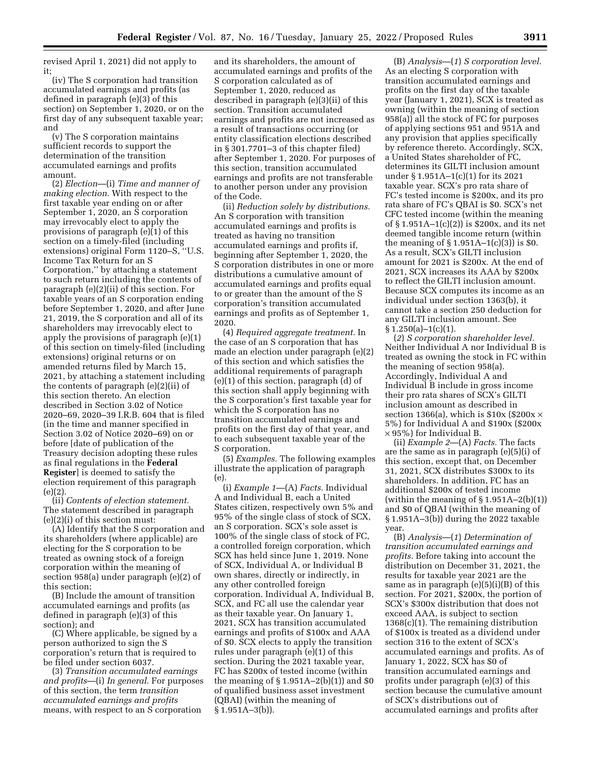revised April 1, 2021) did not apply to it;

(iv) The S corporation had transition accumulated earnings and profits (as defined in paragraph (e)(3) of this section) on September 1, 2020, or on the first day of any subsequent taxable year; and

(v) The S corporation maintains sufficient records to support the determination of the transition accumulated earnings and profits amount.

(2) *Election*—(i) *Time and manner of making election.* With respect to the first taxable year ending on or after September 1, 2020, an S corporation may irrevocably elect to apply the provisions of paragraph (e)(1) of this section on a timely-filed (including extensions) original Form 1120–S, ''U.S. Income Tax Return for an S Corporation,'' by attaching a statement to such return including the contents of paragraph (e)(2)(ii) of this section. For taxable years of an S corporation ending before September 1, 2020, and after June 21, 2019, the S corporation and all of its shareholders may irrevocably elect to apply the provisions of paragraph (e)(1) of this section on timely-filed (including extensions) original returns or on amended returns filed by March 15, 2021, by attaching a statement including the contents of paragraph (e)(2)(ii) of this section thereto. An election described in Section 3.02 of Notice 2020–69, 2020–39 I.R.B. 604 that is filed (in the time and manner specified in Section 3.02 of Notice 2020–69) on or before [date of publication of the Treasury decision adopting these rules as final regulations in the **Federal Register**] is deemed to satisfy the election requirement of this paragraph (e)(2).

(ii) *Contents of election statement.* The statement described in paragraph (e)(2)(i) of this section must:

(A) Identify that the S corporation and its shareholders (where applicable) are electing for the S corporation to be treated as owning stock of a foreign corporation within the meaning of section 958(a) under paragraph (e)(2) of this section;

(B) Include the amount of transition accumulated earnings and profits (as defined in paragraph (e)(3) of this section); and

(C) Where applicable, be signed by a person authorized to sign the S corporation's return that is required to be filed under section 6037.

(3) *Transition accumulated earnings and profits*—(i) *In general.* For purposes of this section, the term *transition accumulated earnings and profits* means, with respect to an S corporation and its shareholders, the amount of accumulated earnings and profits of the S corporation calculated as of September 1, 2020, reduced as described in paragraph (e)(3)(ii) of this section. Transition accumulated earnings and profits are not increased as a result of transactions occurring (or entity classification elections described in § 301.7701–3 of this chapter filed) after September 1, 2020. For purposes of this section, transition accumulated earnings and profits are not transferable to another person under any provision of the Code.

(ii) *Reduction solely by distributions.* An S corporation with transition accumulated earnings and profits is treated as having no transition accumulated earnings and profits if, beginning after September 1, 2020, the S corporation distributes in one or more distributions a cumulative amount of accumulated earnings and profits equal to or greater than the amount of the S corporation's transition accumulated earnings and profits as of September 1, 2020.

(4) *Required aggregate treatment.* In the case of an S corporation that has made an election under paragraph (e)(2) of this section and which satisfies the additional requirements of paragraph (e)(1) of this section, paragraph (d) of this section shall apply beginning with the S corporation's first taxable year for which the S corporation has no transition accumulated earnings and profits on the first day of that year, and to each subsequent taxable year of the S corporation.

(5) *Examples.* The following examples illustrate the application of paragraph (e).

(i) *Example 1*—(A) *Facts.* Individual A and Individual B, each a United States citizen, respectively own 5% and 95% of the single class of stock of SCX, an S corporation. SCX's sole asset is 100% of the single class of stock of FC, a controlled foreign corporation, which SCX has held since June 1, 2019. None of SCX, Individual A, or Individual B own shares, directly or indirectly, in any other controlled foreign corporation. Individual A, Individual B, SCX, and FC all use the calendar year as their taxable year. On January 1, 2021, SCX has transition accumulated earnings and profits of $100x and AAA of $0. SCX elects to apply the transition rules under paragraph (e)(1) of this section. During the 2021 taxable year, FC has $200x of tested income (within the meaning of § 1.951A–2(b)(1)) and $0 of qualified business asset investment (QBAI) (within the meaning of § 1.951A–3(b)).

(B) *Analysis*—(*1*) *S corporation level.* As an electing S corporation with transition accumulated earnings and profits on the first day of the taxable year (January 1, 2021), SCX is treated as owning (within the meaning of section 958(a)) all the stock of FC for purposes of applying sections 951 and 951A and any provision that applies specifically by reference thereto. Accordingly, SCX, a United States shareholder of FC, determines its GILTI inclusion amount under § 1.951A–1(c)(1) for its 2021 taxable year. SCX's pro rata share of FC's tested income is $200x, and its pro rata share of FC's QBAI is $0. SCX's net CFC tested income (within the meaning of § 1.951A–1(c)(2)) is $200x, and its net deemed tangible income return (within the meaning of § 1.951A–1(c)(3)) is $0. As a result, SCX's GILTI inclusion amount for 2021 is $200x. At the end of 2021, SCX increases its AAA by $200x to reflect the GILTI inclusion amount. Because SCX computes its income as an individual under section 1363(b), it cannot take a section 250 deduction for any GILTI inclusion amount. See § 1.250(a)–1(c)(1).

(*2*) *S corporation shareholder level.* Neither Individual A nor Individual B is treated as owning the stock in FC within the meaning of section 958(a). Accordingly, Individual A and Individual B include in gross income their pro rata shares of SCX's GILTI inclusion amount as described in section 1366(a), which is $10x ($200x × 5%) for Individual A and $190x ($200x × 95%) for Individual B.

(ii) *Example 2*—(A) *Facts.* The facts are the same as in paragraph (e)(5)(i) of this section, except that, on December 31, 2021, SCX distributes $300x to its shareholders. In addition, FC has an additional $200x of tested income (within the meaning of § 1.951A–2(b)(1)) and $0 of QBAI (within the meaning of § 1.951A–3(b)) during the 2022 taxable year.

(B) *Analysis*—(*1*) *Determination of transition accumulated earnings and profits.* Before taking into account the distribution on December 31, 2021, the results for taxable year 2021 are the same as in paragraph (e)(5)(i)(B) of this section. For 2021, $200x, the portion of SCX's $300x distribution that does not exceed AAA, is subject to section 1368(c)(1). The remaining distribution of $100x is treated as a dividend under section 316 to the extent of SCX's accumulated earnings and profits. As of January 1, 2022, SCX has $0 of transition accumulated earnings and profits under paragraph (e)(3) of this section because the cumulative amount of SCX's distributions out of accumulated earnings and profits after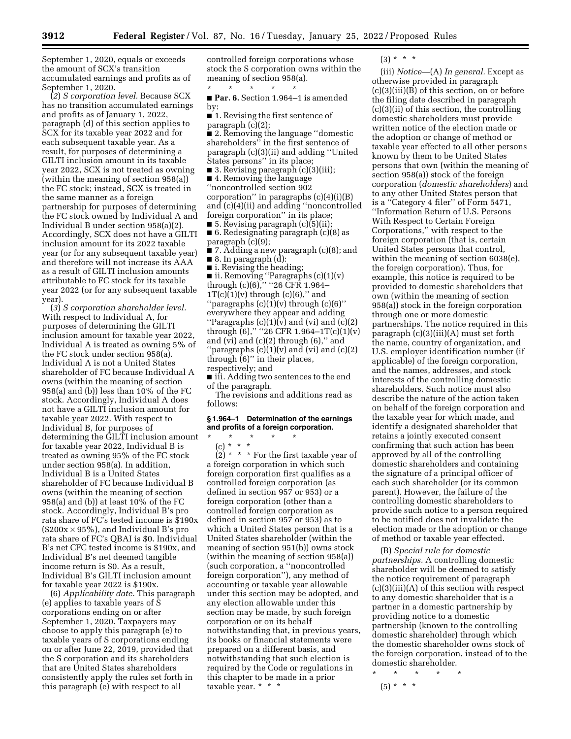September 1, 2020, equals or exceeds the amount of SCX's transition accumulated earnings and profits as of September 1, 2020.

(*2*) *S corporation level.* Because SCX has no transition accumulated earnings and profits as of January 1, 2022, paragraph (d) of this section applies to SCX for its taxable year 2022 and for each subsequent taxable year. As a result, for purposes of determining a GILTI inclusion amount in its taxable year 2022, SCX is not treated as owning (within the meaning of section 958(a)) the FC stock; instead, SCX is treated in the same manner as a foreign partnership for purposes of determining the FC stock owned by Individual A and Individual B under section 958(a)(2). Accordingly, SCX does not have a GILTI inclusion amount for its 2022 taxable year (or for any subsequent taxable year) and therefore will not increase its AAA as a result of GILTI inclusion amounts attributable to FC stock for its taxable year 2022 (or for any subsequent taxable year).

(*3*) *S corporation shareholder level.* With respect to Individual A, for purposes of determining the GILTI inclusion amount for taxable year 2022, Individual A is treated as owning 5% of the FC stock under section 958(a). Individual A is not a United States shareholder of FC because Individual A owns (within the meaning of section 958(a) and (b)) less than 10% of the FC stock. Accordingly, Individual A does not have a GILTI inclusion amount for taxable year 2022. With respect to Individual B, for purposes of determining the GILTI inclusion amount for taxable year 2022, Individual B is treated as owning 95% of the FC stock under section 958(a). In addition, Individual B is a United States shareholder of FC because Individual B owns (within the meaning of section 958(a) and (b)) at least 10% of the FC stock. Accordingly, Individual B's pro rata share of FC's tested income is $190x ($200x × 95%), and Individual B's pro rata share of FC's QBAI is $0. Individual B's net CFC tested income is $190x, and Individual B's net deemed tangible income return is $0. As a result, Individual B's GILTI inclusion amount for taxable year 2022 is $190x.

(6) *Applicability date.* This paragraph (e) applies to taxable years of S corporations ending on or after September 1, 2020. Taxpayers may choose to apply this paragraph (e) to taxable years of S corporations ending on or after June 22, 2019, provided that the S corporation and its shareholders that are United States shareholders consistently apply the rules set forth in this paragraph (e) with respect to all controlled foreign corporations whose stock the S corporation owns within the meaning of section 958(a).

\* \* \* \* \*

■ **Par. 6.** Section 1.964–1 is amended by:

■ 1. Revising the first sentence of paragraph (c)(2);

■ 2. Removing the language "domestic shareholders" in the first sentence of paragraph (c)(3)(ii) and adding "United States persons" in its place;

■ 3. Revising paragraph (c)(3)(iii);

■ 4. Removing the language "noncontrolled section 902 corporation" in paragraphs (c)(4)(i)(B) and (c)(4)(ii) and adding "noncontrolled foreign corporation" in its place;

■ 5. Revising paragraph (c)(5)(ii);

■ 6. Redesignating paragraph (c)(8) as paragraph (c)(9);

■ 7. Adding a new paragraph (c)(8); and

■ 8. In paragraph (d):

■ i. Revising the heading;

■ ii. Removing "Paragraphs (c)(1)(v) through (c)(6)," "26 CFR 1.964–1T(c)(1)(v) through (c)(6)," and "paragraphs (c)(1)(v) through (c)(6)" everywhere they appear and adding "Paragraphs (c)(1)(v) and (vi) and (c)(2) through (6)," "26 CFR 1.964–1T(c)(1)(v) and (vi) and (c)(2) through (6)," and "paragraphs (c)(1)(v) and (vi) and (c)(2) through (6)" in their places, respectively; and

■ iii. Adding two sentences to the end of the paragraph.

The revisions and additions read as follows:

### § 1.964–1 Determination of the earnings and profits of a foreign corporation.

\* \* \* \* \*

(c) \* \* \*

(2) \* \* \* For the first taxable year of a foreign corporation in which such foreign corporation first qualifies as a controlled foreign corporation (as defined in section 957 or 953) or a foreign corporation (other than a controlled foreign corporation as defined in section 957 or 953) as to which a United States person that is a United States shareholder (within the meaning of section 951(b)) owns stock (within the meaning of section 958(a)) (such corporation, a "noncontrolled foreign corporation"), any method of accounting or taxable year allowable under this section may be adopted, and any election allowable under this section may be made, by such foreign corporation or on its behalf notwithstanding that, in previous years, its books or financial statements were prepared on a different basis, and notwithstanding that such election is required by the Code or regulations in this chapter to be made in a prior taxable year. \* \* \*

(3) \* \* \*

(iii) *Notice*—(A) *In general.* Except as otherwise provided in paragraph (c)(3)(iii)(B) of this section, on or before the filing date described in paragraph (c)(3)(ii) of this section, the controlling domestic shareholders must provide written notice of the election made or the adoption or change of method or taxable year effected to all other persons known by them to be United States persons that own (within the meaning of section 958(a)) stock of the foreign corporation (*domestic shareholders*) and to any other United States person that is a "Category 4 filer" of Form 5471, "Information Return of U.S. Persons With Respect to Certain Foreign Corporations," with respect to the foreign corporation (that is, certain United States persons that control, within the meaning of section 6038(e), the foreign corporation). Thus, for example, this notice is required to be provided to domestic shareholders that own (within the meaning of section 958(a)) stock in the foreign corporation through one or more domestic partnerships. The notice required in this paragraph (c)(3)(iii)(A) must set forth the name, country of organization, and U.S. employer identification number (if applicable) of the foreign corporation, and the names, addresses, and stock interests of the controlling domestic shareholders. Such notice must also describe the nature of the action taken on behalf of the foreign corporation and the taxable year for which made, and identify a designated shareholder that retains a jointly executed consent confirming that such action has been approved by all of the controlling domestic shareholders and containing the signature of a principal officer of each such shareholder (or its common parent). However, the failure of the controlling domestic shareholders to provide such notice to a person required to be notified does not invalidate the election made or the adoption or change of method or taxable year effected.

(B) *Special rule for domestic partnerships.* A controlling domestic shareholder will be deemed to satisfy the notice requirement of paragraph (c)(3)(iii)(A) of this section with respect to any domestic shareholder that is a partner in a domestic partnership by providing notice to a domestic partnership (known to the controlling domestic shareholder) through which the domestic shareholder owns stock of the foreign corporation, instead of to the domestic shareholder.

\* \* \* \* \*

(5) \* \* \*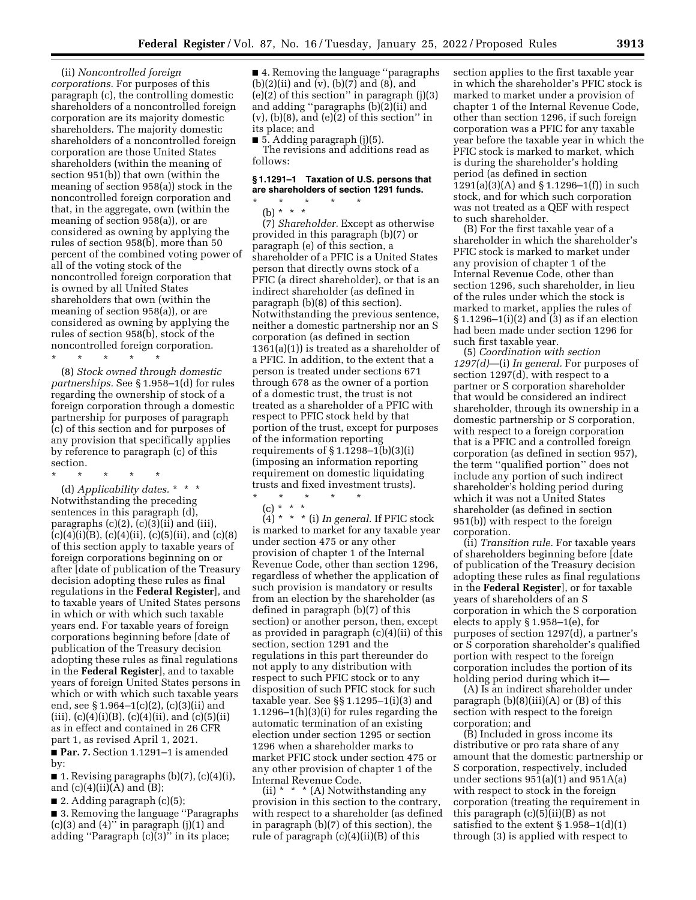(ii) *Noncontrolled foreign corporations.* For purposes of this paragraph (c), the controlling domestic shareholders of a noncontrolled foreign corporation are its majority domestic shareholders. The majority domestic shareholders of a noncontrolled foreign corporation are those United States shareholders (within the meaning of section 951(b)) that own (within the meaning of section 958(a)) stock in the noncontrolled foreign corporation and that, in the aggregate, own (within the meaning of section 958(a)), or are considered as owning by applying the rules of section 958(b), more than 50 percent of the combined voting power of all of the voting stock of the noncontrolled foreign corporation that is owned by all United States shareholders that own (within the meaning of section 958(a)), or are considered as owning by applying the rules of section 958(b), stock of the noncontrolled foreign corporation.

\* \* \* \* \*

(8) *Stock owned through domestic partnerships.* See § 1.958–1(d) for rules regarding the ownership of stock of a foreign corporation through a domestic partnership for purposes of paragraph (c) of this section and for purposes of any provision that specifically applies by reference to paragraph (c) of this section.

\* \* \* \* \*

(d) *Applicability dates.* \* \* \* Notwithstanding the preceding sentences in this paragraph (d), paragraphs (c)(2), (c)(3)(ii) and (iii), (c)(4)(i)(B), (c)(4)(ii), (c)(5)(ii), and (c)(8) of this section apply to taxable years of foreign corporations beginning on or after [date of publication of the Treasury decision adopting these rules as final regulations in the **Federal Register**], and to taxable years of United States persons in which or with which such taxable years end. For taxable years of foreign corporations beginning before [date of publication of the Treasury decision adopting these rules as final regulations in the **Federal Register**], and to taxable years of foreign United States persons in which or with which such taxable years end, see § 1.964–1(c)(2), (c)(3)(ii) and (iii), (c)(4)(i)(B), (c)(4)(ii), and (c)(5)(ii) as in effect and contained in 26 CFR part 1, as revised April 1, 2021.

■ **Par. 7.** Section 1.1291–1 is amended by:

■ 1. Revising paragraphs (b)(7), (c)(4)(i), and (c)(4)(ii)(A) and (B);

■ 2. Adding paragraph (c)(5);

■ 3. Removing the language "Paragraphs (c)(3) and (4)" in paragraph (j)(1) and adding "Paragraph (c)(3)" in its place;

■ 4. Removing the language "paragraphs (b)(2)(ii) and (v), (b)(7) and (8), and (e)(2) of this section" in paragraph (j)(3) and adding "paragraphs (b)(2)(ii) and (v), (b)(8), and (e)(2) of this section" in its place; and

■ 5. Adding paragraph (j)(5).

The revisions and additions read as follows:

**§ 1.1291–1 Taxation of U.S. persons that are shareholders of section 1291 funds.**

\* \* \* \* \*

(b) \* \* \*

(7) *Shareholder.* Except as otherwise provided in this paragraph (b)(7) or paragraph (e) of this section, a shareholder of a PFIC is a United States person that directly owns stock of a PFIC (a direct shareholder), or that is an indirect shareholder (as defined in paragraph (b)(8) of this section). Notwithstanding the previous sentence, neither a domestic partnership nor an S corporation (as defined in section 1361(a)(1)) is treated as a shareholder of a PFIC. In addition, to the extent that a person is treated under sections 671 through 678 as the owner of a portion of a domestic trust, the trust is not treated as a shareholder of a PFIC with respect to PFIC stock held by that portion of the trust, except for purposes of the information reporting requirements of § 1.1298–1(b)(3)(i) (imposing an information reporting requirement on domestic liquidating trusts and fixed investment trusts).

\* \* \* \* \*

(c) \* \* \*

(4) \* \* \* (i) *In general.* If PFIC stock is marked to market for any taxable year under section 475 or any other provision of chapter 1 of the Internal Revenue Code, other than section 1296, regardless of whether the application of such provision is mandatory or results from an election by the shareholder (as defined in paragraph (b)(7) of this section) or another person, then, except as provided in paragraph (c)(4)(ii) of this section, section 1291 and the regulations in this part thereunder do not apply to any distribution with respect to such PFIC stock or to any disposition of such PFIC stock for such taxable year. See §§ 1.1295–1(i)(3) and 1.1296–1(h)(3)(i) for rules regarding the automatic termination of an existing election under section 1295 or section 1296 when a shareholder marks to market PFIC stock under section 475 or any other provision of chapter 1 of the Internal Revenue Code.

(ii) \* \* \* (A) Notwithstanding any provision in this section to the contrary, with respect to a shareholder (as defined in paragraph (b)(7) of this section), the rule of paragraph (c)(4)(ii)(B) of this section applies to the first taxable year in which the shareholder's PFIC stock is marked to market under a provision of chapter 1 of the Internal Revenue Code, other than section 1296, if such foreign corporation was a PFIC for any taxable year before the taxable year in which the PFIC stock is marked to market, which is during the shareholder's holding period (as defined in section 1291(a)(3)(A) and § 1.1296–1(f)) in such stock, and for which such corporation was not treated as a QEF with respect to such shareholder.

(B) For the first taxable year of a shareholder in which the shareholder's PFIC stock is marked to market under any provision of chapter 1 of the Internal Revenue Code, other than section 1296, such shareholder, in lieu of the rules under which the stock is marked to market, applies the rules of § 1.1296–1(i)(2) and (3) as if an election had been made under section 1296 for such first taxable year.

(5) *Coordination with section 1297(d)*—(i) *In general.* For purposes of section 1297(d), with respect to a partner or S corporation shareholder that would be considered an indirect shareholder, through its ownership in a domestic partnership or S corporation, with respect to a foreign corporation that is a PFIC and a controlled foreign corporation (as defined in section 957), the term "qualified portion" does not include any portion of such indirect shareholder's holding period during which it was not a United States shareholder (as defined in section 951(b)) with respect to the foreign corporation.

(ii) *Transition rule.* For taxable years of shareholders beginning before [date of publication of the Treasury decision adopting these rules as final regulations in the **Federal Register**], or for taxable years of shareholders of an S corporation in which the S corporation elects to apply § 1.958–1(e), for purposes of section 1297(d), a partner's or S corporation shareholder's qualified portion with respect to the foreign corporation includes the portion of its holding period during which it—

(A) Is an indirect shareholder under paragraph (b)(8)(iii)(A) or (B) of this section with respect to the foreign corporation; and

(B) Included in gross income its distributive or pro rata share of any amount that the domestic partnership or S corporation, respectively, included under sections 951(a)(1) and 951A(a) with respect to stock in the foreign corporation (treating the requirement in this paragraph (c)(5)(ii)(B) as not satisfied to the extent § 1.958–1(d)(1) through (3) is applied with respect to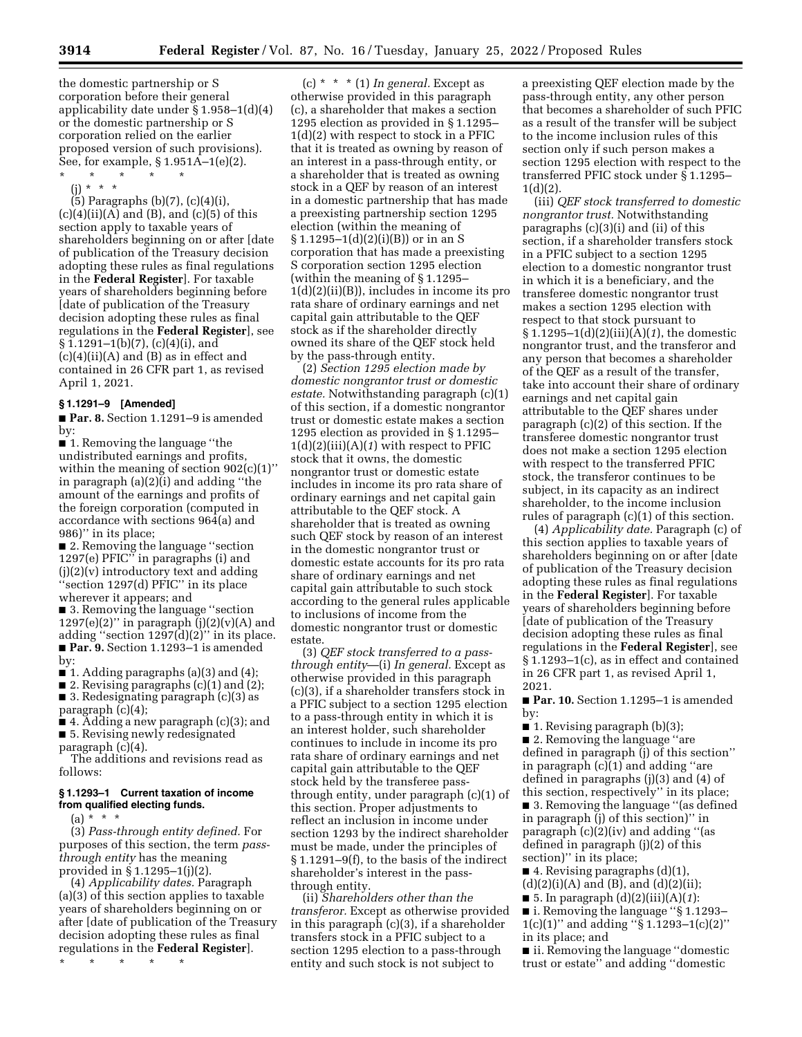the domestic partnership or S corporation before their general applicability date under § 1.958–1(d)(4) or the domestic partnership or S corporation relied on the earlier proposed version of such provisions). See, for example, § 1.951A–1(e)(2).

\* \* \* \* \*

(j) \* \* \*

(5) Paragraphs (b)(7), (c)(4)(i), (c)(4)(ii)(A) and (B), and (c)(5) of this section apply to taxable years of shareholders beginning on or after [date of publication of the Treasury decision adopting these rules as final regulations in the **Federal Register**]. For taxable years of shareholders beginning before [date of publication of the Treasury decision adopting these rules as final regulations in the **Federal Register**], see § 1.1291–1(b)(7), (c)(4)(i), and (c)(4)(ii)(A) and (B) as in effect and contained in 26 CFR part 1, as revised April 1, 2021.

## § 1.1291–9 [Amended]

■ **Par. 8.** Section 1.1291–9 is amended by:

■ 1. Removing the language ''the undistributed earnings and profits, within the meaning of section 902(c)(1)'' in paragraph (a)(2)(i) and adding ''the amount of the earnings and profits of the foreign corporation (computed in accordance with sections 964(a) and 986)'' in its place;

■ 2. Removing the language ''section 1297(e) PFIC'' in paragraphs (i) and (j)(2)(v) introductory text and adding ''section 1297(d) PFIC'' in its place wherever it appears; and

■ 3. Removing the language ''section 1297(e)(2)'' in paragraph (j)(2)(v)(A) and adding ''section 1297(d)(2)'' in its place.

■ **Par. 9.** Section 1.1293–1 is amended by:

■ 1. Adding paragraphs (a)(3) and (4);

■ 2. Revising paragraphs (c)(1) and (2);

■ 3. Redesignating paragraph (c)(3) as paragraph (c)(4);

■ 4. Adding a new paragraph (c)(3); and

■ 5. Revising newly redesignated paragraph (c)(4).

The additions and revisions read as follows:

## § 1.1293–1 Current taxation of income from qualified electing funds.

(a) \* \* \*

(3) *Pass-through entity defined.* For purposes of this section, the term *pass-through entity* has the meaning provided in § 1.1295–1(j)(2).

(4) *Applicability dates.* Paragraph (a)(3) of this section applies to taxable years of shareholders beginning on or after [date of publication of the Treasury decision adopting these rules as final regulations in the **Federal Register**].

\* \* \* \* \*

(c) \* \* \* (1) *In general.* Except as otherwise provided in this paragraph (c), a shareholder that makes a section 1295 election as provided in § 1.1295–1(d)(2) with respect to stock in a PFIC that it is treated as owning by reason of an interest in a pass-through entity, or a shareholder that is treated as owning stock in a QEF by reason of an interest in a domestic partnership that has made a preexisting partnership section 1295 election (within the meaning of § 1.1295–1(d)(2)(i)(B)) or in an S corporation that has made a preexisting S corporation section 1295 election (within the meaning of § 1.1295–1(d)(2)(ii)(B)), includes in income its pro rata share of ordinary earnings and net capital gain attributable to the QEF stock as if the shareholder directly owned its share of the QEF stock held by the pass-through entity.

(2) *Section 1295 election made by domestic nongrantor trust or domestic estate.* Notwithstanding paragraph (c)(1) of this section, if a domestic nongrantor trust or domestic estate makes a section 1295 election as provided in § 1.1295–1(d)(2)(iii)(A)(*1*) with respect to PFIC stock that it owns, the domestic nongrantor trust or domestic estate includes in income its pro rata share of ordinary earnings and net capital gain attributable to the QEF stock. A shareholder that is treated as owning such QEF stock by reason of an interest in the domestic nongrantor trust or domestic estate accounts for its pro rata share of ordinary earnings and net capital gain attributable to such stock according to the general rules applicable to inclusions of income from the domestic nongrantor trust or domestic estate.

(3) *QEF stock transferred to a pass-through entity*—(i) *In general.* Except as otherwise provided in this paragraph (c)(3), if a shareholder transfers stock in a PFIC subject to a section 1295 election to a pass-through entity in which it is an interest holder, such shareholder continues to include in income its pro rata share of ordinary earnings and net capital gain attributable to the QEF stock held by the transferee pass-through entity, under paragraph (c)(1) of this section. Proper adjustments to reflect an inclusion in income under section 1293 by the indirect shareholder must be made, under the principles of § 1.1291–9(f), to the basis of the indirect shareholder's interest in the pass-through entity.

(ii) *Shareholders other than the transferor.* Except as otherwise provided in this paragraph (c)(3), if a shareholder transfers stock in a PFIC subject to a section 1295 election to a pass-through entity and such stock is not subject to a preexisting QEF election made by the pass-through entity, any other person that becomes a shareholder of such PFIC as a result of the transfer will be subject to the income inclusion rules of this section only if such person makes a section 1295 election with respect to the transferred PFIC stock under § 1.1295–1(d)(2).

(iii) *QEF stock transferred to domestic nongrantor trust.* Notwithstanding paragraphs (c)(3)(i) and (ii) of this section, if a shareholder transfers stock in a PFIC subject to a section 1295 election to a domestic nongrantor trust in which it is a beneficiary, and the transferee domestic nongrantor trust makes a section 1295 election with respect to that stock pursuant to § 1.1295–1(d)(2)(iii)(A)(*1*), the domestic nongrantor trust, and the transferor and any person that becomes a shareholder of the QEF as a result of the transfer, take into account their share of ordinary earnings and net capital gain attributable to the QEF shares under paragraph (c)(2) of this section. If the transferee domestic nongrantor trust does not make a section 1295 election with respect to the transferred PFIC stock, the transferor continues to be subject, in its capacity as an indirect shareholder, to the income inclusion rules of paragraph (c)(1) of this section.

(4) *Applicability date.* Paragraph (c) of this section applies to taxable years of shareholders beginning on or after [date of publication of the Treasury decision adopting these rules as final regulations in the **Federal Register**]. For taxable years of shareholders beginning before [date of publication of the Treasury decision adopting these rules as final regulations in the **Federal Register**], see § 1.1293–1(c), as in effect and contained in 26 CFR part 1, as revised April 1, 2021.

■ **Par. 10.** Section 1.1295–1 is amended by:

■ 1. Revising paragraph (b)(3);

■ 2. Removing the language ''are defined in paragraph (j) of this section'' in paragraph (c)(1) and adding ''are defined in paragraphs (j)(3) and (4) of this section, respectively'' in its place;

■ 3. Removing the language ''(as defined in paragraph (j) of this section)'' in paragraph (c)(2)(iv) and adding ''(as defined in paragraph (j)(2) of this section)'' in its place;

■ 4. Revising paragraphs (d)(1), (d)(2)(i)(A) and (B), and (d)(2)(ii);

■ 5. In paragraph (d)(2)(iii)(A)(*1*):

■ i. Removing the language ''§ 1.1293–1(c)(1)'' and adding ''§ 1.1293–1(c)(2)'' in its place; and

■ ii. Removing the language ''domestic trust or estate'' and adding ''domestic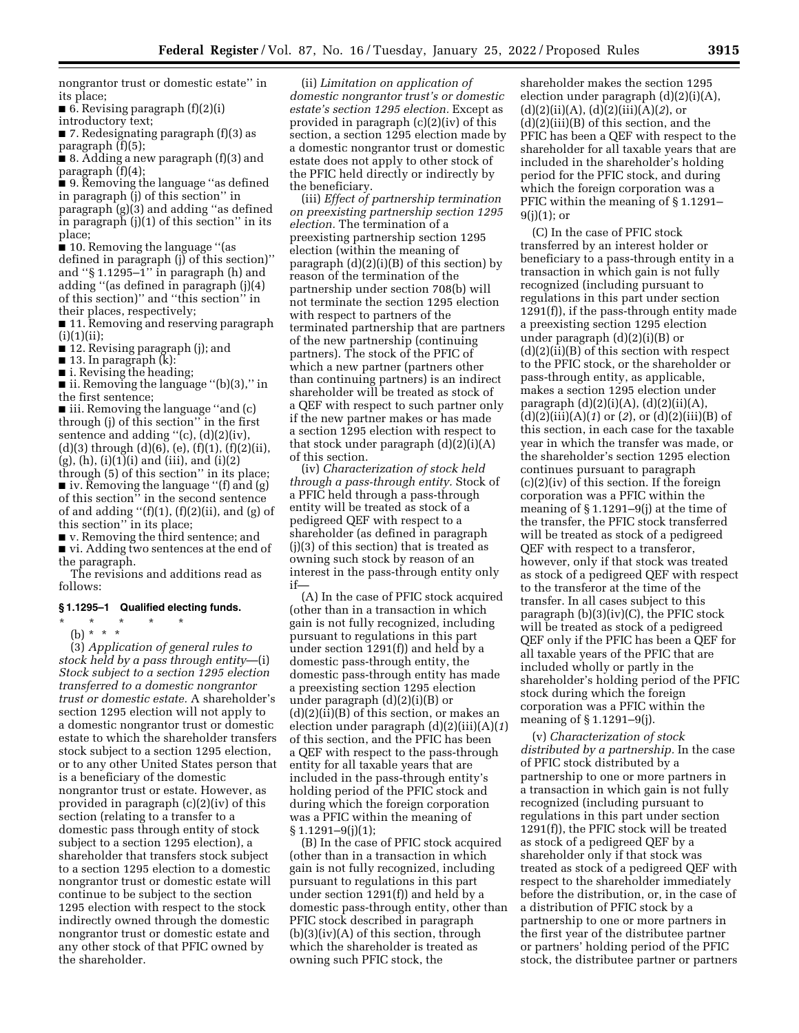nongrantor trust or domestic estate'' in its place;

■ 6. Revising paragraph (f)(2)(i) introductory text;

■ 7. Redesignating paragraph (f)(3) as paragraph (f)(5);

■ 8. Adding a new paragraph (f)(3) and paragraph (f)(4);

■ 9. Removing the language ''as defined in paragraph (j) of this section'' in paragraph (g)(3) and adding ''as defined in paragraph (j)(1) of this section'' in its place;

■ 10. Removing the language ''(as defined in paragraph (j) of this section)'' and ''§ 1.1295–1'' in paragraph (h) and adding ''(as defined in paragraph (j)(4) of this section)'' and ''this section'' in their places, respectively;

■ 11. Removing and reserving paragraph (i)(1)(ii);

■ 12. Revising paragraph (j); and

■ 13. In paragraph (k):

■ i. Revising the heading;

■ ii. Removing the language ''(b)(3),'' in the first sentence;

■ iii. Removing the language ''and (c) through (j) of this section'' in the first sentence and adding ''(c), (d)(2)(iv), (d)(3) through (d)(6), (e), (f)(1), (f)(2)(ii), (g), (h), (i)(1)(i) and (iii), and (i)(2) through (5) of this section'' in its place;

■ iv. Removing the language ''(f) and (g) of this section'' in the second sentence of and adding ''(f)(1), (f)(2)(ii), and (g) of this section'' in its place;

■ v. Removing the third sentence; and

■ vi. Adding two sentences at the end of the paragraph.

The revisions and additions read as follows:

**§ 1.1295–1 Qualified electing funds.**

\* \* \* \* \*

(b) \* \* \*

(3) *Application of general rules to stock held by a pass through entity*—(i) *Stock subject to a section 1295 election transferred to a domestic nongrantor trust or domestic estate.* A shareholder's section 1295 election will not apply to a domestic nongrantor trust or domestic estate to which the shareholder transfers stock subject to a section 1295 election, or to any other United States person that is a beneficiary of the domestic nongrantor trust or estate. However, as provided in paragraph (c)(2)(iv) of this section (relating to a transfer to a domestic pass through entity of stock subject to a section 1295 election), a shareholder that transfers stock subject to a section 1295 election to a domestic nongrantor trust or domestic estate will continue to be subject to the section 1295 election with respect to the stock indirectly owned through the domestic nongrantor trust or domestic estate and any other stock of that PFIC owned by the shareholder.

(ii) *Limitation on application of domestic nongrantor trust's or domestic estate's section 1295 election.* Except as provided in paragraph (c)(2)(iv) of this section, a section 1295 election made by a domestic nongrantor trust or domestic estate does not apply to other stock of the PFIC held directly or indirectly by the beneficiary.

(iii) *Effect of partnership termination on preexisting partnership section 1295 election.* The termination of a preexisting partnership section 1295 election (within the meaning of paragraph (d)(2)(i)(B) of this section) by reason of the termination of the partnership under section 708(b) will not terminate the section 1295 election with respect to partners of the terminated partnership that are partners of the new partnership (continuing partners). The stock of the PFIC of which a new partner (partners other than continuing partners) is an indirect shareholder will be treated as stock of a QEF with respect to such partner only if the new partner makes or has made a section 1295 election with respect to that stock under paragraph (d)(2)(i)(A) of this section.

(iv) *Characterization of stock held through a pass-through entity.* Stock of a PFIC held through a pass-through entity will be treated as stock of a pedigreed QEF with respect to a shareholder (as defined in paragraph (j)(3) of this section) that is treated as owning such stock by reason of an interest in the pass-through entity only if—

(A) In the case of PFIC stock acquired (other than in a transaction in which gain is not fully recognized, including pursuant to regulations in this part under section 1291(f)) and held by a domestic pass-through entity, the domestic pass-through entity has made a preexisting section 1295 election under paragraph (d)(2)(i)(B) or (d)(2)(ii)(B) of this section, or makes an election under paragraph (d)(2)(iii)(A)(*1*) of this section, and the PFIC has been a QEF with respect to the pass-through entity for all taxable years that are included in the pass-through entity's holding period of the PFIC stock and during which the foreign corporation was a PFIC within the meaning of § 1.1291–9(j)(1);

(B) In the case of PFIC stock acquired (other than in a transaction in which gain is not fully recognized, including pursuant to regulations in this part under section 1291(f)) and held by a domestic pass-through entity, other than PFIC stock described in paragraph (b)(3)(iv)(A) of this section, through which the shareholder is treated as owning such PFIC stock, the shareholder makes the section 1295 election under paragraph (d)(2)(i)(A), (d)(2)(ii)(A), (d)(2)(iii)(A)(*2*), or (d)(2)(iii)(B) of this section, and the PFIC has been a QEF with respect to the shareholder for all taxable years that are included in the shareholder's holding period for the PFIC stock, and during which the foreign corporation was a PFIC within the meaning of § 1.1291–9(j)(1); or

(C) In the case of PFIC stock transferred by an interest holder or beneficiary to a pass-through entity in a transaction in which gain is not fully recognized (including pursuant to regulations in this part under section 1291(f)), if the pass-through entity made a preexisting section 1295 election under paragraph (d)(2)(i)(B) or (d)(2)(ii)(B) of this section with respect to the PFIC stock, or the shareholder or pass-through entity, as applicable, makes a section 1295 election under paragraph (d)(2)(i)(A), (d)(2)(ii)(A), (d)(2)(iii)(A)(*1*) or (*2*), or (d)(2)(iii)(B) of this section, in each case for the taxable year in which the transfer was made, or the shareholder's section 1295 election continues pursuant to paragraph (c)(2)(iv) of this section. If the foreign corporation was a PFIC within the meaning of § 1.1291–9(j) at the time of the transfer, the PFIC stock transferred will be treated as stock of a pedigreed QEF with respect to a transferor, however, only if that stock was treated as stock of a pedigreed QEF with respect to the transferor at the time of the transfer. In all cases subject to this paragraph (b)(3)(iv)(C), the PFIC stock will be treated as stock of a pedigreed QEF only if the PFIC has been a QEF for all taxable years of the PFIC that are included wholly or partly in the shareholder's holding period of the PFIC stock during which the foreign corporation was a PFIC within the meaning of § 1.1291–9(j).

(v) *Characterization of stock distributed by a partnership.* In the case of PFIC stock distributed by a partnership to one or more partners in a transaction in which gain is not fully recognized (including pursuant to regulations in this part under section 1291(f)), the PFIC stock will be treated as stock of a pedigreed QEF by a shareholder only if that stock was treated as stock of a pedigreed QEF with respect to the shareholder immediately before the distribution, or, in the case of a distribution of PFIC stock by a partnership to one or more partners in the first year of the distributee partner or partners' holding period of the PFIC stock, the distributee partner or partners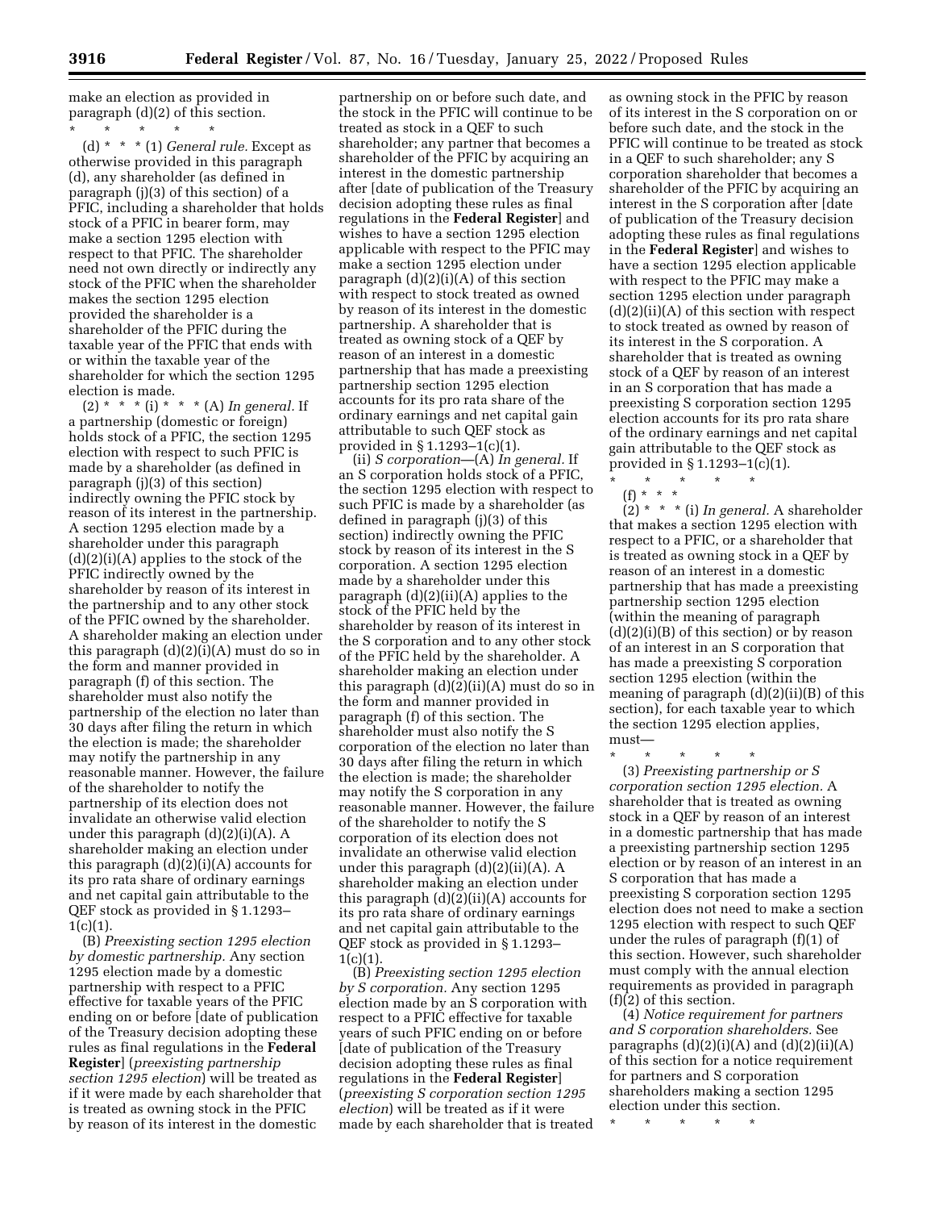make an election as provided in paragraph (d)(2) of this section.

\* \* \* \* \*

(d) \* \* \* (1) *General rule.* Except as otherwise provided in this paragraph (d), any shareholder (as defined in paragraph (j)(3) of this section) of a PFIC, including a shareholder that holds stock of a PFIC in bearer form, may make a section 1295 election with respect to that PFIC. The shareholder need not own directly or indirectly any stock of the PFIC when the shareholder makes the section 1295 election provided the shareholder is a shareholder of the PFIC during the taxable year of the PFIC that ends with or within the taxable year of the shareholder for which the section 1295 election is made.

(2) \* \* \* (i) \* \* \* (A) *In general.* If a partnership (domestic or foreign) holds stock of a PFIC, the section 1295 election with respect to such PFIC is made by a shareholder (as defined in paragraph (j)(3) of this section) indirectly owning the PFIC stock by reason of its interest in the partnership. A section 1295 election made by a shareholder under this paragraph (d)(2)(i)(A) applies to the stock of the PFIC indirectly owned by the shareholder by reason of its interest in the partnership and to any other stock of the PFIC owned by the shareholder. A shareholder making an election under this paragraph (d)(2)(i)(A) must do so in the form and manner provided in paragraph (f) of this section. The shareholder must also notify the partnership of the election no later than 30 days after filing the return in which the election is made; the shareholder may notify the partnership in any reasonable manner. However, the failure of the shareholder to notify the partnership of its election does not invalidate an otherwise valid election under this paragraph (d)(2)(i)(A). A shareholder making an election under this paragraph (d)(2)(i)(A) accounts for its pro rata share of ordinary earnings and net capital gain attributable to the QEF stock as provided in § 1.1293–1(c)(1).

(B) *Preexisting section 1295 election by domestic partnership.* Any section 1295 election made by a domestic partnership with respect to a PFIC effective for taxable years of the PFIC ending on or before [date of publication of the Treasury decision adopting these rules as final regulations in the **Federal Register**] (*preexisting partnership section 1295 election*) will be treated as if it were made by each shareholder that is treated as owning stock in the PFIC by reason of its interest in the domestic partnership on or before such date, and the stock in the PFIC will continue to be treated as stock in a QEF to such shareholder; any partner that becomes a shareholder of the PFIC by acquiring an interest in the domestic partnership after [date of publication of the Treasury decision adopting these rules as final regulations in the **Federal Register**] and wishes to have a section 1295 election applicable with respect to the PFIC may make a section 1295 election under paragraph (d)(2)(i)(A) of this section with respect to stock treated as owned by reason of its interest in the domestic partnership. A shareholder that is treated as owning stock of a QEF by reason of an interest in a domestic partnership that has made a preexisting partnership section 1295 election accounts for its pro rata share of the ordinary earnings and net capital gain attributable to such QEF stock as provided in § 1.1293–1(c)(1).

(ii) *S corporation*—(A) *In general.* If an S corporation holds stock of a PFIC, the section 1295 election with respect to such PFIC is made by a shareholder (as defined in paragraph (j)(3) of this section) indirectly owning the PFIC stock by reason of its interest in the S corporation. A section 1295 election made by a shareholder under this paragraph (d)(2)(ii)(A) applies to the stock of the PFIC held by the shareholder by reason of its interest in the S corporation and to any other stock of the PFIC held by the shareholder. A shareholder making an election under this paragraph (d)(2)(ii)(A) must do so in the form and manner provided in paragraph (f) of this section. The shareholder must also notify the S corporation of the election no later than 30 days after filing the return in which the election is made; the shareholder may notify the S corporation in any reasonable manner. However, the failure of the shareholder to notify the S corporation of its election does not invalidate an otherwise valid election under this paragraph (d)(2)(ii)(A). A shareholder making an election under this paragraph (d)(2)(ii)(A) accounts for its pro rata share of ordinary earnings and net capital gain attributable to the QEF stock as provided in § 1.1293–1(c)(1).

(B) *Preexisting section 1295 election by S corporation.* Any section 1295 election made by an S corporation with respect to a PFIC effective for taxable years of such PFIC ending on or before [date of publication of the Treasury decision adopting these rules as final regulations in the **Federal Register**] (*preexisting S corporation section 1295 election*) will be treated as if it were made by each shareholder that is treated as owning stock in the PFIC by reason of its interest in the S corporation on or before such date, and the stock in the PFIC will continue to be treated as stock in a QEF to such shareholder; any S corporation shareholder that becomes a shareholder of the PFIC by acquiring an interest in the S corporation after [date of publication of the Treasury decision adopting these rules as final regulations in the **Federal Register**] and wishes to have a section 1295 election applicable with respect to the PFIC may make a section 1295 election under paragraph (d)(2)(ii)(A) of this section with respect to stock treated as owned by reason of its interest in the S corporation. A shareholder that is treated as owning stock of a QEF by reason of an interest in an S corporation that has made a preexisting S corporation section 1295 election accounts for its pro rata share of the ordinary earnings and net capital gain attributable to the QEF stock as provided in § 1.1293–1(c)(1).

\* \* \* \* \*

(f) \* \* \*

(2) \* \* \* (i) *In general.* A shareholder that makes a section 1295 election with respect to a PFIC, or a shareholder that is treated as owning stock in a QEF by reason of an interest in a domestic partnership that has made a preexisting partnership section 1295 election (within the meaning of paragraph (d)(2)(i)(B) of this section) or by reason of an interest in an S corporation that has made a preexisting S corporation section 1295 election (within the meaning of paragraph (d)(2)(ii)(B) of this section), for each taxable year to which the section 1295 election applies, must—

\* \* \* \* \*

(3) *Preexisting partnership or S corporation section 1295 election.* A shareholder that is treated as owning stock in a QEF by reason of an interest in a domestic partnership that has made a preexisting partnership section 1295 election or by reason of an interest in an S corporation that has made a preexisting S corporation section 1295 election does not need to make a section 1295 election with respect to such QEF under the rules of paragraph (f)(1) of this section. However, such shareholder must comply with the annual election requirements as provided in paragraph (f)(2) of this section.

(4) *Notice requirement for partners and S corporation shareholders.* See paragraphs (d)(2)(i)(A) and (d)(2)(ii)(A) of this section for a notice requirement for partners and S corporation shareholders making a section 1295 election under this section.

\* \* \* \* \*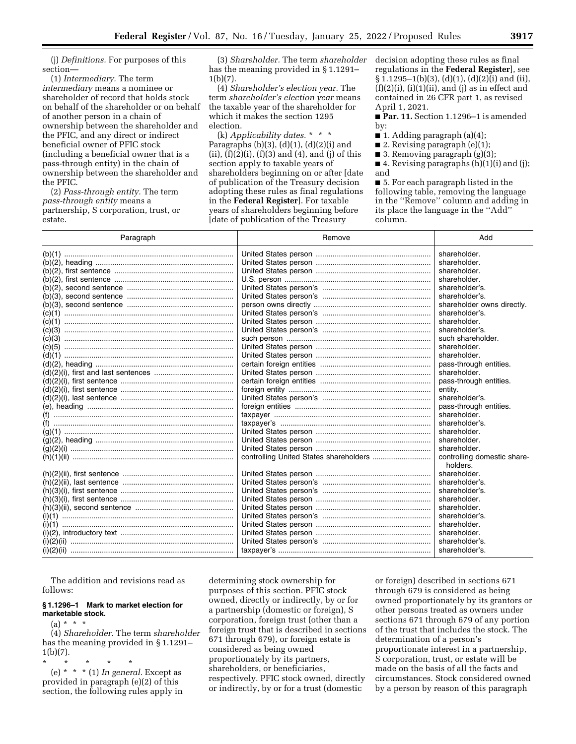(j) *Definitions.* For purposes of this section—

(1) *Intermediary.* The term *intermediary* means a nominee or shareholder of record that holds stock on behalf of the shareholder or on behalf of another person in a chain of ownership between the shareholder and the PFIC, and any direct or indirect beneficial owner of PFIC stock (including a beneficial owner that is a pass-through entity) in the chain of ownership between the shareholder and the PFIC.

(2) *Pass-through entity.* The term *pass-through entity* means a partnership, S corporation, trust, or estate.

(3) *Shareholder.* The term *shareholder* has the meaning provided in § 1.1291–1(b)(7).

(4) *Shareholder's election year.* The term *shareholder's election year* means the taxable year of the shareholder for which it makes the section 1295 election.

(k) *Applicability dates.* * * * Paragraphs (b)(3), (d)(1), (d)(2)(i) and (ii), (f)(2)(i), (f)(3) and (4), and (j) of this section apply to taxable years of shareholders beginning on or after [date of publication of the Treasury decision adopting these rules as final regulations in the **Federal Register**]. For taxable years of shareholders beginning before [date of publication of the Treasury decision adopting these rules as final regulations in the **Federal Register**], see § 1.1295–1(b)(3), (d)(1), (d)(2)(i) and (ii), (f)(2)(i), (i)(1)(ii), and (j) as in effect and contained in 26 CFR part 1, as revised April 1, 2021.

■ **Par. 11.** Section 1.1296–1 is amended by:

■ 1. Adding paragraph (a)(4);

■ 2. Revising paragraph (e)(1);

■ 3. Removing paragraph (g)(3);

■ 4. Revising paragraphs (h)(1)(i) and (j); and

■ 5. For each paragraph listed in the following table, removing the language in the "Remove" column and adding in its place the language in the "Add" column.

| Paragraph | Remove | Add |
|---|---|---|
| (b)(1) | United States person | shareholder. |
| (b)(2), heading | United States person | shareholder. |
| (b)(2), first sentence | United States person | shareholder. |
| (b)(2), first sentence | U.S. person | shareholder. |
| (b)(2), second sentence | United States person's | shareholder's. |
| (b)(3), second sentence | United States person's | shareholder's. |
| (b)(3), second sentence | person owns directly | shareholder owns directly. |
| (c)(1) | United States person's | shareholder's. |
| (c)(1) | United States person | shareholder. |
| (c)(3) | United States person's | shareholder's. |
| (c)(3) | such person | such shareholder. |
| (c)(5) | United States person | shareholder. |
| (d)(1) | United States person | shareholder. |
| (d)(2), heading | certain foreign entities | pass-through entities. |
| (d)(2)(i), first and last sentences | United States person | shareholder. |
| (d)(2)(i), first sentence | certain foreign entities | pass-through entities. |
| (d)(2)(i), first sentence | foreign entity | entity. |
| (d)(2)(i), last sentence | United States person's | shareholder's. |
| (e), heading | foreign entities | pass-through entities. |
| (f) | taxpayer | shareholder. |
| (f) | taxpayer's | shareholder's. |
| (g)(1) | United States person | shareholder. |
| (g)(2), heading | United States person | shareholder. |
| (g)(2)(i) | United States person | shareholder. |
| (h)(1)(ii) | controlling United States shareholders | controlling domestic shareholders. |
| (h)(2)(ii), first sentence | United States person | shareholder. |
| (h)(2)(ii), last sentence | United States person's | shareholder's. |
| (h)(3)(i), first sentence | United States person's | shareholder's. |
| (h)(3)(i), first sentence | United States person | shareholder. |
| (h)(3)(ii), second sentence | United States person | shareholder. |
| (i)(1) | United States person's | shareholder's. |
| (i)(1) | United States person | shareholder. |
| (i)(2), introductory text | United States person | shareholder. |
| (i)(2)(ii) | United States person's | shareholder's. |
| (i)(2)(ii) | taxpayer's | shareholder's. |

The addition and revisions read as follows:

**§ 1.1296–1 Mark to market election for marketable stock.**

(a) * * *

(4) *Shareholder.* The term *shareholder* has the meaning provided in § 1.1291–1(b)(7).

\* \* \* \* \*

(e) * * * (1) *In general.* Except as provided in paragraph (e)(2) of this section, the following rules apply in determining stock ownership for purposes of this section. PFIC stock owned, directly or indirectly, by or for a partnership (domestic or foreign), S corporation, foreign trust (other than a foreign trust that is described in sections 671 through 679), or foreign estate is considered as being owned proportionately by its partners, shareholders, or beneficiaries, respectively. PFIC stock owned, directly or indirectly, by or for a trust (domestic or foreign) described in sections 671 through 679 is considered as being owned proportionately by its grantors or other persons treated as owners under sections 671 through 679 of any portion of the trust that includes the stock. The determination of a person's proportionate interest in a partnership, S corporation, trust, or estate will be made on the basis of all the facts and circumstances. Stock considered owned by a person by reason of this paragraph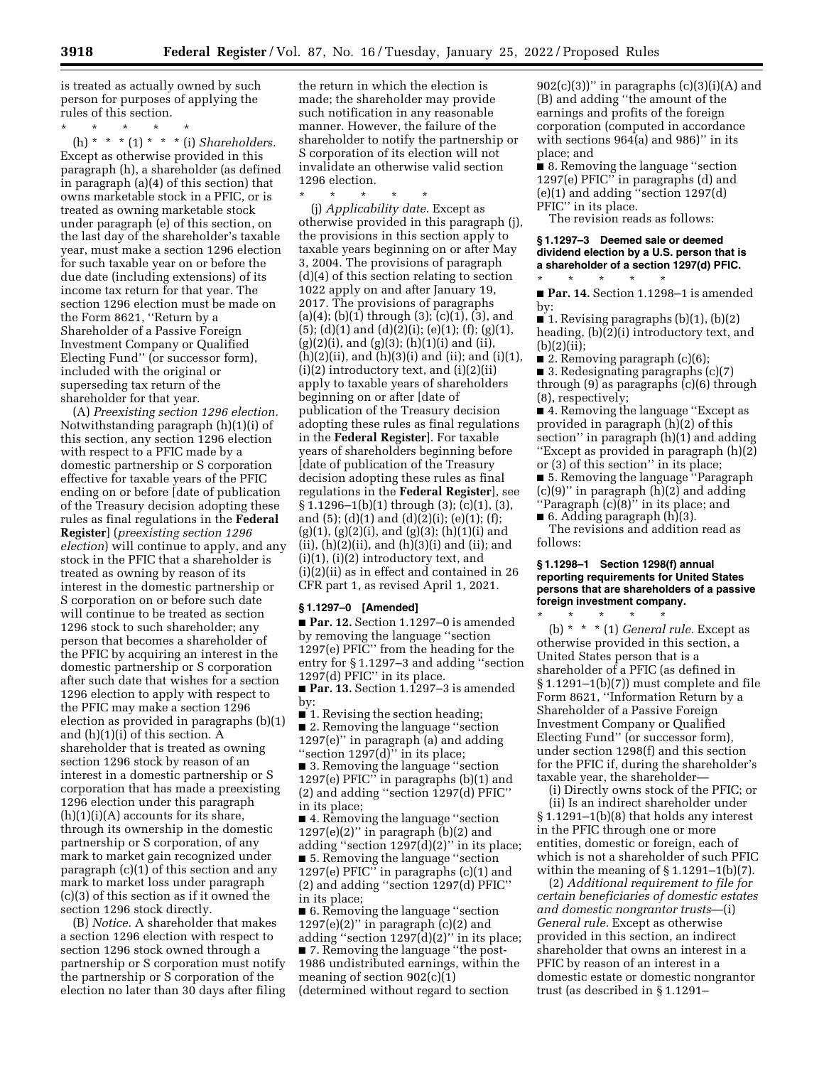is treated as actually owned by such person for purposes of applying the rules of this section.

\* \* \* \* \*

(h) \* \* \* (1) \* \* \* (i) *Shareholders.* Except as otherwise provided in this paragraph (h), a shareholder (as defined in paragraph (a)(4) of this section) that owns marketable stock in a PFIC, or is treated as owning marketable stock under paragraph (e) of this section, on the last day of the shareholder's taxable year, must make a section 1296 election for such taxable year on or before the due date (including extensions) of its income tax return for that year. The section 1296 election must be made on the Form 8621, "Return by a Shareholder of a Passive Foreign Investment Company or Qualified Electing Fund" (or successor form), included with the original or superseding tax return of the shareholder for that year.

(A) *Preexisting section 1296 election.* Notwithstanding paragraph (h)(1)(i) of this section, any section 1296 election with respect to a PFIC made by a domestic partnership or S corporation effective for taxable years of the PFIC ending on or before [date of publication of the Treasury decision adopting these rules as final regulations in the **Federal Register**] (*preexisting section 1296 election*) will continue to apply, and any stock in the PFIC that a shareholder is treated as owning by reason of its interest in the domestic partnership or S corporation on or before such date will continue to be treated as section 1296 stock to such shareholder; any person that becomes a shareholder of the PFIC by acquiring an interest in the domestic partnership or S corporation after such date that wishes for a section 1296 election to apply with respect to the PFIC may make a section 1296 election as provided in paragraphs (b)(1) and (h)(1)(i) of this section. A shareholder that is treated as owning section 1296 stock by reason of an interest in a domestic partnership or S corporation that has made a preexisting 1296 election under this paragraph (h)(1)(i)(A) accounts for its share, through its ownership in the domestic partnership or S corporation, of any mark to market gain recognized under paragraph (c)(1) of this section and any mark to market loss under paragraph (c)(3) of this section as if it owned the section 1296 stock directly.

(B) *Notice.* A shareholder that makes a section 1296 election with respect to section 1296 stock owned through a partnership or S corporation must notify the partnership or S corporation of the election no later than 30 days after filing the return in which the election is made; the shareholder may provide such notification in any reasonable manner. However, the failure of the shareholder to notify the partnership or S corporation of its election will not invalidate an otherwise valid section 1296 election.

\* \* \* \* \*

(j) *Applicability date.* Except as otherwise provided in this paragraph (j), the provisions in this section apply to taxable years beginning on or after May 3, 2004. The provisions of paragraph (d)(4) of this section relating to section 1022 apply on and after January 19, 2017. The provisions of paragraphs (a)(4); (b)(1) through (3); (c)(1), (3), and (5); (d)(1) and (d)(2)(i); (e)(1); (f); (g)(1), (g)(2)(i), and (g)(3); (h)(1)(i) and (ii), (h)(2)(ii), and (h)(3)(i) and (ii); and (i)(1), (i)(2) introductory text, and (i)(2)(ii) apply to taxable years of shareholders beginning on or after [date of publication of the Treasury decision adopting these rules as final regulations in the **Federal Register**]. For taxable years of shareholders beginning before [date of publication of the Treasury decision adopting these rules as final regulations in the **Federal Register**], see § 1.1296–1(b)(1) through (3); (c)(1), (3), and (5); (d)(1) and (d)(2)(i); (e)(1); (f); (g)(1), (g)(2)(i), and (g)(3); (h)(1)(i) and (ii), (h)(2)(ii), and (h)(3)(i) and (ii); and (i)(1), (i)(2) introductory text, and (i)(2)(ii) as in effect and contained in 26 CFR part 1, as revised April 1, 2021.

### § 1.1297–0 [Amended]

■ **Par. 12.** Section 1.1297–0 is amended by removing the language "section 1297(e) PFIC" from the heading for the entry for § 1.1297–3 and adding "section 1297(d) PFIC" in its place.

■ **Par. 13.** Section 1.1297–3 is amended by:

■ 1. Revising the section heading;

■ 2. Removing the language "section 1297(e)" in paragraph (a) and adding "section 1297(d)" in its place;

■ 3. Removing the language "section 1297(e) PFIC" in paragraphs (b)(1) and (2) and adding "section 1297(d) PFIC" in its place;

■ 4. Removing the language "section 1297(e)(2)" in paragraph (b)(2) and adding "section 1297(d)(2)" in its place;

■ 5. Removing the language "section 1297(e) PFIC" in paragraphs (c)(1) and (2) and adding "section 1297(d) PFIC" in its place;

■ 6. Removing the language "section 1297(e)(2)" in paragraph (c)(2) and adding "section 1297(d)(2)" in its place;

■ 7. Removing the language "the post-1986 undistributed earnings, within the meaning of section 902(c)(1) (determined without regard to section 902(c)(3))" in paragraphs (c)(3)(i)(A) and (B) and adding "the amount of the earnings and profits of the foreign corporation (computed in accordance with sections 964(a) and 986)" in its place; and

■ 8. Removing the language "section 1297(e) PFIC" in paragraphs (d) and (e)(1) and adding "section 1297(d) PFIC" in its place.

The revision reads as follows:

### § 1.1297–3 Deemed sale or deemed dividend election by a U.S. person that is a shareholder of a section 1297(d) PFIC.

\* \* \* \* \*

■ **Par. 14.** Section 1.1298–1 is amended by:

■ 1. Revising paragraphs (b)(1), (b)(2) heading, (b)(2)(i) introductory text, and (b)(2)(ii);

■ 2. Removing paragraph (c)(6);

■ 3. Redesignating paragraphs (c)(7) through (9) as paragraphs (c)(6) through (8), respectively;

■ 4. Removing the language "Except as provided in paragraph (h)(2) of this section" in paragraph (h)(1) and adding "Except as provided in paragraph (h)(2) or (3) of this section" in its place;

■ 5. Removing the language "Paragraph (c)(9)" in paragraph (h)(2) and adding "Paragraph (c)(8)" in its place; and

■ 6. Adding paragraph (h)(3).

The revisions and addition read as follows:

### § 1.1298–1 Section 1298(f) annual reporting requirements for United States persons that are shareholders of a passive foreign investment company.

\* \* \* \* \*

(b) \* \* \* (1) *General rule.* Except as otherwise provided in this section, a United States person that is a shareholder of a PFIC (as defined in § 1.1291–1(b)(7)) must complete and file Form 8621, "Information Return by a Shareholder of a Passive Foreign Investment Company or Qualified Electing Fund" (or successor form), under section 1298(f) and this section for the PFIC if, during the shareholder's taxable year, the shareholder—

(i) Directly owns stock of the PFIC; or

(ii) Is an indirect shareholder under § 1.1291–1(b)(8) that holds any interest in the PFIC through one or more entities, domestic or foreign, each of which is not a shareholder of such PFIC within the meaning of § 1.1291–1(b)(7).

(2) *Additional requirement to file for certain beneficiaries of domestic estates and domestic nongrantor trusts*—(i) *General rule.* Except as otherwise provided in this section, an indirect shareholder that owns an interest in a PFIC by reason of an interest in a domestic estate or domestic nongrantor trust (as described in § 1.1291–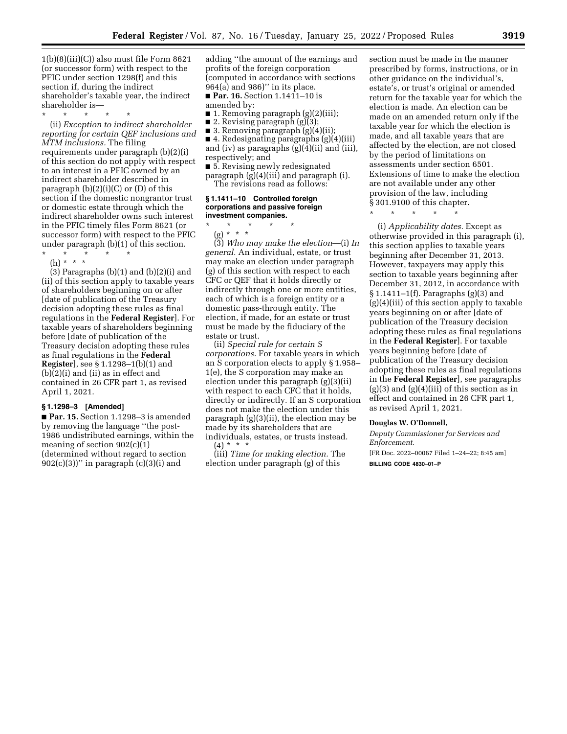1(b)(8)(iii)(C)) also must file Form 8621 (or successor form) with respect to the PFIC under section 1298(f) and this section if, during the indirect shareholder's taxable year, the indirect shareholder is—

\* \* \* \* \*

(ii) *Exception to indirect shareholder reporting for certain QEF inclusions and MTM inclusions.* The filing requirements under paragraph (b)(2)(i) of this section do not apply with respect to an interest in a PFIC owned by an indirect shareholder described in paragraph (b)(2)(i)(C) or (D) of this section if the domestic nongrantor trust or domestic estate through which the indirect shareholder owns such interest in the PFIC timely files Form 8621 (or successor form) with respect to the PFIC under paragraph (b)(1) of this section.

\* \* \* \* \*

(h) \* \* \*

(3) Paragraphs (b)(1) and (b)(2)(i) and (ii) of this section apply to taxable years of shareholders beginning on or after [date of publication of the Treasury decision adopting these rules as final regulations in the **Federal Register**]. For taxable years of shareholders beginning before [date of publication of the Treasury decision adopting these rules as final regulations in the **Federal Register**], see § 1.1298–1(b)(1) and (b)(2)(i) and (ii) as in effect and contained in 26 CFR part 1, as revised April 1, 2021.

**§ 1.1298–3 [Amended]**

■ **Par. 15.** Section 1.1298–3 is amended by removing the language "the post-1986 undistributed earnings, within the meaning of section 902(c)(1) (determined without regard to section 902(c)(3))" in paragraph (c)(3)(i) and adding "the amount of the earnings and profits of the foreign corporation (computed in accordance with sections 964(a) and 986)" in its place.

■ **Par. 16.** Section 1.1411–10 is amended by:

■ 1. Removing paragraph (g)(2)(iii);

■ 2. Revising paragraph (g)(3);

■ 3. Removing paragraph (g)(4)(ii);

■ 4. Redesignating paragraphs (g)(4)(iii) and (iv) as paragraphs (g)(4)(ii) and (iii), respectively; and

■ 5. Revising newly redesignated paragraph (g)(4)(iii) and paragraph (i).

The revisions read as follows:

**§ 1.1411–10 Controlled foreign corporations and passive foreign investment companies.**

\* \* \* \* \*

(g) \* \* \*

(3) *Who may make the election*—(i) *In general.* An individual, estate, or trust may make an election under paragraph (g) of this section with respect to each CFC or QEF that it holds directly or indirectly through one or more entities, each of which is a foreign entity or a domestic pass-through entity. The election, if made, for an estate or trust must be made by the fiduciary of the estate or trust.

(ii) *Special rule for certain S corporations.* For taxable years in which an S corporation elects to apply § 1.958–1(e), the S corporation may make an election under this paragraph (g)(3)(ii) with respect to each CFC that it holds, directly or indirectly. If an S corporation does not make the election under this paragraph (g)(3)(ii), the election may be made by its shareholders that are individuals, estates, or trusts instead.

(4) \* \* \*

(iii) *Time for making election.* The election under paragraph (g) of this section must be made in the manner prescribed by forms, instructions, or in other guidance on the individual's, estate's, or trust's original or amended return for the taxable year for which the election is made. An election can be made on an amended return only if the taxable year for which the election is made, and all taxable years that are affected by the election, are not closed by the period of limitations on assessments under section 6501. Extensions of time to make the election are not available under any other provision of the law, including § 301.9100 of this chapter.

\* \* \* \* \*

(i) *Applicability dates.* Except as otherwise provided in this paragraph (i), this section applies to taxable years beginning after December 31, 2013. However, taxpayers may apply this section to taxable years beginning after December 31, 2012, in accordance with § 1.1411–1(f). Paragraphs (g)(3) and (g)(4)(iii) of this section apply to taxable years beginning on or after [date of publication of the Treasury decision adopting these rules as final regulations in the **Federal Register**]. For taxable years beginning before [date of publication of the Treasury decision adopting these rules as final regulations in the **Federal Register**], see paragraphs (g)(3) and (g)(4)(iii) of this section as in effect and contained in 26 CFR part 1, as revised April 1, 2021.

**Douglas W. O'Donnell,**

*Deputy Commissioner for Services and Enforcement.*

[FR Doc. 2022–00067 Filed 1–24–22; 8:45 am]

**BILLING CODE 4830–01–P**